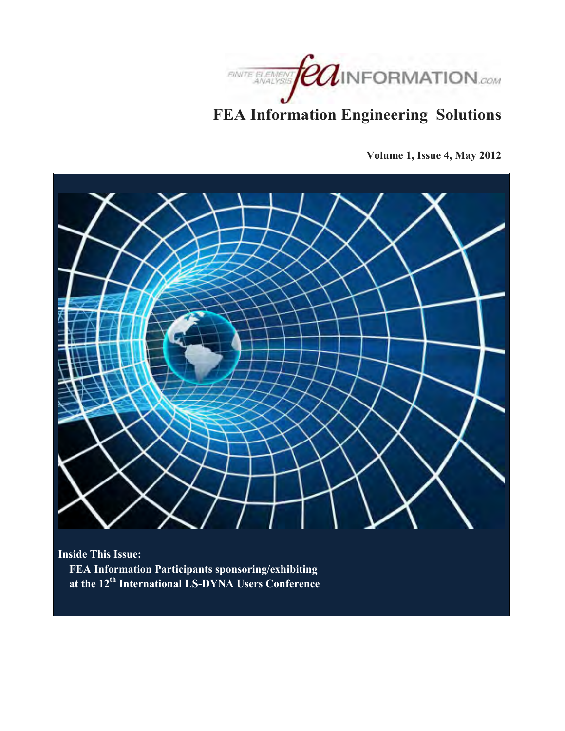# FEA Information Engineering Solutions

**Volume 1, Issue 4, May 2012**

**Inside This Issue:**

**FEA Information Participants sponsoring/exhibiting at the 12th International LS-DYNA Users Conference**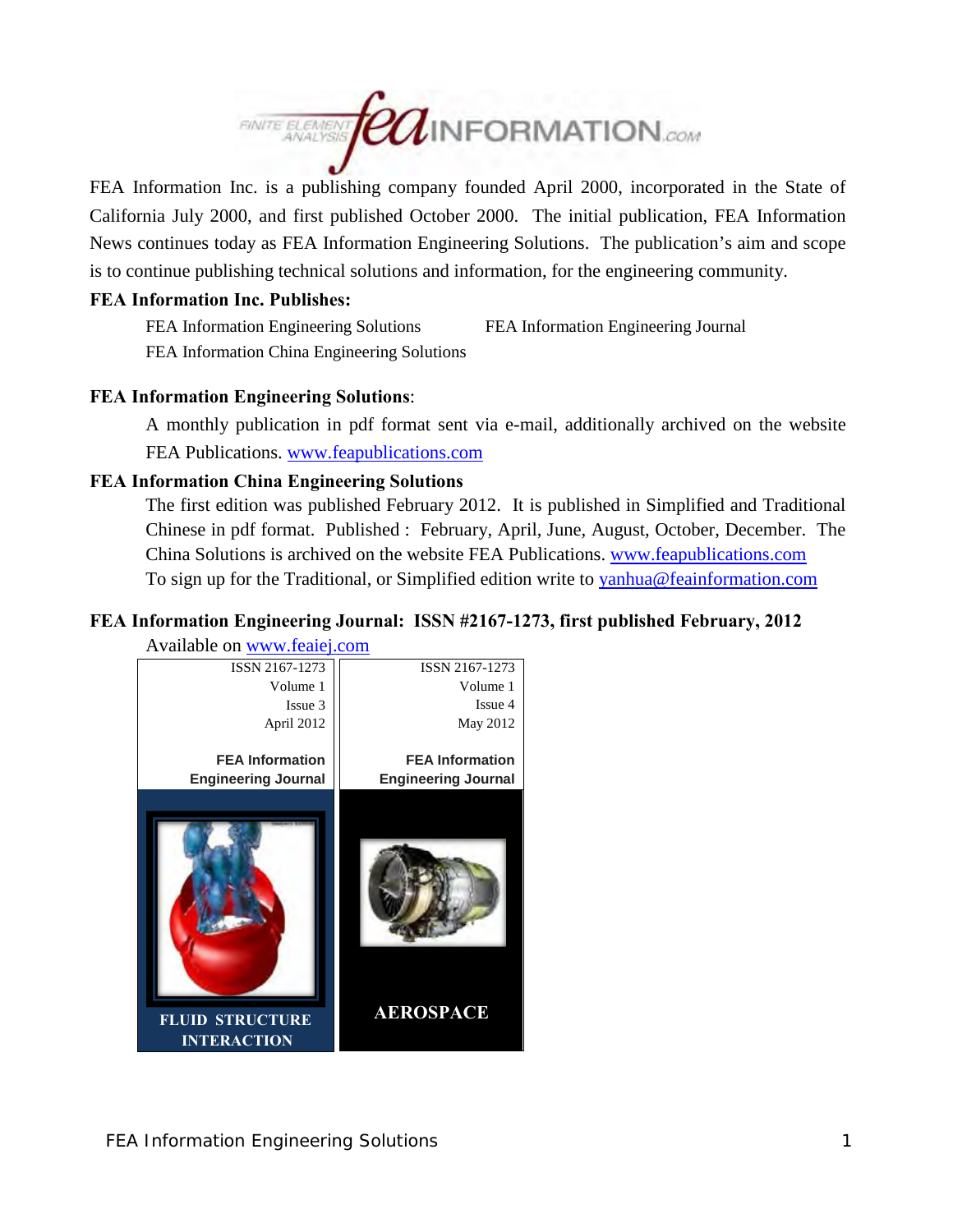FEA Information Inc. is a publishing company founded April 2000, incorporated in the State of California July 2000, and first published October 2000. The initial publication, FEA Information News continues today as FEA Information Engineering Solutions. The publication's aim and scope is to continue publishing technical solutions and information, for the engineering community.

**FEA Information Inc. Publishes:**

- FEA Information Engineering Solutions
- FEA Information Engineering Journal
- FEA Information China Engineering Solutions

**FEA Information Engineering Solutions**:

A monthly publication in pdf format sent via e-mail, additionally archived on the website FEA Publications. www.feapublications.com

**FEA Information China Engineering Solutions**

The first edition was published February 2012. It is published in Simplified and Traditional Chinese in pdf format. Published : February, April, June, August, October, December. The China Solutions is archived on the website FEA Publications. www.feapublications.com
To sign up for the Traditional, or Simplified edition write to yanhua@feainformation.com

**FEA Information Engineering Journal: ISSN #2167-1273, first published February, 2012**

Available on www.feaiej.com

| ISSN 2167-1273<br>Volume 1<br>Issue 3<br>April 2012<br>**FEA Information Engineering Journal**<br>**FLUID STRUCTURE INTERACTION** | ISSN 2167-1273<br>Volume 1<br>Issue 4<br>May 2012<br>**FEA Information Engineering Journal**<br>**AEROSPACE** |
|---|---|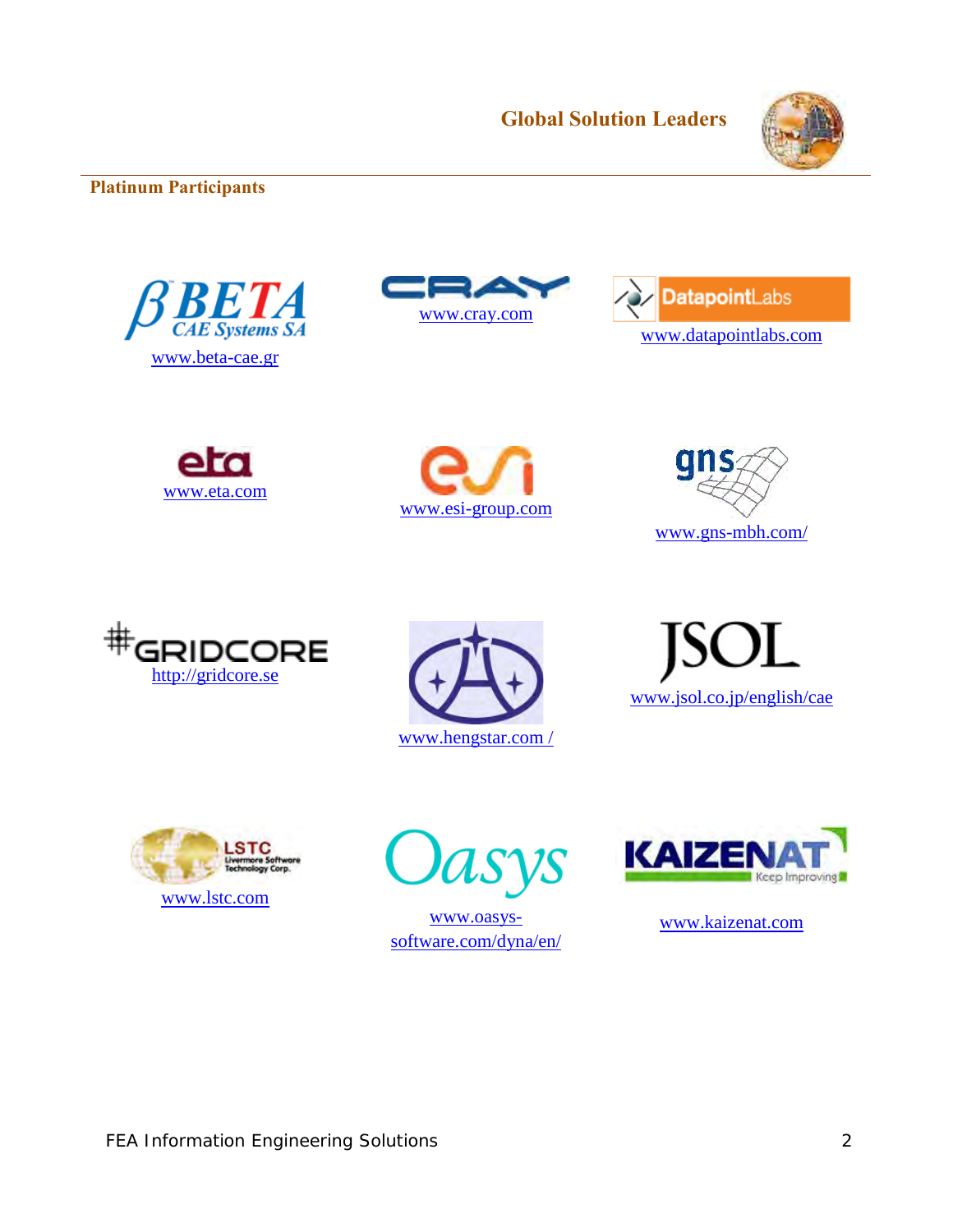## Global Solution Leaders

### Platinum Participants

BETA CAE Systems SA
www.beta-cae.gr

CRAY
www.cray.com

DatapointLabs
www.datapointlabs.com

eta
www.eta.com

esi
www.esi-group.com

gns
www.gns-mbh.com/

GRIDCORE
http://gridcore.se

www.hengstar.com /

JSOL
www.jsol.co.jp/english/cae

LSTC Livermore Software Technology Corp.
www.lstc.com

Oasys
www.oasys-software.com/dyna/en/

KAIZENAT Keep Improving
www.kaizenat.com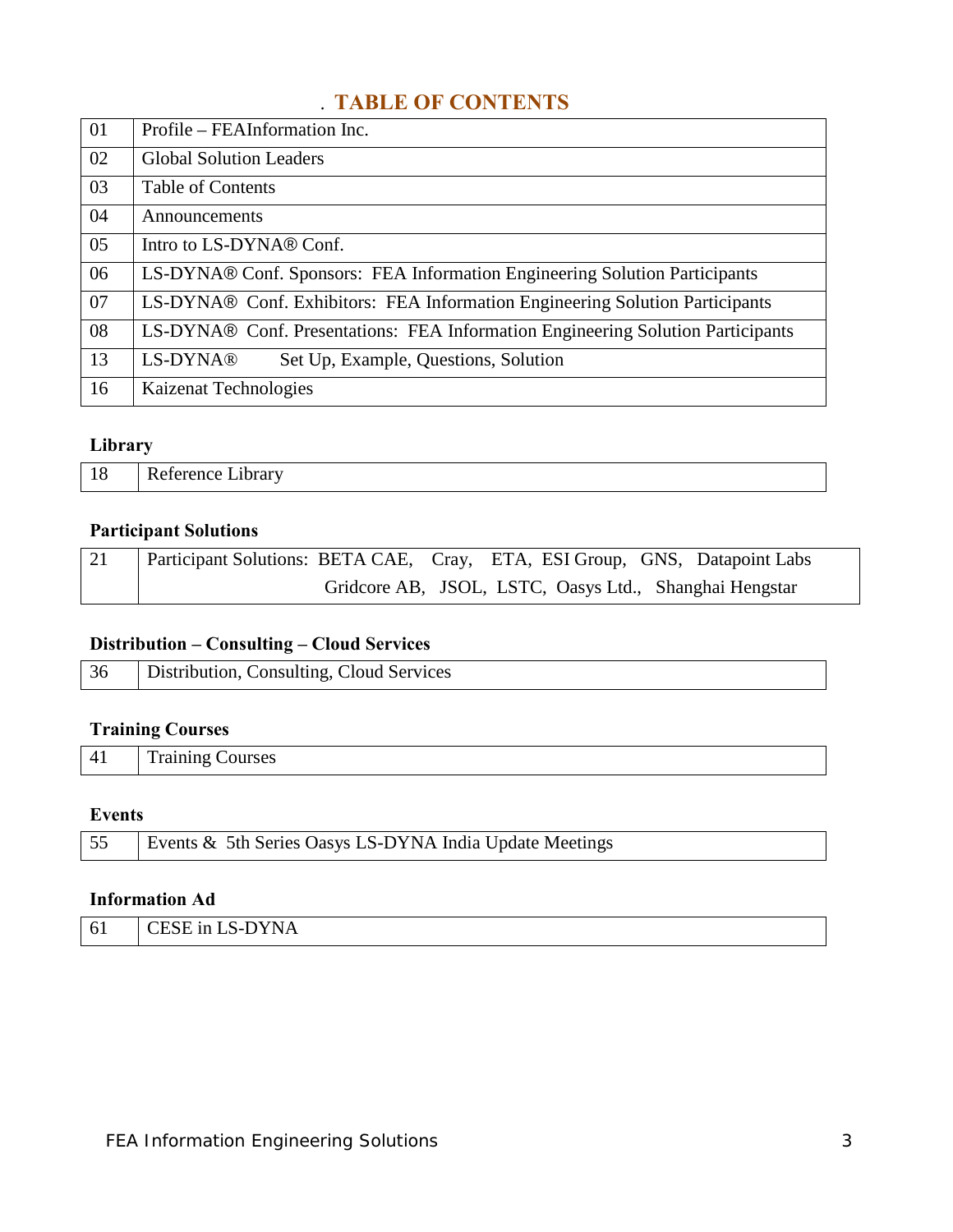# . TABLE OF CONTENTS

| | |
|---|---|
| 01 | Profile – FEAInformation Inc. |
| 02 | Global Solution Leaders |
| 03 | Table of Contents |
| 04 | Announcements |
| 05 | Intro to LS-DYNA® Conf. |
| 06 | LS-DYNA® Conf. Sponsors: FEA Information Engineering Solution Participants |
| 07 | LS-DYNA® Conf. Exhibitors: FEA Information Engineering Solution Participants |
| 08 | LS-DYNA® Conf. Presentations: FEA Information Engineering Solution Participants |
| 13 | LS-DYNA® Set Up, Example, Questions, Solution |
| 16 | Kaizenat Technologies |

**Library**

| | |
|---|---|
| 18 | Reference Library |

**Participant Solutions**

| | |
|---|---|
| 21 | Participant Solutions: BETA CAE, Cray, ETA, ESI Group, GNS, Datapoint Labs Gridcore AB, JSOL, LSTC, Oasys Ltd., Shanghai Hengstar |

**Distribution – Consulting – Cloud Services**

| | |
|---|---|
| 36 | Distribution, Consulting, Cloud Services |

**Training Courses**

| | |
|---|---|
| 41 | Training Courses |

**Events**

| | |
|---|---|
| 55 | Events & 5th Series Oasys LS-DYNA India Update Meetings |

**Information Ad**

| | |
|---|---|
| 61 | CESE in LS-DYNA |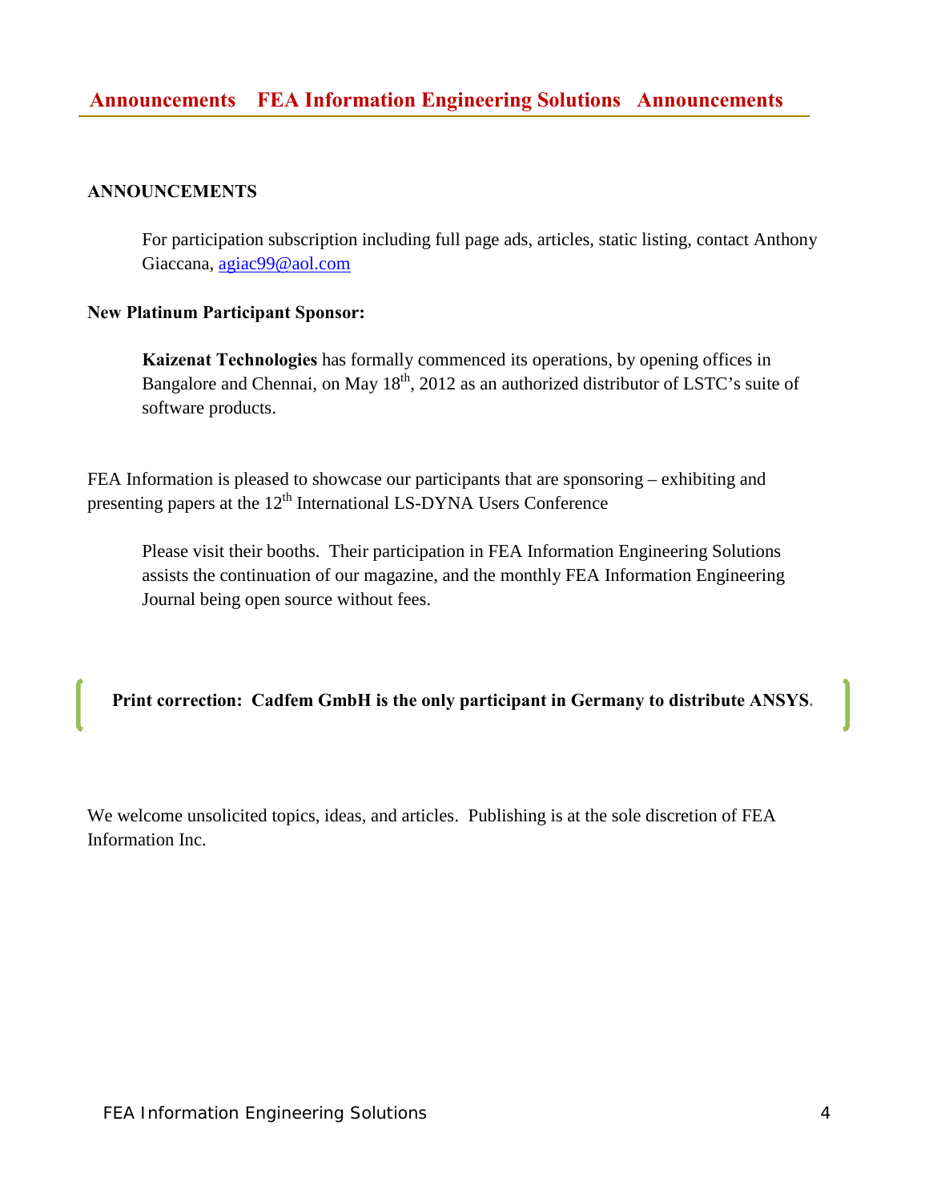## ANNOUNCEMENTS

For participation subscription including full page ads, articles, static listing, contact Anthony Giaccana, agiac99@aol.com

**New Platinum Participant Sponsor:**

**Kaizenat Technologies** has formally commenced its operations, by opening offices in Bangalore and Chennai, on May 18th, 2012 as an authorized distributor of LSTC's suite of software products.

FEA Information is pleased to showcase our participants that are sponsoring – exhibiting and presenting papers at the 12th International LS-DYNA Users Conference

Please visit their booths. Their participation in FEA Information Engineering Solutions assists the continuation of our magazine, and the monthly FEA Information Engineering Journal being open source without fees.

**Print correction: Cadfem GmbH is the only participant in Germany to distribute ANSYS.**

We welcome unsolicited topics, ideas, and articles. Publishing is at the sole discretion of FEA Information Inc.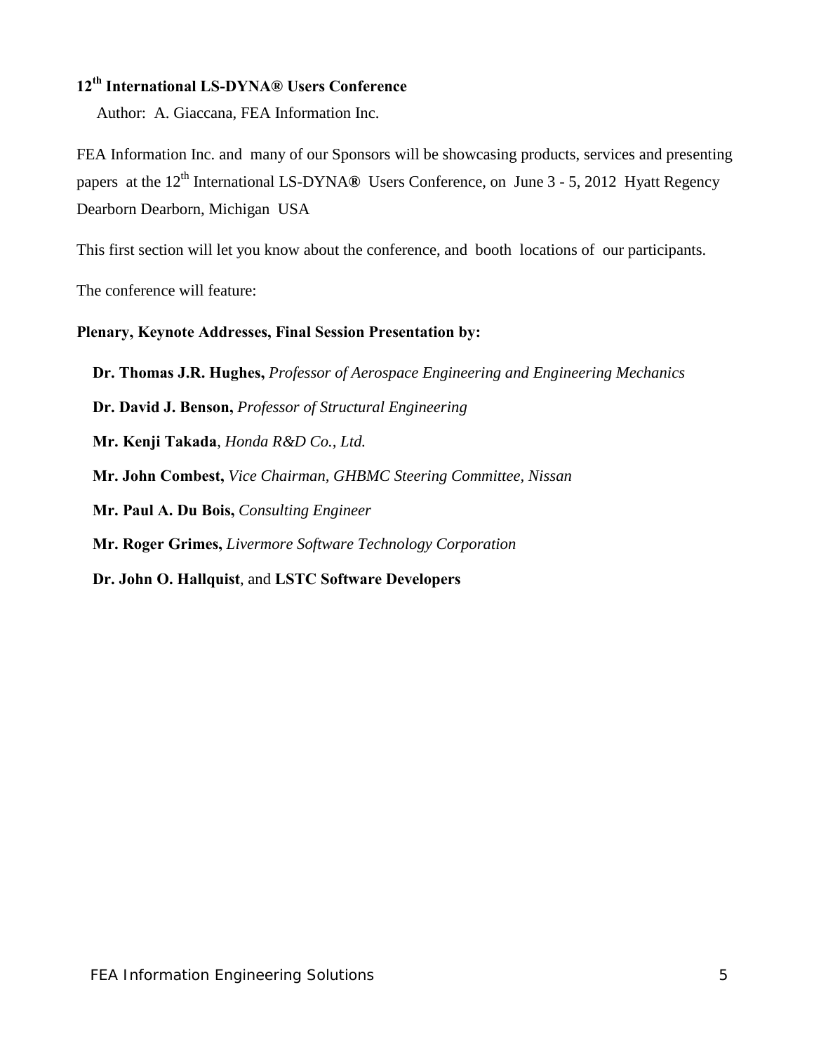## 12th International LS-DYNA® Users Conference

Author: A. Giaccana, FEA Information Inc.

FEA Information Inc. and many of our Sponsors will be showcasing products, services and presenting papers at the 12th International LS-DYNA® Users Conference, on June 3 - 5, 2012 Hyatt Regency Dearborn Dearborn, Michigan USA

This first section will let you know about the conference, and booth locations of our participants.

The conference will feature:

**Plenary, Keynote Addresses, Final Session Presentation by:**

**Dr. Thomas J.R. Hughes,** *Professor of Aerospace Engineering and Engineering Mechanics*

**Dr. David J. Benson,** *Professor of Structural Engineering*

**Mr. Kenji Takada**, *Honda R&D Co., Ltd.*

**Mr. John Combest,** *Vice Chairman, GHBMC Steering Committee, Nissan*

**Mr. Paul A. Du Bois,** *Consulting Engineer*

**Mr. Roger Grimes,** *Livermore Software Technology Corporation*

**Dr. John O. Hallquist**, and **LSTC Software Developers**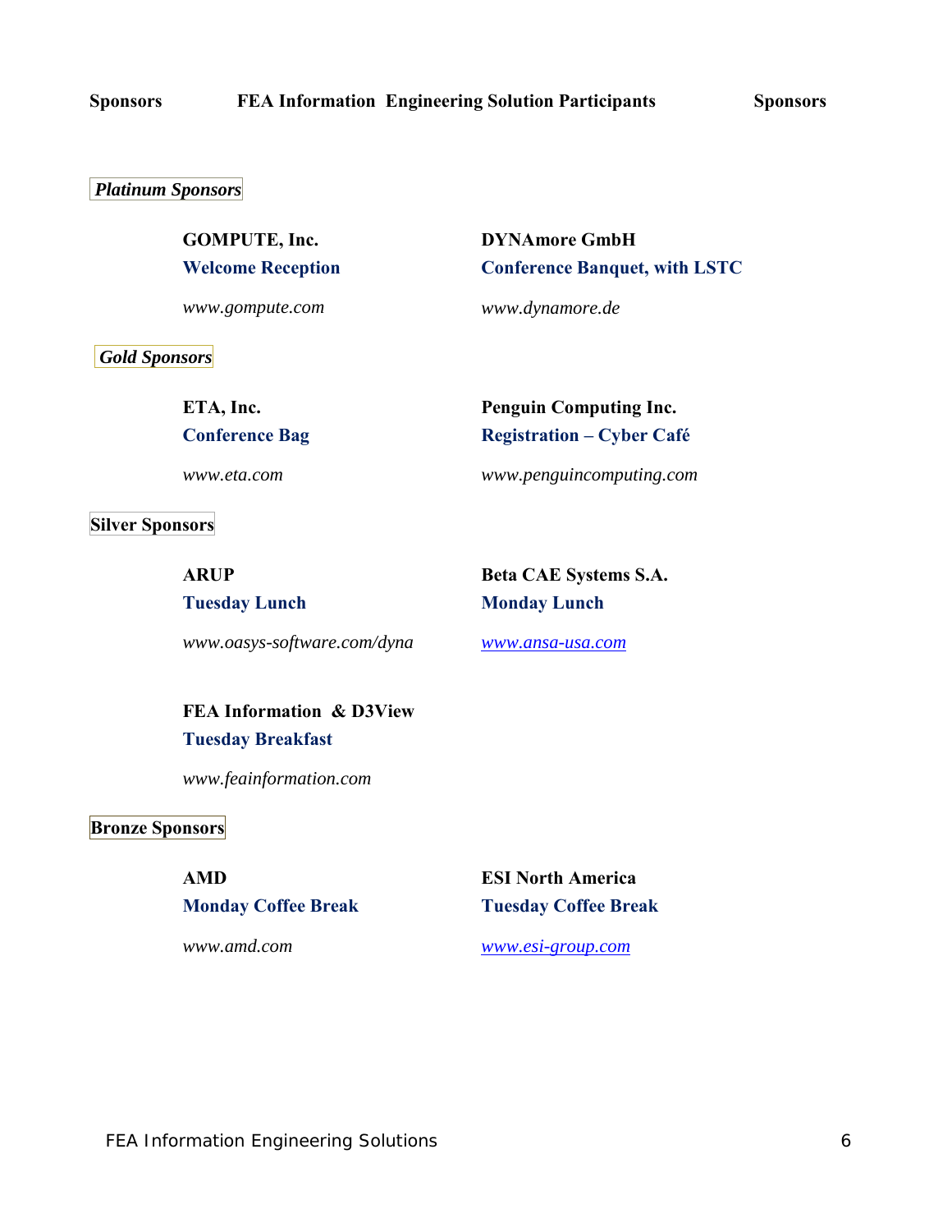## *Platinum Sponsors*

**GOMPUTE, Inc.**
**Welcome Reception**

*www.gompute.com*

**DYNAmore GmbH**
**Conference Banquet, with LSTC**

*www.dynamore.de*

## *Gold Sponsors*

**ETA, Inc.**
**Conference Bag**

*www.eta.com*

**Penguin Computing Inc.**
**Registration – Cyber Café**

*www.penguincomputing.com*

## Silver Sponsors

**ARUP**
**Tuesday Lunch**

*www.oasys-software.com/dyna*

**Beta CAE Systems S.A.**
**Monday Lunch**

*www.ansa-usa.com*

**FEA Information & D3View**
**Tuesday Breakfast**

*www.feainformation.com*

## Bronze Sponsors

**AMD**
**Monday Coffee Break**

*www.amd.com*

**ESI North America**
**Tuesday Coffee Break**

*www.esi-group.com*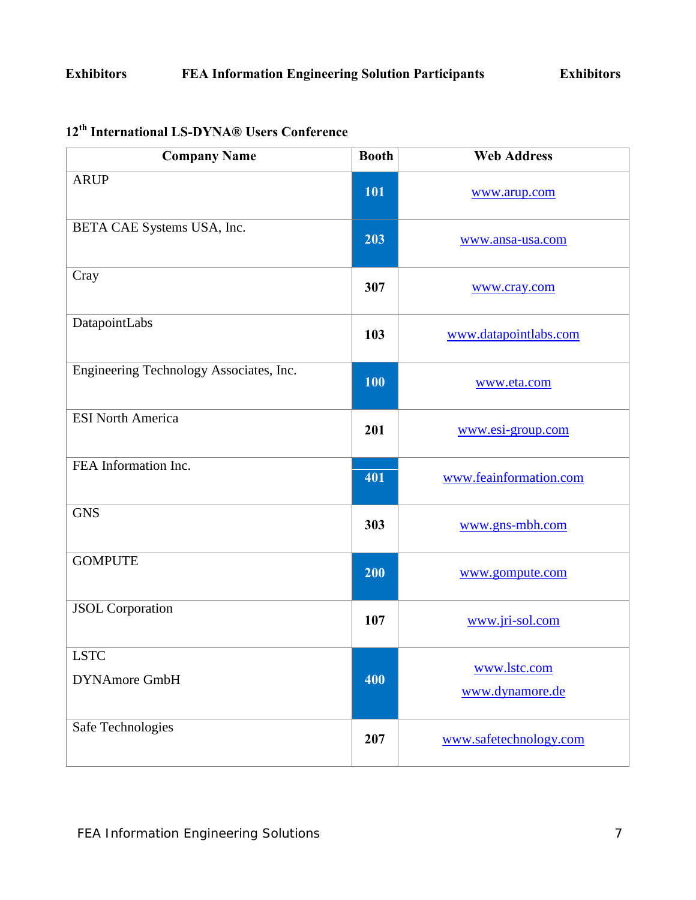### 12th International LS-DYNA® Users Conference

| Company Name | Booth | Web Address |
|---|---|---|
| ARUP | 101 | www.arup.com |
| BETA CAE Systems USA, Inc. | 203 | www.ansa-usa.com |
| Cray | 307 | www.cray.com |
| DatapointLabs | 103 | www.datapointlabs.com |
| Engineering Technology Associates, Inc. | 100 | www.eta.com |
| ESI North America | 201 | www.esi-group.com |
| FEA Information Inc. | 401 | www.feainformation.com |
| GNS | 303 | www.gns-mbh.com |
| GOMPUTE | 200 | www.gompute.com |
| JSOL Corporation | 107 | www.jri-sol.com |
| LSTC<br>DYNAmore GmbH | 400 | www.lstc.com<br>www.dynamore.de |
| Safe Technologies | 207 | www.safetechnology.com |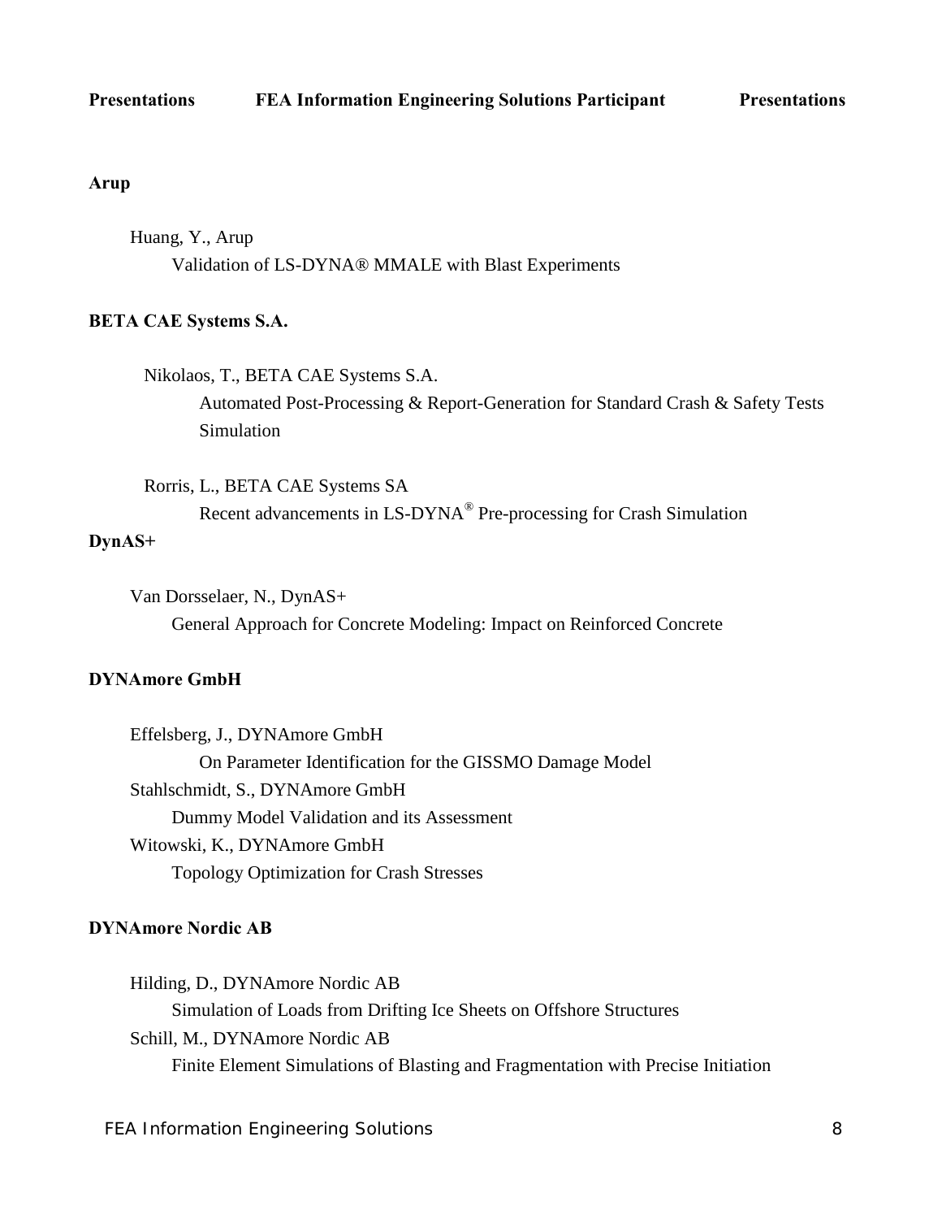**Presentations FEA Information Engineering Solutions Participant Presentations**

**Arup**

Huang, Y., Arup
Validation of LS-DYNA® MMALE with Blast Experiments

**BETA CAE Systems S.A.**

Nikolaos, T., BETA CAE Systems S.A.
Automated Post-Processing & Report-Generation for Standard Crash & Safety Tests Simulation

Rorris, L., BETA CAE Systems SA
Recent advancements in LS-DYNA® Pre-processing for Crash Simulation

**DynAS+**

Van Dorsselaer, N., DynAS+
General Approach for Concrete Modeling: Impact on Reinforced Concrete

**DYNAmore GmbH**

Effelsberg, J., DYNAmore GmbH
On Parameter Identification for the GISSMO Damage Model

Stahlschmidt, S., DYNAmore GmbH
Dummy Model Validation and its Assessment

Witowski, K., DYNAmore GmbH
Topology Optimization for Crash Stresses

**DYNAmore Nordic AB**

Hilding, D., DYNAmore Nordic AB
Simulation of Loads from Drifting Ice Sheets on Offshore Structures

Schill, M., DYNAmore Nordic AB
Finite Element Simulations of Blasting and Fragmentation with Precise Initiation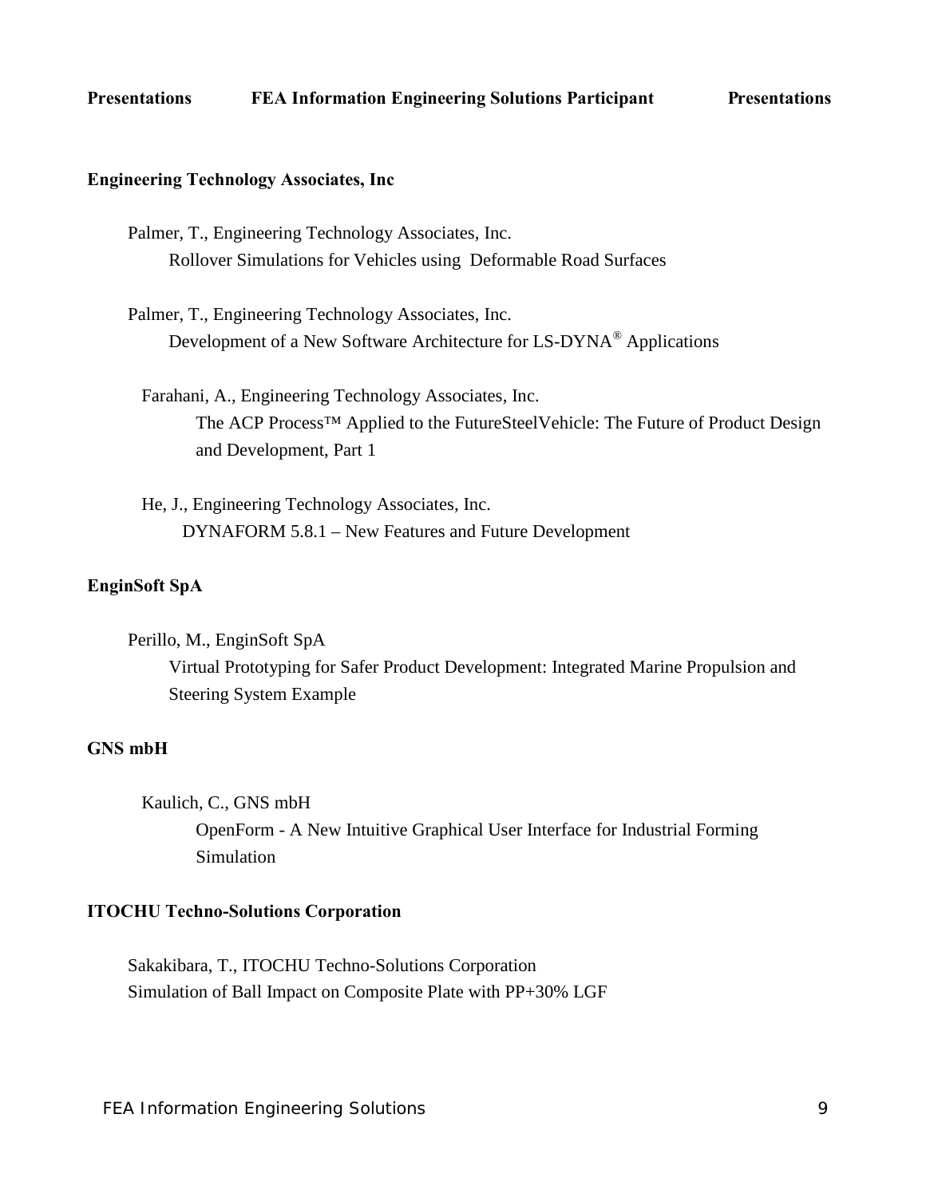**Engineering Technology Associates, Inc**

Palmer, T., Engineering Technology Associates, Inc.
Rollover Simulations for Vehicles using Deformable Road Surfaces

Palmer, T., Engineering Technology Associates, Inc.
Development of a New Software Architecture for LS-DYNA® Applications

Farahani, A., Engineering Technology Associates, Inc.
The ACP Process™ Applied to the FutureSteelVehicle: The Future of Product Design and Development, Part 1

He, J., Engineering Technology Associates, Inc.
DYNAFORM 5.8.1 – New Features and Future Development

**EnginSoft SpA**

Perillo, M., EnginSoft SpA
Virtual Prototyping for Safer Product Development: Integrated Marine Propulsion and Steering System Example

**GNS mbH**

Kaulich, C., GNS mbH
OpenForm - A New Intuitive Graphical User Interface for Industrial Forming Simulation

**ITOCHU Techno-Solutions Corporation**

Sakakibara, T., ITOCHU Techno-Solutions Corporation
Simulation of Ball Impact on Composite Plate with PP+30% LGF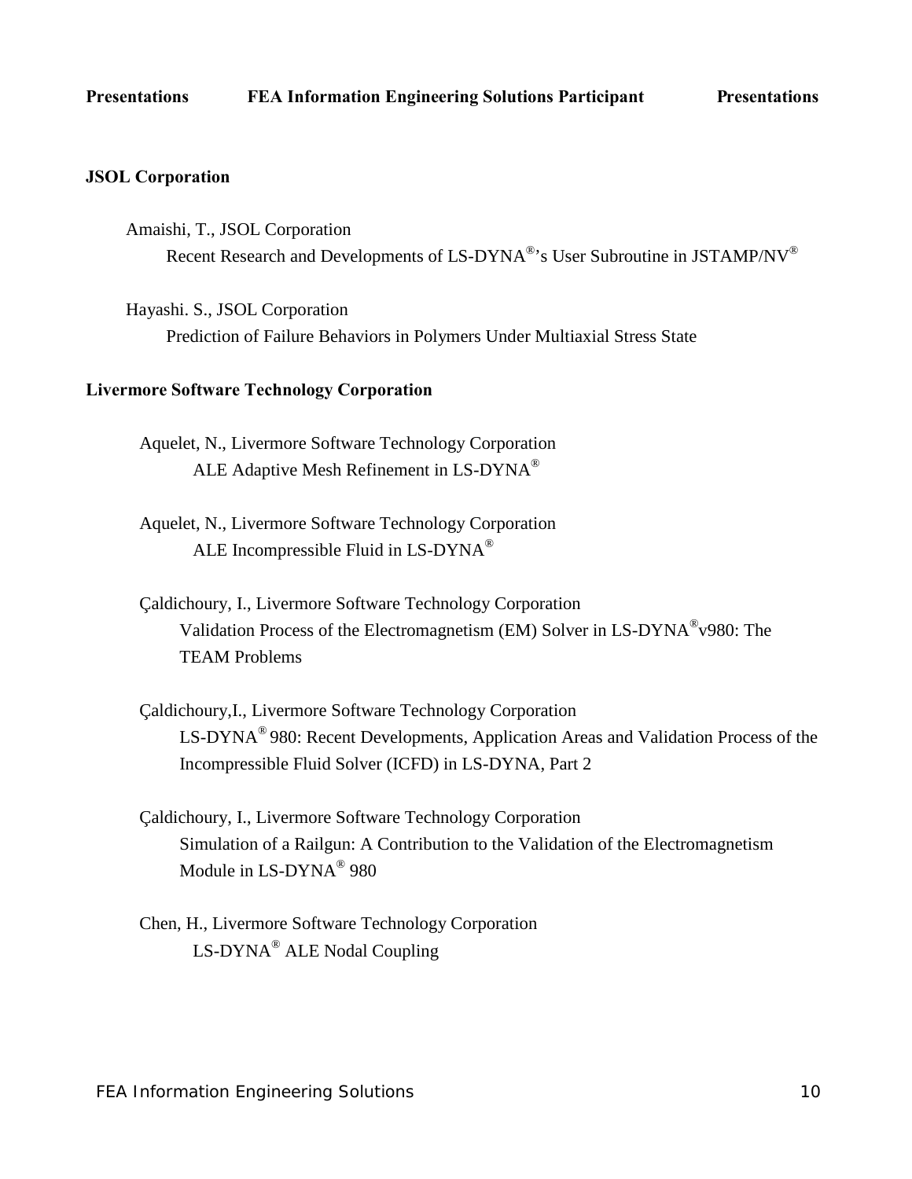## JSOL Corporation

Amaishi, T., JSOL Corporation
Recent Research and Developments of LS-DYNA®'s User Subroutine in JSTAMP/NV®

Hayashi. S., JSOL Corporation
Prediction of Failure Behaviors in Polymers Under Multiaxial Stress State

## Livermore Software Technology Corporation

Aquelet, N., Livermore Software Technology Corporation
ALE Adaptive Mesh Refinement in LS-DYNA®

Aquelet, N., Livermore Software Technology Corporation
ALE Incompressible Fluid in LS-DYNA®

Çaldichoury, I., Livermore Software Technology Corporation
Validation Process of the Electromagnetism (EM) Solver in LS-DYNA®v980: The TEAM Problems

Çaldichoury,I., Livermore Software Technology Corporation
LS-DYNA® 980: Recent Developments, Application Areas and Validation Process of the Incompressible Fluid Solver (ICFD) in LS-DYNA, Part 2

Çaldichoury, I., Livermore Software Technology Corporation
Simulation of a Railgun: A Contribution to the Validation of the Electromagnetism Module in LS-DYNA® 980

Chen, H., Livermore Software Technology Corporation
LS-DYNA® ALE Nodal Coupling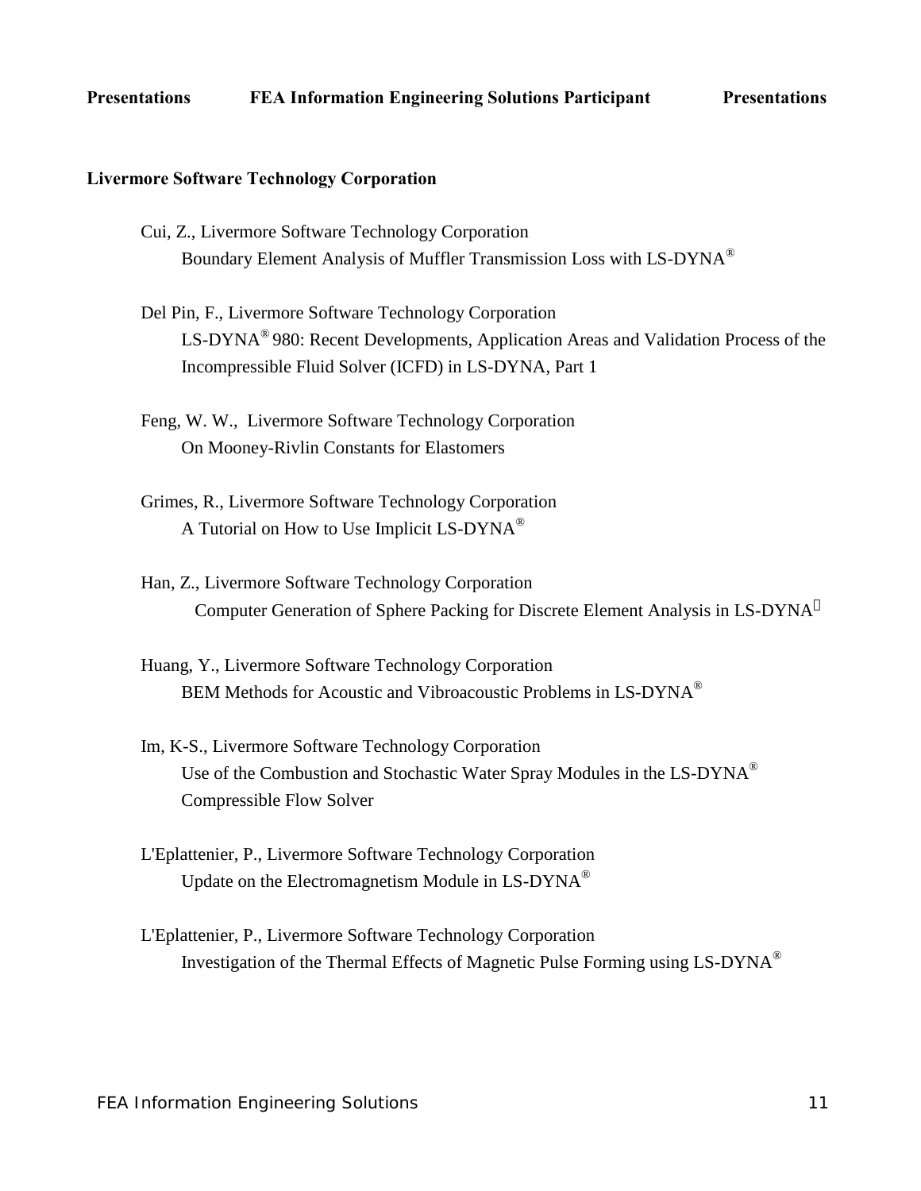**Livermore Software Technology Corporation**

Cui, Z., Livermore Software Technology Corporation
Boundary Element Analysis of Muffler Transmission Loss with LS-DYNA®

Del Pin, F., Livermore Software Technology Corporation
LS-DYNA® 980: Recent Developments, Application Areas and Validation Process of the Incompressible Fluid Solver (ICFD) in LS-DYNA, Part 1

Feng, W. W., Livermore Software Technology Corporation
On Mooney-Rivlin Constants for Elastomers

Grimes, R., Livermore Software Technology Corporation
A Tutorial on How to Use Implicit LS-DYNA®

Han, Z., Livermore Software Technology Corporation
Computer Generation of Sphere Packing for Discrete Element Analysis in LS-DYNA®

Huang, Y., Livermore Software Technology Corporation
BEM Methods for Acoustic and Vibroacoustic Problems in LS-DYNA®

Im, K-S., Livermore Software Technology Corporation
Use of the Combustion and Stochastic Water Spray Modules in the LS-DYNA® Compressible Flow Solver

L'Eplattenier, P., Livermore Software Technology Corporation
Update on the Electromagnetism Module in LS-DYNA®

L'Eplattenier, P., Livermore Software Technology Corporation
Investigation of the Thermal Effects of Magnetic Pulse Forming using LS-DYNA®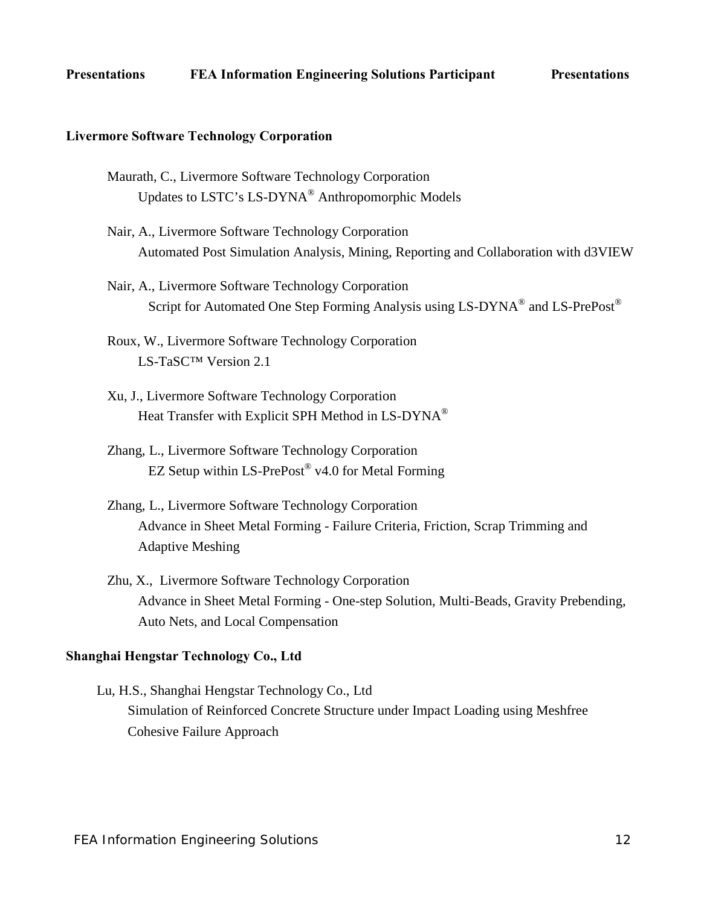## Livermore Software Technology Corporation

Maurath, C., Livermore Software Technology Corporation
Updates to LSTC's LS-DYNA® Anthropomorphic Models

Nair, A., Livermore Software Technology Corporation
Automated Post Simulation Analysis, Mining, Reporting and Collaboration with d3VIEW

Nair, A., Livermore Software Technology Corporation
Script for Automated One Step Forming Analysis using LS-DYNA® and LS-PrePost®

Roux, W., Livermore Software Technology Corporation
LS-TaSC™ Version 2.1

Xu, J., Livermore Software Technology Corporation
Heat Transfer with Explicit SPH Method in LS-DYNA®

Zhang, L., Livermore Software Technology Corporation
EZ Setup within LS-PrePost® v4.0 for Metal Forming

Zhang, L., Livermore Software Technology Corporation
Advance in Sheet Metal Forming - Failure Criteria, Friction, Scrap Trimming and Adaptive Meshing

Zhu, X., Livermore Software Technology Corporation
Advance in Sheet Metal Forming - One-step Solution, Multi-Beads, Gravity Prebending, Auto Nets, and Local Compensation

## Shanghai Hengstar Technology Co., Ltd

Lu, H.S., Shanghai Hengstar Technology Co., Ltd
Simulation of Reinforced Concrete Structure under Impact Loading using Meshfree Cohesive Failure Approach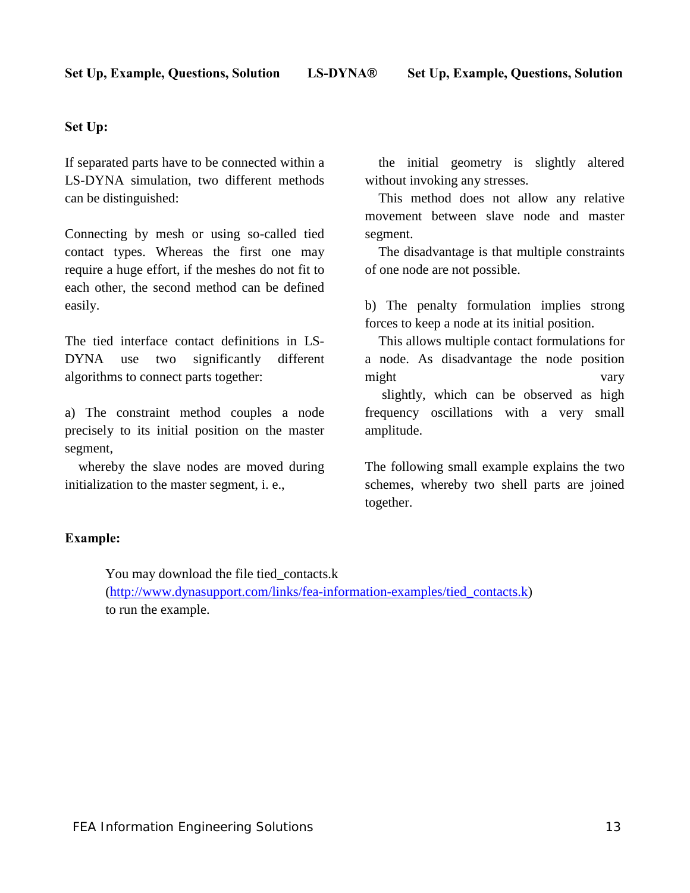## Set Up:

If separated parts have to be connected within a LS-DYNA simulation, two different methods can be distinguished:

Connecting by mesh or using so-called tied contact types. Whereas the first one may require a huge effort, if the meshes do not fit to each other, the second method can be defined easily.

The tied interface contact definitions in LS-DYNA use two significantly different algorithms to connect parts together:

a) The constraint method couples a node precisely to its initial position on the master segment,

whereby the slave nodes are moved during initialization to the master segment, i. e., the initial geometry is slightly altered without invoking any stresses.

This method does not allow any relative movement between slave node and master segment.

The disadvantage is that multiple constraints of one node are not possible.

b) The penalty formulation implies strong forces to keep a node at its initial position.

This allows multiple contact formulations for a node. As disadvantage the node position might vary slightly, which can be observed as high frequency oscillations with a very small amplitude.

The following small example explains the two schemes, whereby two shell parts are joined together.

## Example:

You may download the file tied_contacts.k
(http://www.dynasupport.com/links/fea-information-examples/tied_contacts.k)
to run the example.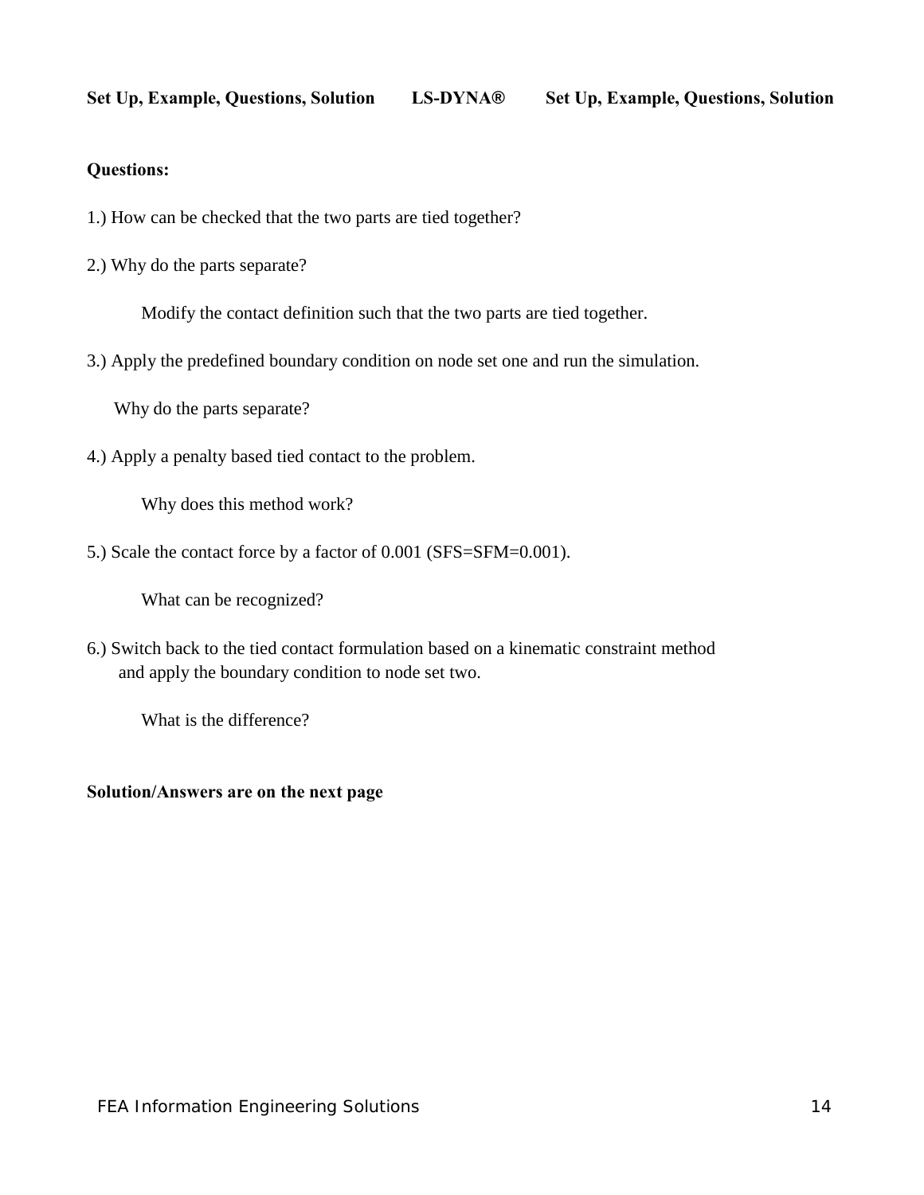**Questions:**

1.) How can be checked that the two parts are tied together?

2.) Why do the parts separate?

Modify the contact definition such that the two parts are tied together.

3.) Apply the predefined boundary condition on node set one and run the simulation.

Why do the parts separate?

4.) Apply a penalty based tied contact to the problem.

Why does this method work?

5.) Scale the contact force by a factor of 0.001 (SFS=SFM=0.001).

What can be recognized?

6.) Switch back to the tied contact formulation based on a kinematic constraint method and apply the boundary condition to node set two.

What is the difference?

**Solution/Answers are on the next page**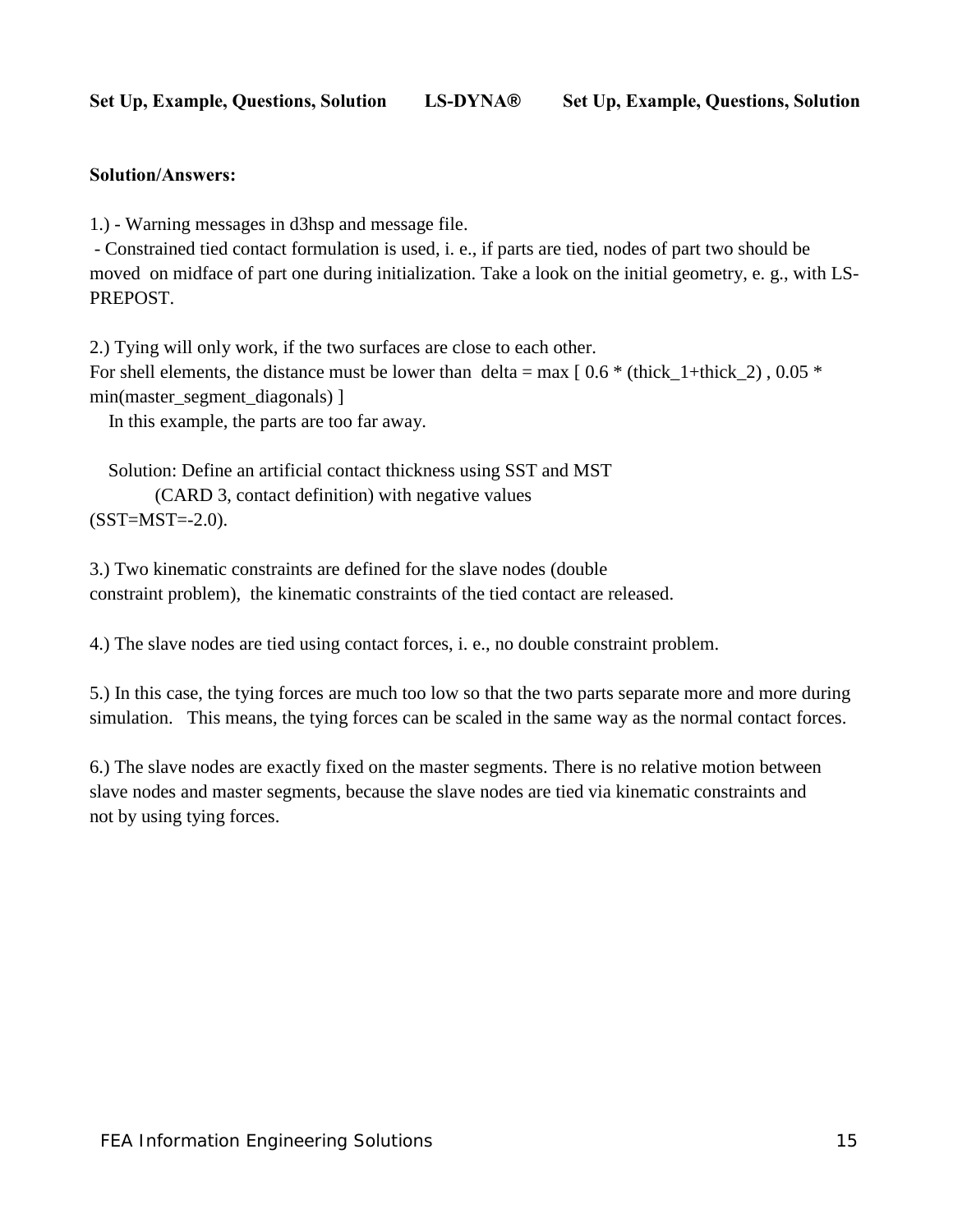**Solution/Answers:**

1.) - Warning messages in d3hsp and message file.
 - Constrained tied contact formulation is used, i. e., if parts are tied, nodes of part two should be moved on midface of part one during initialization. Take a look on the initial geometry, e. g., with LS-PREPOST.

2.) Tying will only work, if the two surfaces are close to each other.
For shell elements, the distance must be lower than delta = max [ 0.6 * (thick_1+thick_2) , 0.05 * min(master_segment_diagonals) ]
   In this example, the parts are too far away.

   Solution: Define an artificial contact thickness using SST and MST
   (CARD 3, contact definition) with negative values
(SST=MST=-2.0).

3.) Two kinematic constraints are defined for the slave nodes (double constraint problem), the kinematic constraints of the tied contact are released.

4.) The slave nodes are tied using contact forces, i. e., no double constraint problem.

5.) In this case, the tying forces are much too low so that the two parts separate more and more during simulation. This means, the tying forces can be scaled in the same way as the normal contact forces.

6.) The slave nodes are exactly fixed on the master segments. There is no relative motion between slave nodes and master segments, because the slave nodes are tied via kinematic constraints and not by using tying forces.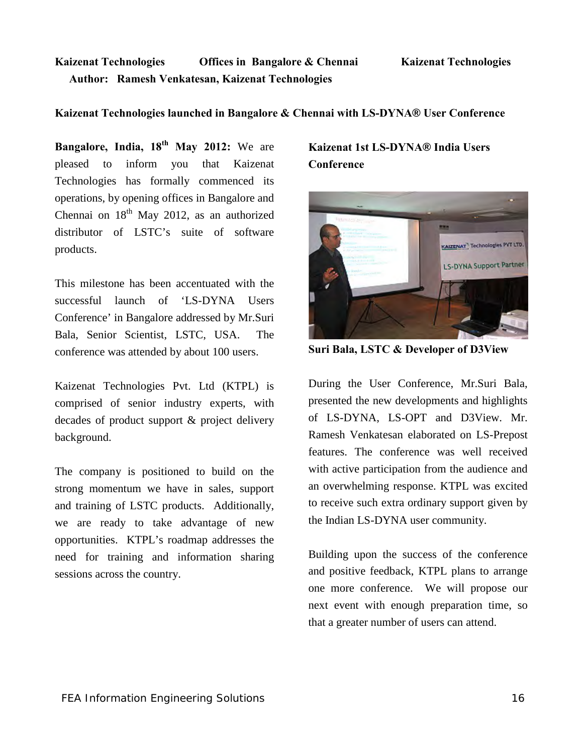**Kaizenat Technologies Offices in Bangalore & Chennai Kaizenat Technologies**

**Author: Ramesh Venkatesan, Kaizenat Technologies**

## Kaizenat Technologies launched in Bangalore & Chennai with LS-DYNA® User Conference

**Bangalore, India, 18th May 2012:** We are pleased to inform you that Kaizenat Technologies has formally commenced its operations, by opening offices in Bangalore and Chennai on 18th May 2012, as an authorized distributor of LSTC's suite of software products.

This milestone has been accentuated with the successful launch of 'LS-DYNA Users Conference' in Bangalore addressed by Mr.Suri Bala, Senior Scientist, LSTC, USA. The conference was attended by about 100 users.

Kaizenat Technologies Pvt. Ltd (KTPL) is comprised of senior industry experts, with decades of product support & project delivery background.

The company is positioned to build on the strong momentum we have in sales, support and training of LSTC products. Additionally, we are ready to take advantage of new opportunities. KTPL's roadmap addresses the need for training and information sharing sessions across the country.

### Kaizenat 1st LS-DYNA® India Users Conference

**Suri Bala, LSTC & Developer of D3View**

During the User Conference, Mr.Suri Bala, presented the new developments and highlights of LS-DYNA, LS-OPT and D3View. Mr. Ramesh Venkatesan elaborated on LS-Prepost features. The conference was well received with active participation from the audience and an overwhelming response. KTPL was excited to receive such extra ordinary support given by the Indian LS-DYNA user community.

Building upon the success of the conference and positive feedback, KTPL plans to arrange one more conference. We will propose our next event with enough preparation time, so that a greater number of users can attend.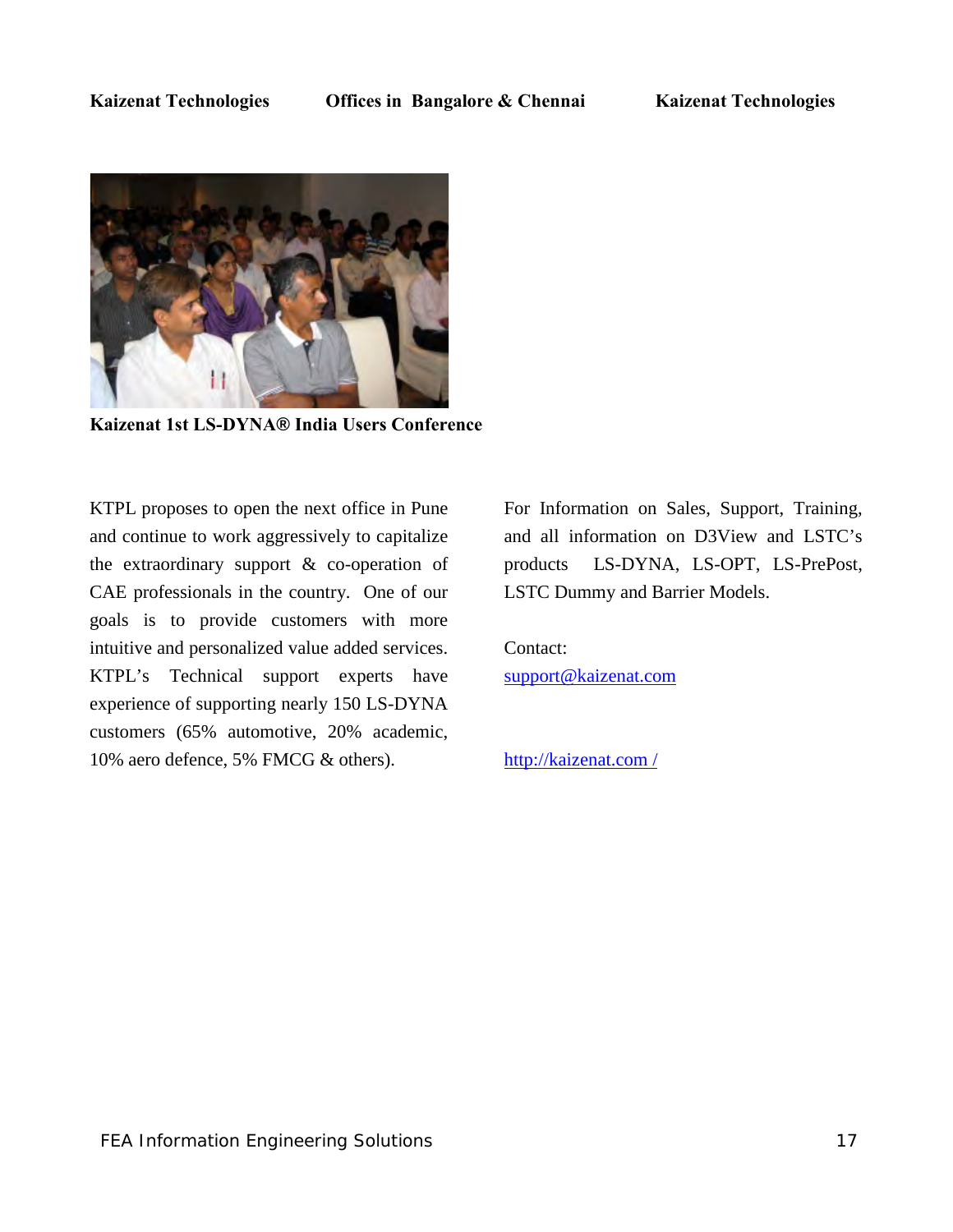Kaizenat Technologies    Offices in Bangalore & Chennai    Kaizenat Technologies

**Kaizenat 1st LS-DYNA® India Users Conference**

KTPL proposes to open the next office in Pune and continue to work aggressively to capitalize the extraordinary support & co-operation of CAE professionals in the country. One of our goals is to provide customers with more intuitive and personalized value added services. KTPL's Technical support experts have experience of supporting nearly 150 LS-DYNA customers (65% automotive, 20% academic, 10% aero defence, 5% FMCG & others).

For Information on Sales, Support, Training, and all information on D3View and LSTC's products LS-DYNA, LS-OPT, LS-PrePost, LSTC Dummy and Barrier Models.

Contact:
support@kaizenat.com

http://kaizenat.com /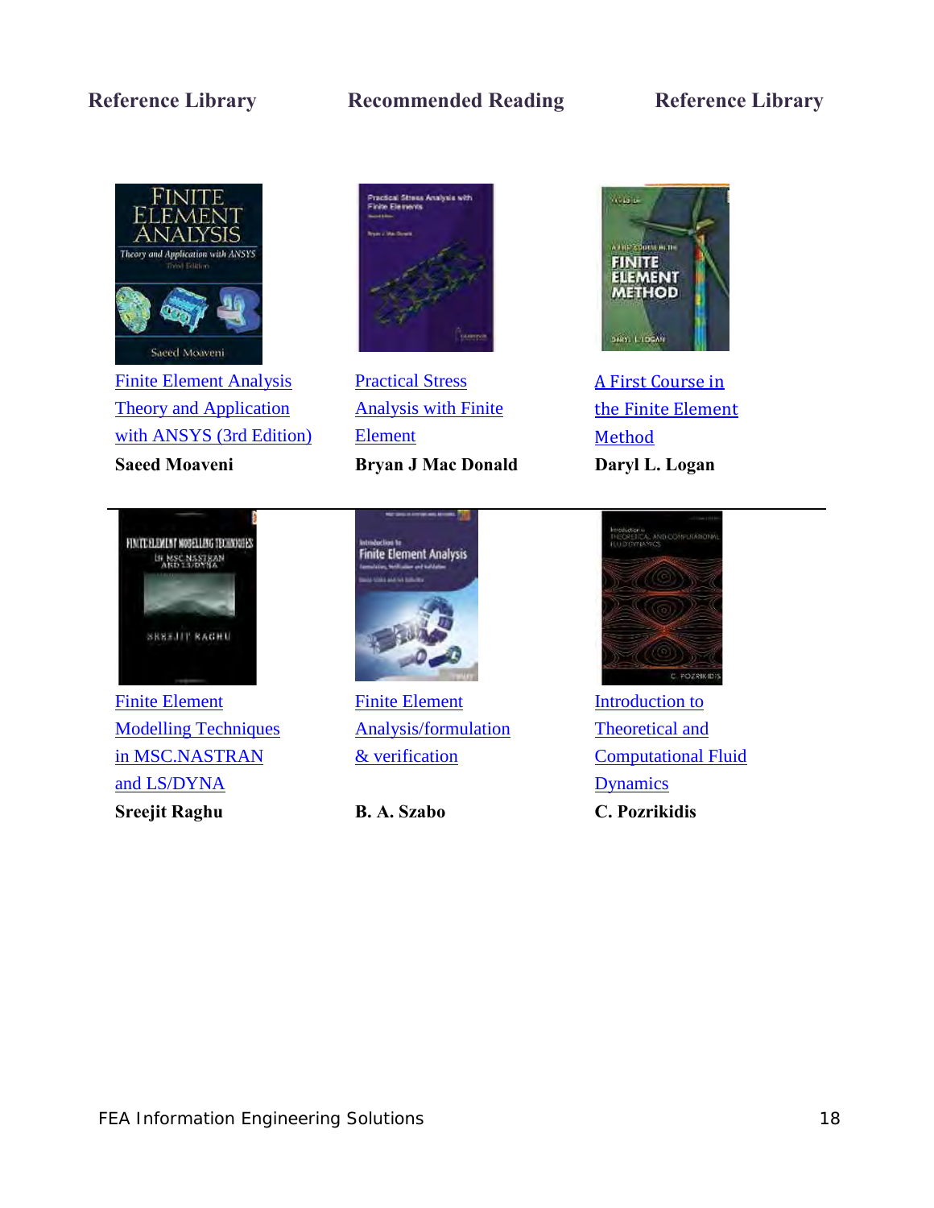**Reference Library** | **Recommended Reading** | **Reference Library**

| Reference Library | Recommended Reading | Reference Library |
|---|---|---|
| Finite Element Analysis Theory and Application with ANSYS (3rd Edition) | Practical Stress Analysis with Finite Element | A First Course in the Finite Element Method |
| **Saeed Moaveni** | **Bryan J Mac Donald** | **Daryl L. Logan** |
| Finite Element Modelling Techniques in MSC.NASTRAN and LS/DYNA | Finite Element Analysis/formulation & verification | Introduction to Theoretical and Computational Fluid Dynamics |
| **Sreejit Raghu** | **B. A. Szabo** | **C. Pozrikidis** |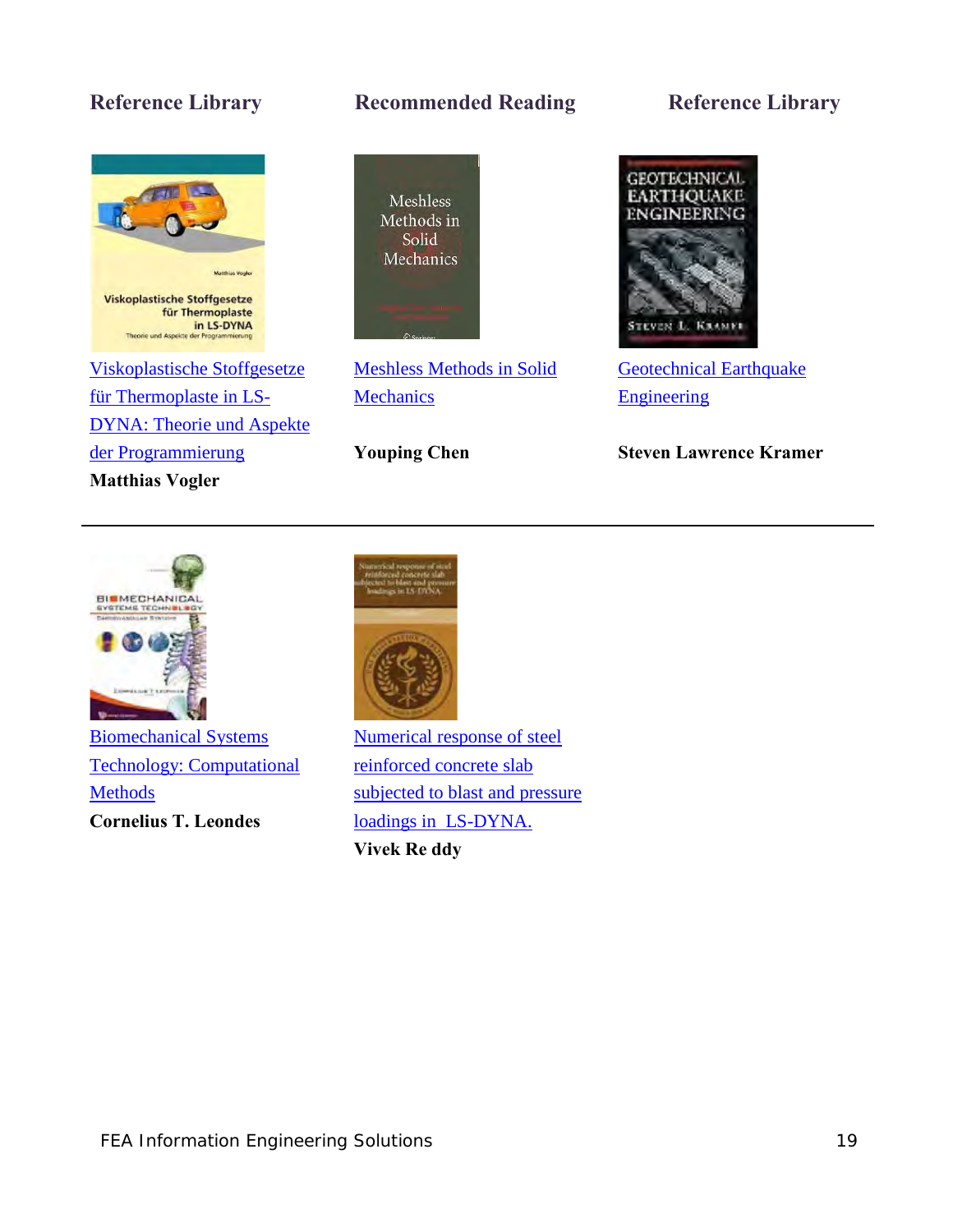## Reference Library

Viskoplastische Stoffgesetze für Thermoplaste in LS-DYNA: Theorie und Aspekte der Programmierung

**Matthias Vogler**

## Recommended Reading

Meshless Methods in Solid Mechanics

**Youping Chen**

## Reference Library

Geotechnical Earthquake Engineering

**Steven Lawrence Kramer**

---

Biomechanical Systems Technology: Computational Methods

**Cornelius T. Leondes**

Numerical response of steel reinforced concrete slab subjected to blast and pressure loadings in LS-DYNA.

**Vivek Re ddy**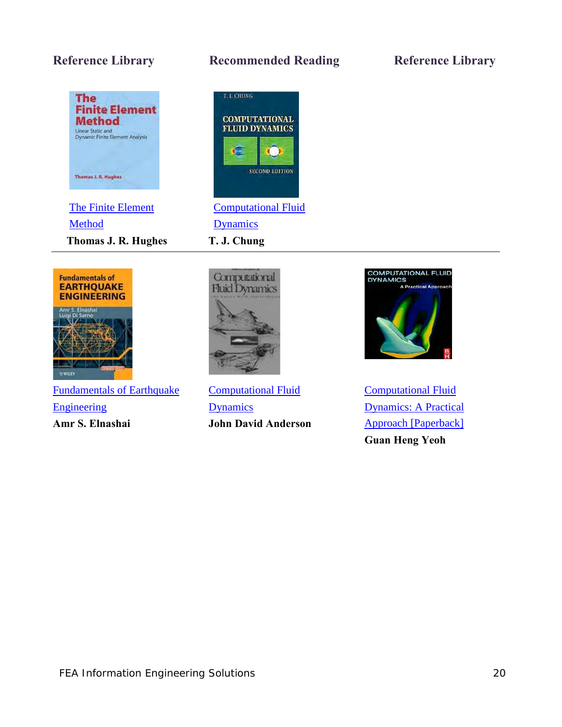**Reference Library** | **Recommended Reading** | **Reference Library**

[The Finite Element Method]

**Thomas J. R. Hughes**

[Computational Fluid Dynamics]

**T. J. Chung**

---

[Fundamentals of Earthquake Engineering]

**Amr S. Elnashai**

[Computational Fluid Dynamics]

**John David Anderson**

[Computational Fluid Dynamics: A Practical Approach [Paperback]]

**Guan Heng Yeoh**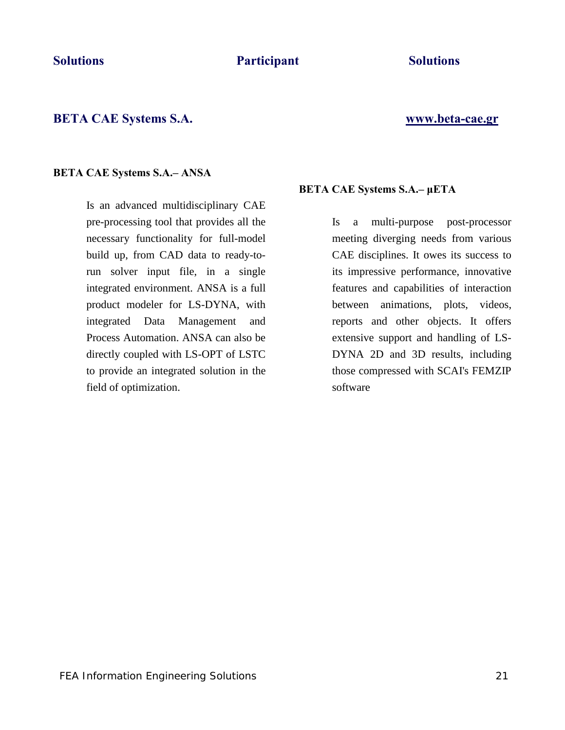**Solutions** **Participant** **Solutions**

## BETA CAE Systems S.A.

**www.beta-cae.gr**

### BETA CAE Systems S.A.– ANSA

Is an advanced multidisciplinary CAE pre-processing tool that provides all the necessary functionality for full-model build up, from CAD data to ready-to-run solver input file, in a single integrated environment. ANSA is a full product modeler for LS-DYNA, with integrated Data Management and Process Automation. ANSA can also be directly coupled with LS-OPT of LSTC to provide an integrated solution in the field of optimization.

### BETA CAE Systems S.A.– μETA

Is a multi-purpose post-processor meeting diverging needs from various CAE disciplines. It owes its success to its impressive performance, innovative features and capabilities of interaction between animations, plots, videos, reports and other objects. It offers extensive support and handling of LS-DYNA 2D and 3D results, including those compressed with SCAI's FEMZIP software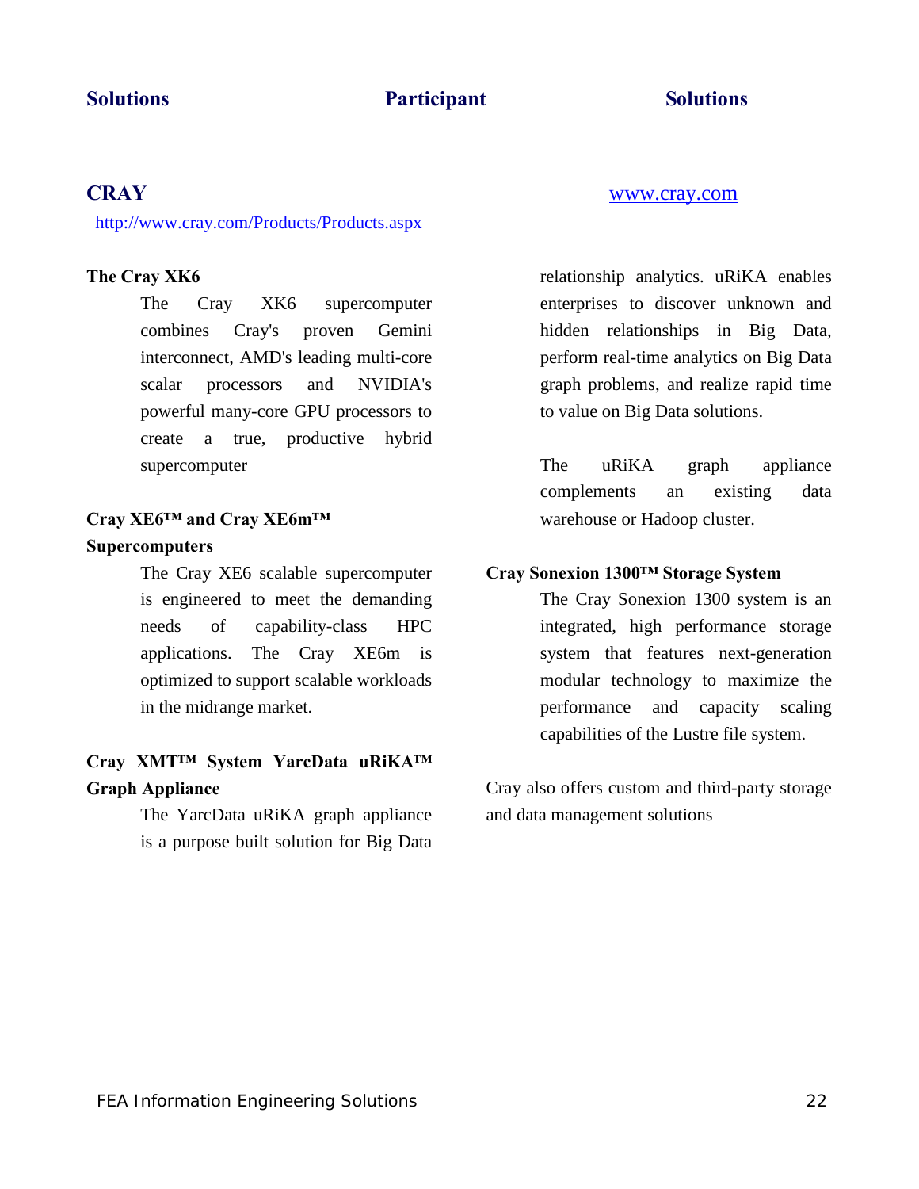## CRAY

http://www.cray.com/Products/Products.aspx

www.cray.com

**The Cray XK6**

The Cray XK6 supercomputer combines Cray's proven Gemini interconnect, AMD's leading multi-core scalar processors and NVIDIA's powerful many-core GPU processors to create a true, productive hybrid supercomputer

**Cray XE6™ and Cray XE6m™ Supercomputers**

The Cray XE6 scalable supercomputer is engineered to meet the demanding needs of capability-class HPC applications. The Cray XE6m is optimized to support scalable workloads in the midrange market.

**Cray XMT™ System YarcData uRiKA™ Graph Appliance**

The YarcData uRiKA graph appliance is a purpose built solution for Big Data relationship analytics. uRiKA enables enterprises to discover unknown and hidden relationships in Big Data, perform real-time analytics on Big Data graph problems, and realize rapid time to value on Big Data solutions.

The uRiKA graph appliance complements an existing data warehouse or Hadoop cluster.

**Cray Sonexion 1300™ Storage System**

The Cray Sonexion 1300 system is an integrated, high performance storage system that features next-generation modular technology to maximize the performance and capacity scaling capabilities of the Lustre file system.

Cray also offers custom and third-party storage and data management solutions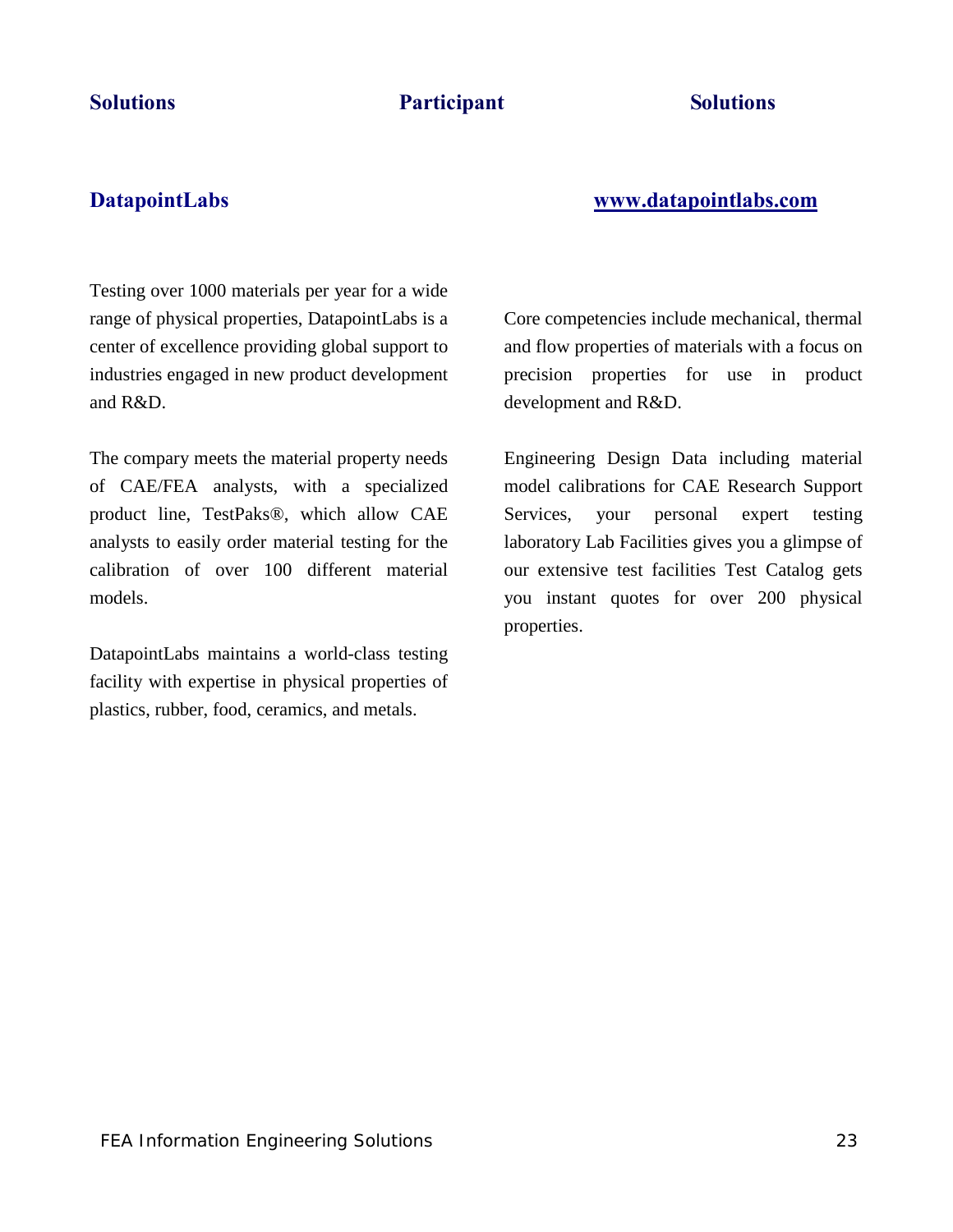**Solutions** **Participant** **Solutions**

## DatapointLabs

**www.datapointlabs.com**

Testing over 1000 materials per year for a wide range of physical properties, DatapointLabs is a center of excellence providing global support to industries engaged in new product development and R&D.

The company meets the material property needs of CAE/FEA analysts, with a specialized product line, TestPaks®, which allow CAE analysts to easily order material testing for the calibration of over 100 different material models.

DatapointLabs maintains a world-class testing facility with expertise in physical properties of plastics, rubber, food, ceramics, and metals.

Core competencies include mechanical, thermal and flow properties of materials with a focus on precision properties for use in product development and R&D.

Engineering Design Data including material model calibrations for CAE Research Support Services, your personal expert testing laboratory Lab Facilities gives you a glimpse of our extensive test facilities Test Catalog gets you instant quotes for over 200 physical properties.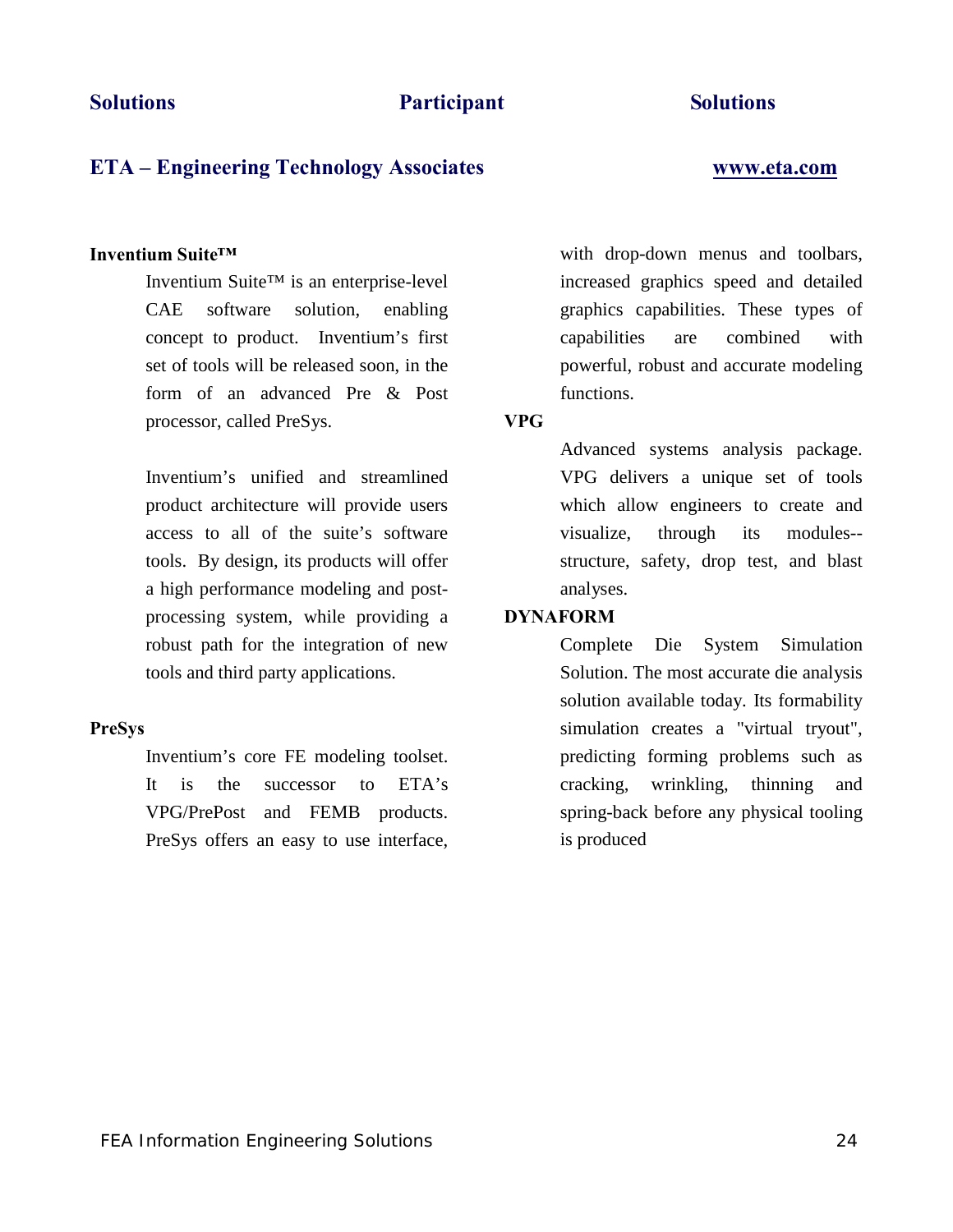## ETA – Engineering Technology Associates

www.eta.com

**Inventium Suite™**

Inventium Suite™ is an enterprise-level CAE software solution, enabling concept to product. Inventium's first set of tools will be released soon, in the form of an advanced Pre & Post processor, called PreSys.

Inventium's unified and streamlined product architecture will provide users access to all of the suite's software tools. By design, its products will offer a high performance modeling and post-processing system, while providing a robust path for the integration of new tools and third party applications.

**PreSys**

Inventium's core FE modeling toolset. It is the successor to ETA's VPG/PrePost and FEMB products. PreSys offers an easy to use interface, with drop-down menus and toolbars, increased graphics speed and detailed graphics capabilities. These types of capabilities are combined with powerful, robust and accurate modeling functions.

**VPG**

Advanced systems analysis package. VPG delivers a unique set of tools which allow engineers to create and visualize, through its modules--structure, safety, drop test, and blast analyses.

**DYNAFORM**

Complete Die System Simulation Solution. The most accurate die analysis solution available today. Its formability simulation creates a "virtual tryout", predicting forming problems such as cracking, wrinkling, thinning and spring-back before any physical tooling is produced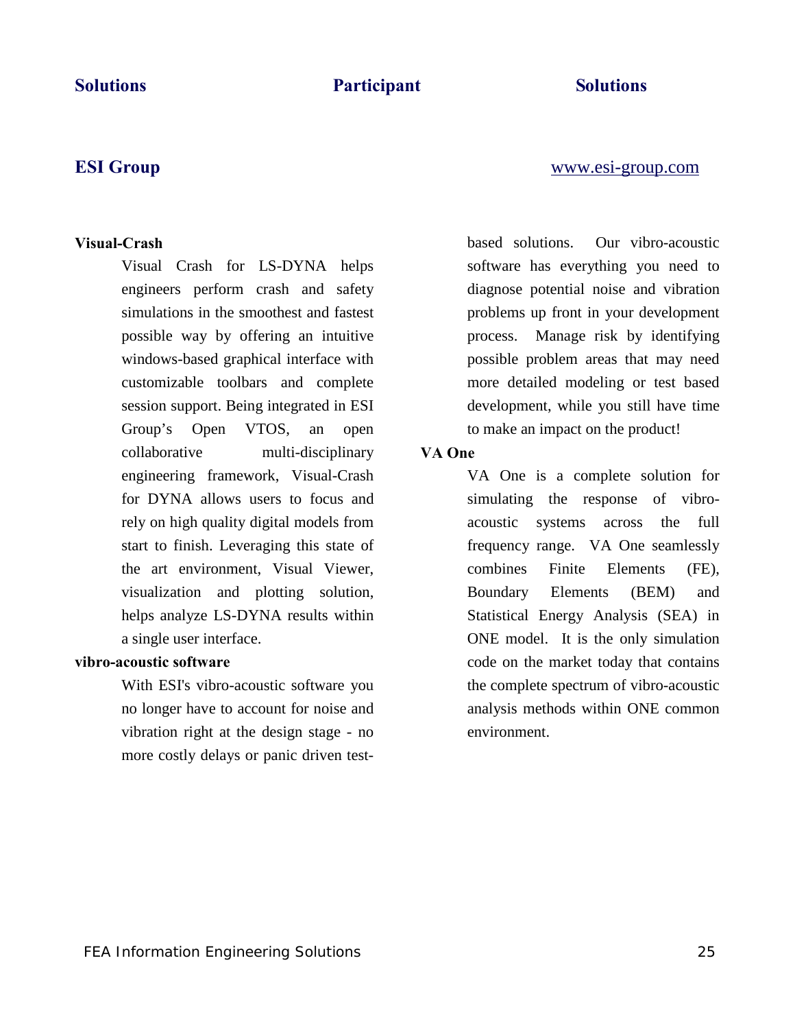## ESI Group

www.esi-group.com

**Visual-Crash**

Visual Crash for LS-DYNA helps engineers perform crash and safety simulations in the smoothest and fastest possible way by offering an intuitive windows-based graphical interface with customizable toolbars and complete session support. Being integrated in ESI Group's Open VTOS, an open collaborative multi-disciplinary engineering framework, Visual-Crash for DYNA allows users to focus and rely on high quality digital models from start to finish. Leveraging this state of the art environment, Visual Viewer, visualization and plotting solution, helps analyze LS-DYNA results within a single user interface.

**vibro-acoustic software**

With ESI's vibro-acoustic software you no longer have to account for noise and vibration right at the design stage - no more costly delays or panic driven test-based solutions. Our vibro-acoustic software has everything you need to diagnose potential noise and vibration problems up front in your development process. Manage risk by identifying possible problem areas that may need more detailed modeling or test based development, while you still have time to make an impact on the product!

**VA One**

VA One is a complete solution for simulating the response of vibro-acoustic systems across the full frequency range. VA One seamlessly combines Finite Elements (FE), Boundary Elements (BEM) and Statistical Energy Analysis (SEA) in ONE model. It is the only simulation code on the market today that contains the complete spectrum of vibro-acoustic analysis methods within ONE common environment.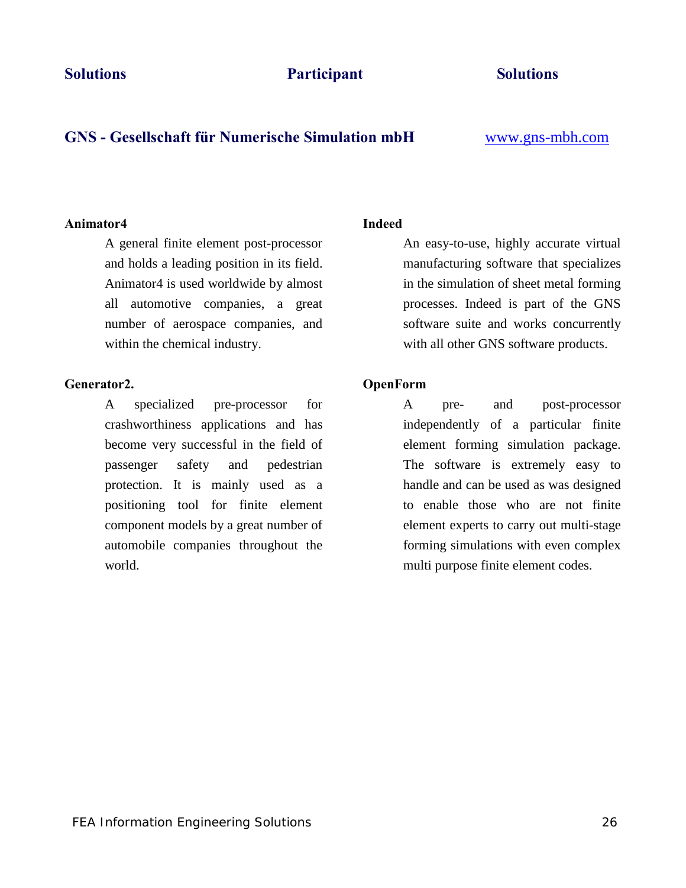## GNS - Gesellschaft für Numerische Simulation mbH

www.gns-mbh.com

**Animator4**

A general finite element post-processor and holds a leading position in its field. Animator4 is used worldwide by almost all automotive companies, a great number of aerospace companies, and within the chemical industry.

**Generator2.**

A specialized pre-processor for crashworthiness applications and has become very successful in the field of passenger safety and pedestrian protection. It is mainly used as a positioning tool for finite element component models by a great number of automobile companies throughout the world.

**Indeed**

An easy-to-use, highly accurate virtual manufacturing software that specializes in the simulation of sheet metal forming processes. Indeed is part of the GNS software suite and works concurrently with all other GNS software products.

**OpenForm**

A pre- and post-processor independently of a particular finite element forming simulation package. The software is extremely easy to handle and can be used as was designed to enable those who are not finite element experts to carry out multi-stage forming simulations with even complex multi purpose finite element codes.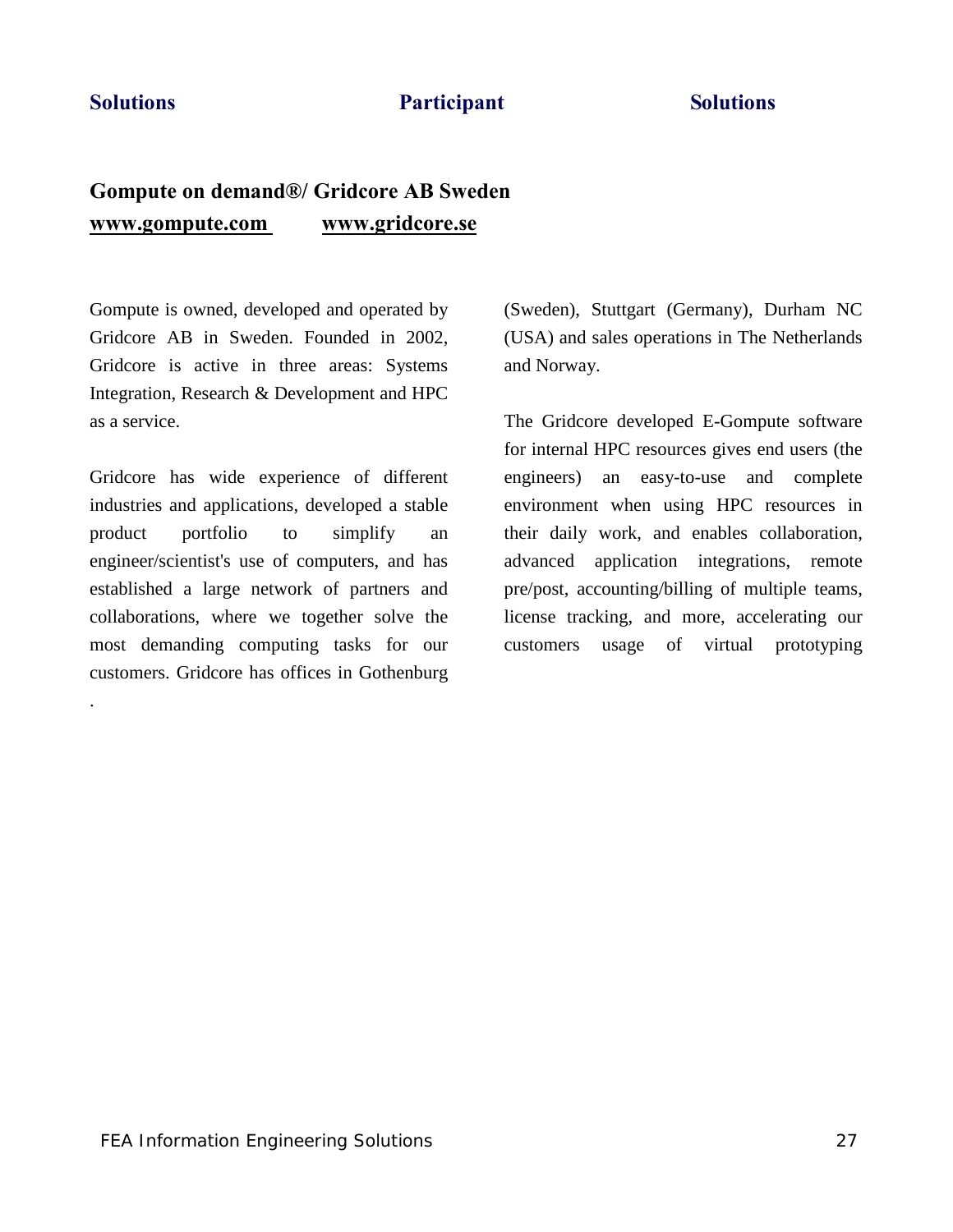## Gompute on demand®/ Gridcore AB Sweden

**www.gompute.com** **www.gridcore.se**

Gompute is owned, developed and operated by Gridcore AB in Sweden. Founded in 2002, Gridcore is active in three areas: Systems Integration, Research & Development and HPC as a service.

Gridcore has wide experience of different industries and applications, developed a stable product portfolio to simplify an engineer/scientist's use of computers, and has established a large network of partners and collaborations, where we together solve the most demanding computing tasks for our customers. Gridcore has offices in Gothenburg (Sweden), Stuttgart (Germany), Durham NC (USA) and sales operations in The Netherlands and Norway.

The Gridcore developed E-Gompute software for internal HPC resources gives end users (the engineers) an easy-to-use and complete environment when using HPC resources in their daily work, and enables collaboration, advanced application integrations, remote pre/post, accounting/billing of multiple teams, license tracking, and more, accelerating our customers usage of virtual prototyping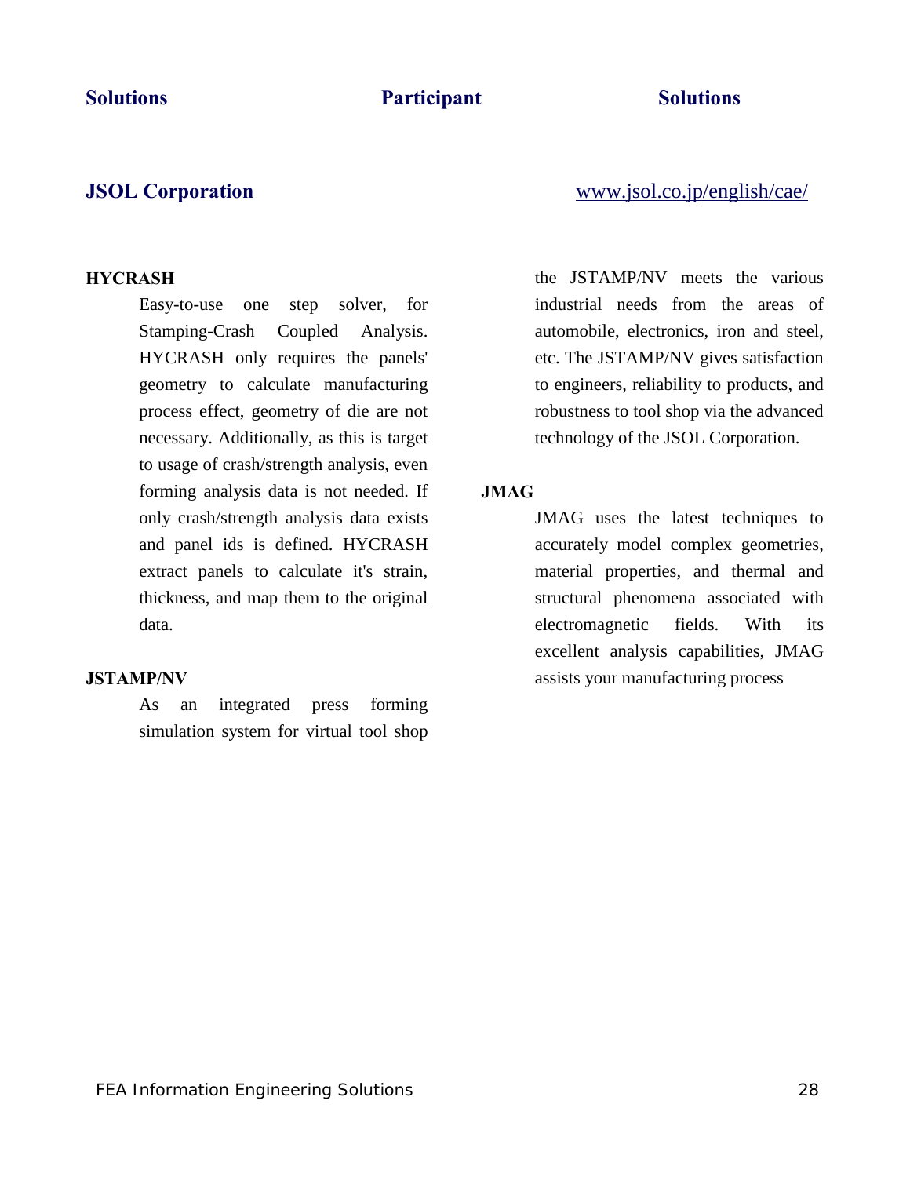## JSOL Corporation

www.jsol.co.jp/english/cae/

**HYCRASH**

Easy-to-use one step solver, for Stamping-Crash Coupled Analysis. HYCRASH only requires the panels' geometry to calculate manufacturing process effect, geometry of die are not necessary. Additionally, as this is target to usage of crash/strength analysis, even forming analysis data is not needed. If only crash/strength analysis data exists and panel ids is defined. HYCRASH extract panels to calculate it's strain, thickness, and map them to the original data.

**JSTAMP/NV**

As an integrated press forming simulation system for virtual tool shop the JSTAMP/NV meets the various industrial needs from the areas of automobile, electronics, iron and steel, etc. The JSTAMP/NV gives satisfaction to engineers, reliability to products, and robustness to tool shop via the advanced technology of the JSOL Corporation.

**JMAG**

JMAG uses the latest techniques to accurately model complex geometries, material properties, and thermal and structural phenomena associated with electromagnetic fields. With its excellent analysis capabilities, JMAG assists your manufacturing process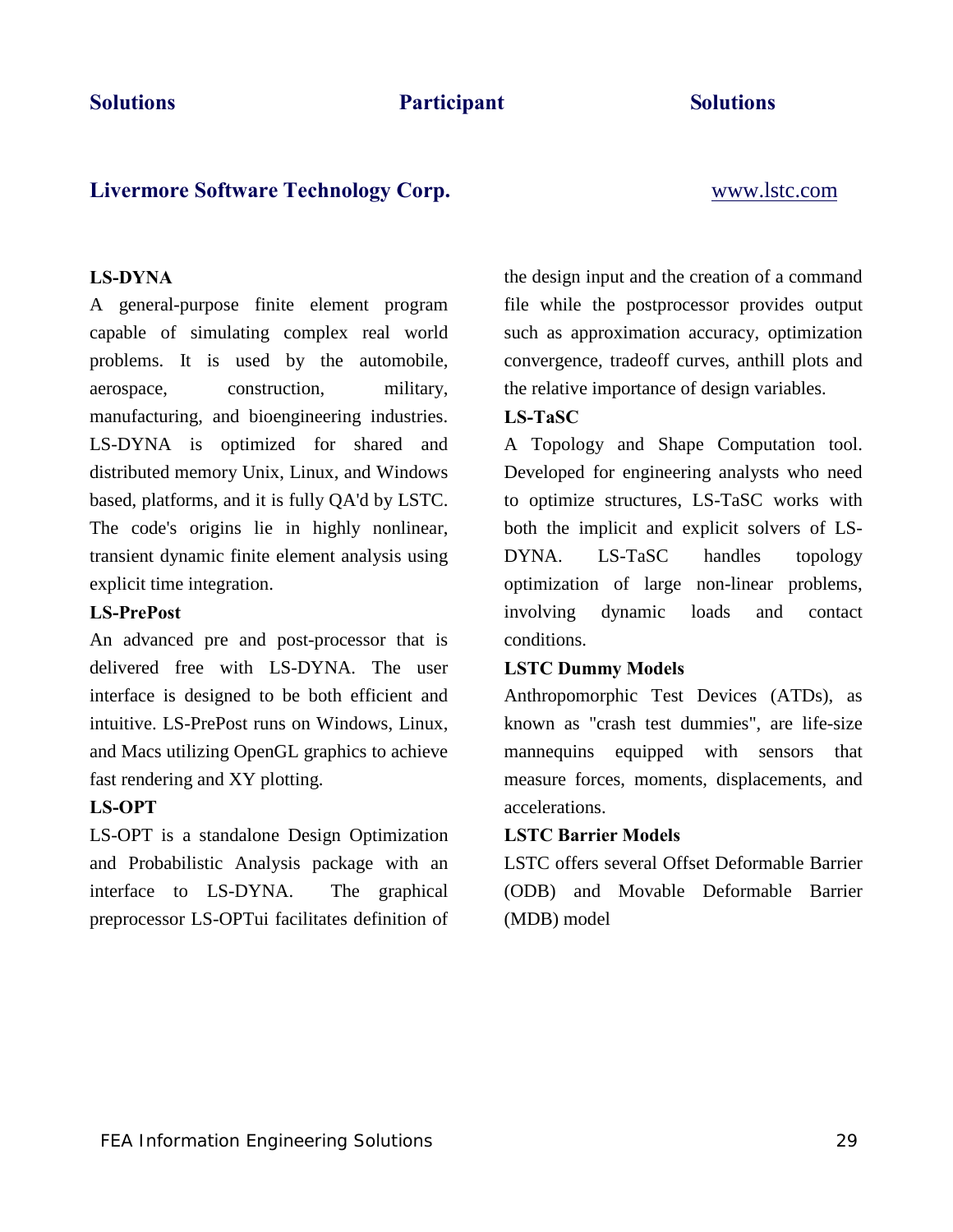**Solutions** **Participant** **Solutions**

## Livermore Software Technology Corp.

www.lstc.com

### LS-DYNA

A general-purpose finite element program capable of simulating complex real world problems. It is used by the automobile, aerospace, construction, military, manufacturing, and bioengineering industries. LS-DYNA is optimized for shared and distributed memory Unix, Linux, and Windows based, platforms, and it is fully QA'd by LSTC. The code's origins lie in highly nonlinear, transient dynamic finite element analysis using explicit time integration.

### LS-PrePost

An advanced pre and post-processor that is delivered free with LS-DYNA. The user interface is designed to be both efficient and intuitive. LS-PrePost runs on Windows, Linux, and Macs utilizing OpenGL graphics to achieve fast rendering and XY plotting.

### LS-OPT

LS-OPT is a standalone Design Optimization and Probabilistic Analysis package with an interface to LS-DYNA. The graphical preprocessor LS-OPTui facilitates definition of the design input and the creation of a command file while the postprocessor provides output such as approximation accuracy, optimization convergence, tradeoff curves, anthill plots and the relative importance of design variables.

### LS-TaSC

A Topology and Shape Computation tool. Developed for engineering analysts who need to optimize structures, LS-TaSC works with both the implicit and explicit solvers of LS-DYNA. LS-TaSC handles topology optimization of large non-linear problems, involving dynamic loads and contact conditions.

### LSTC Dummy Models

Anthropomorphic Test Devices (ATDs), as known as "crash test dummies", are life-size mannequins equipped with sensors that measure forces, moments, displacements, and accelerations.

### LSTC Barrier Models

LSTC offers several Offset Deformable Barrier (ODB) and Movable Deformable Barrier (MDB) model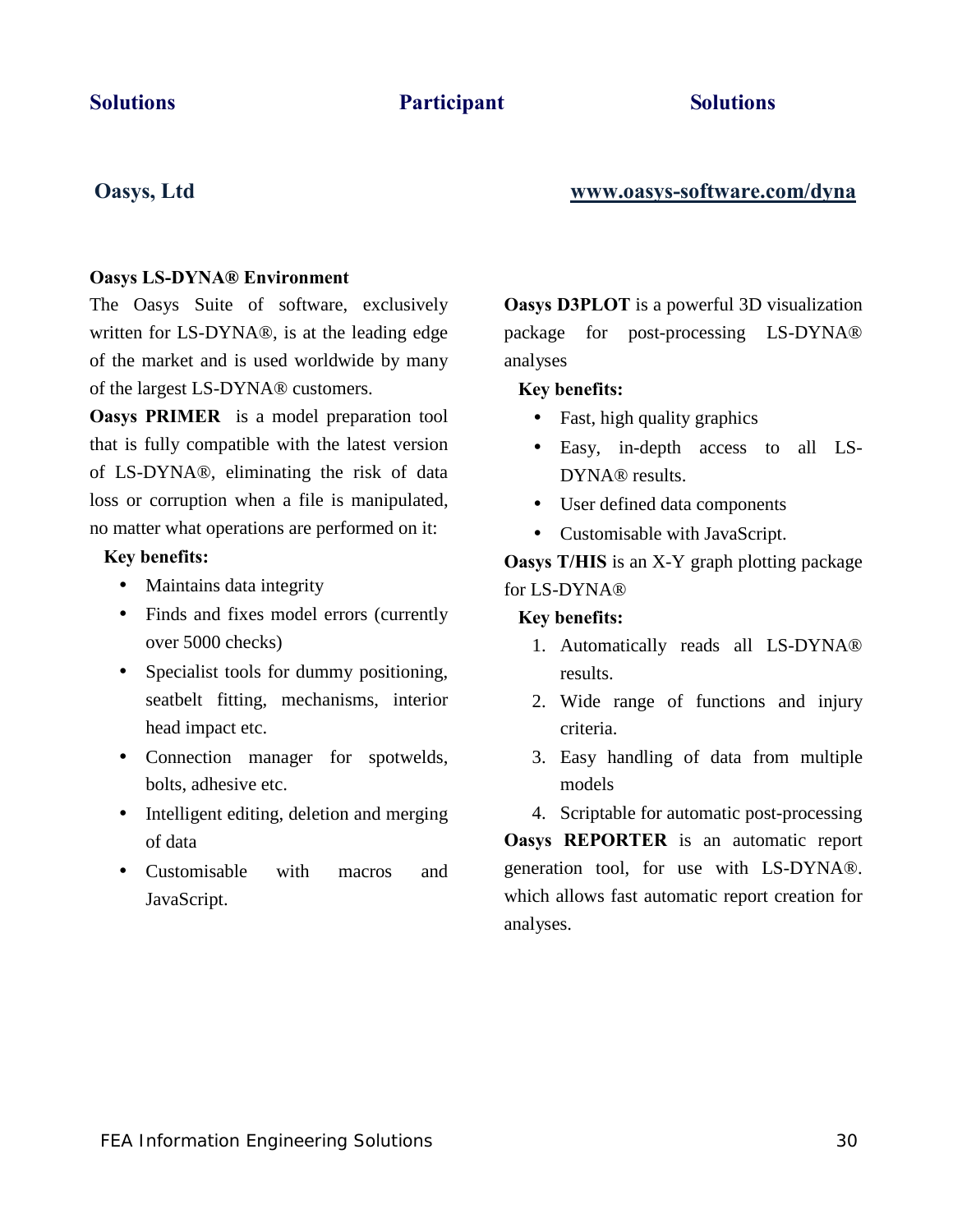**Solutions** **Participant** **Solutions**

## Oasys, Ltd

[www.oasys-software.com/dyna](http://www.oasys-software.com/dyna)

### Oasys LS-DYNA® Environment

The Oasys Suite of software, exclusively written for LS-DYNA®, is at the leading edge of the market and is used worldwide by many of the largest LS-DYNA® customers.

**Oasys PRIMER** is a model preparation tool that is fully compatible with the latest version of LS-DYNA®, eliminating the risk of data loss or corruption when a file is manipulated, no matter what operations are performed on it:

**Key benefits:**

- Maintains data integrity
- Finds and fixes model errors (currently over 5000 checks)
- Specialist tools for dummy positioning, seatbelt fitting, mechanisms, interior head impact etc.
- Connection manager for spotwelds, bolts, adhesive etc.
- Intelligent editing, deletion and merging of data
- Customisable with macros and JavaScript.

**Oasys D3PLOT** is a powerful 3D visualization package for post-processing LS-DYNA® analyses

**Key benefits:**

- Fast, high quality graphics
- Easy, in-depth access to all LS-DYNA® results.
- User defined data components
- Customisable with JavaScript.

**Oasys T/HIS** is an X-Y graph plotting package for LS-DYNA®

**Key benefits:**

1. Automatically reads all LS-DYNA® results.
2. Wide range of functions and injury criteria.
3. Easy handling of data from multiple models
4. Scriptable for automatic post-processing

**Oasys REPORTER** is an automatic report generation tool, for use with LS-DYNA®. which allows fast automatic report creation for analyses.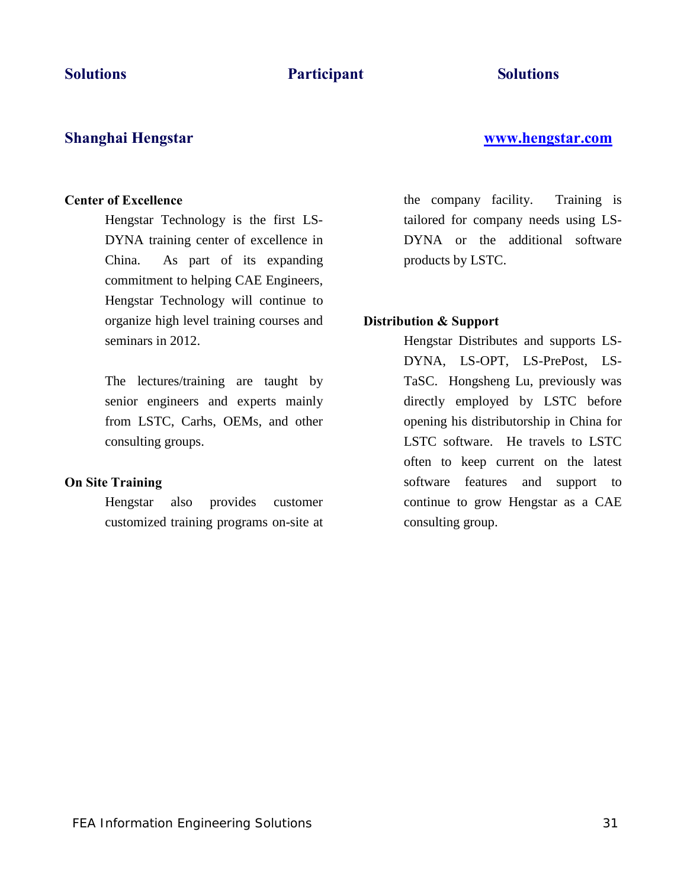**Solutions** **Participant** **Solutions**

## Shanghai Hengstar

**www.hengstar.com**

**Center of Excellence**

Hengstar Technology is the first LS-DYNA training center of excellence in China. As part of its expanding commitment to helping CAE Engineers, Hengstar Technology will continue to organize high level training courses and seminars in 2012.

The lectures/training are taught by senior engineers and experts mainly from LSTC, Carhs, OEMs, and other consulting groups.

**On Site Training**

Hengstar also provides customer customized training programs on-site at the company facility. Training is tailored for company needs using LS-DYNA or the additional software products by LSTC.

**Distribution & Support**

Hengstar Distributes and supports LS-DYNA, LS-OPT, LS-PrePost, LS-TaSC. Hongsheng Lu, previously was directly employed by LSTC before opening his distributorship in China for LSTC software. He travels to LSTC often to keep current on the latest software features and support to continue to grow Hengstar as a CAE consulting group.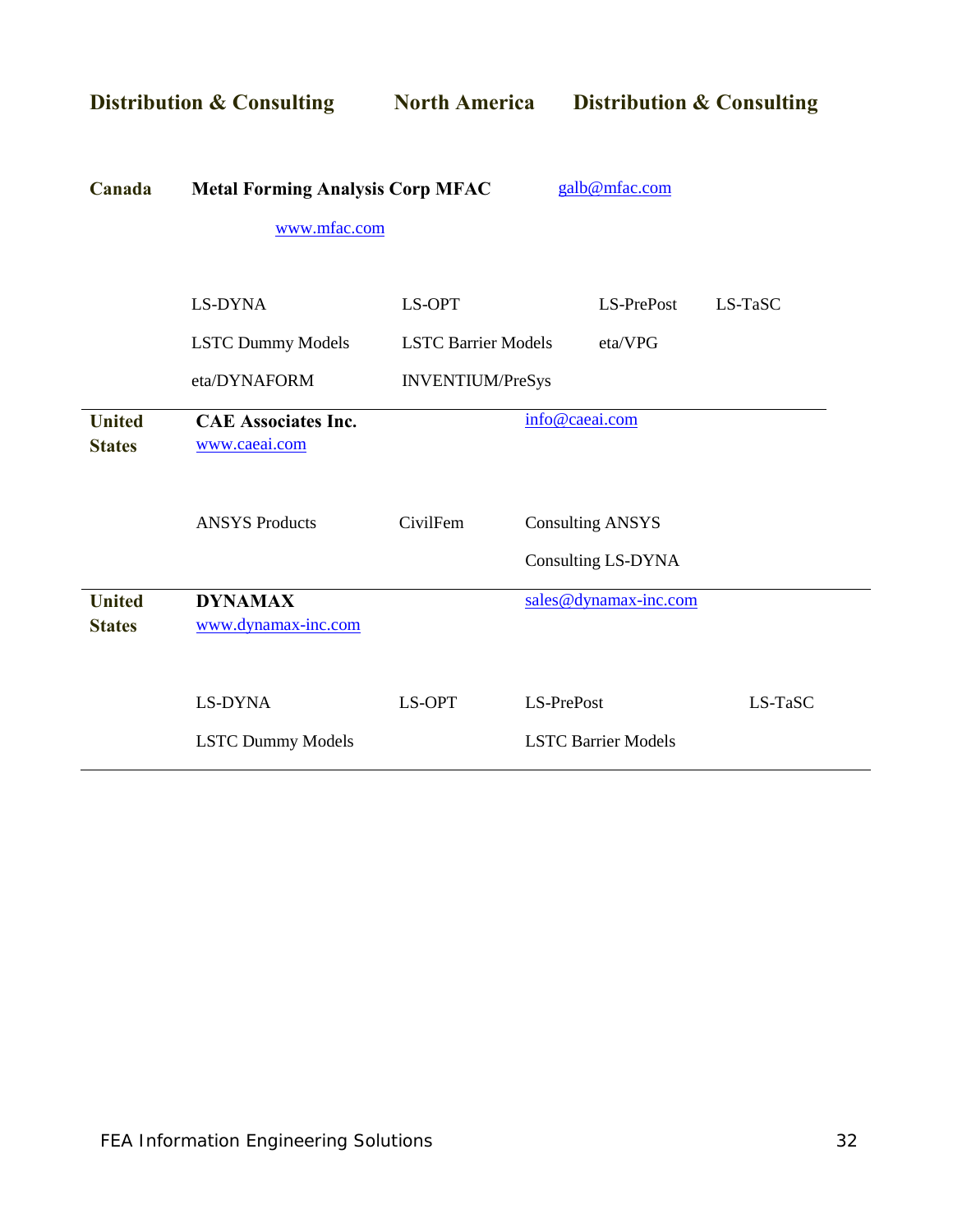**Distribution & Consulting** **North America** **Distribution & Consulting**

**Canada** **Metal Forming Analysis Corp MFAC** galb@mfac.com

www.mfac.com

| | | | |
|---|---|---|---|
| LS-DYNA | LS-OPT | LS-PrePost | LS-TaSC |
| LSTC Dummy Models | LSTC Barrier Models | eta/VPG | |
| eta/DYNAFORM | INVENTIUM/PreSys | | |

---

**United States** **CAE Associates Inc.** info@caeai.com

www.caeai.com

| | | |
|---|---|---|
| ANSYS Products | CivilFem | Consulting ANSYS |
| | | Consulting LS-DYNA |

---

**United States** **DYNAMAX** sales@dynamax-inc.com

www.dynamax-inc.com

| | | | |
|---|---|---|---|
| LS-DYNA | LS-OPT | LS-PrePost | LS-TaSC |
| LSTC Dummy Models | | LSTC Barrier Models | |

---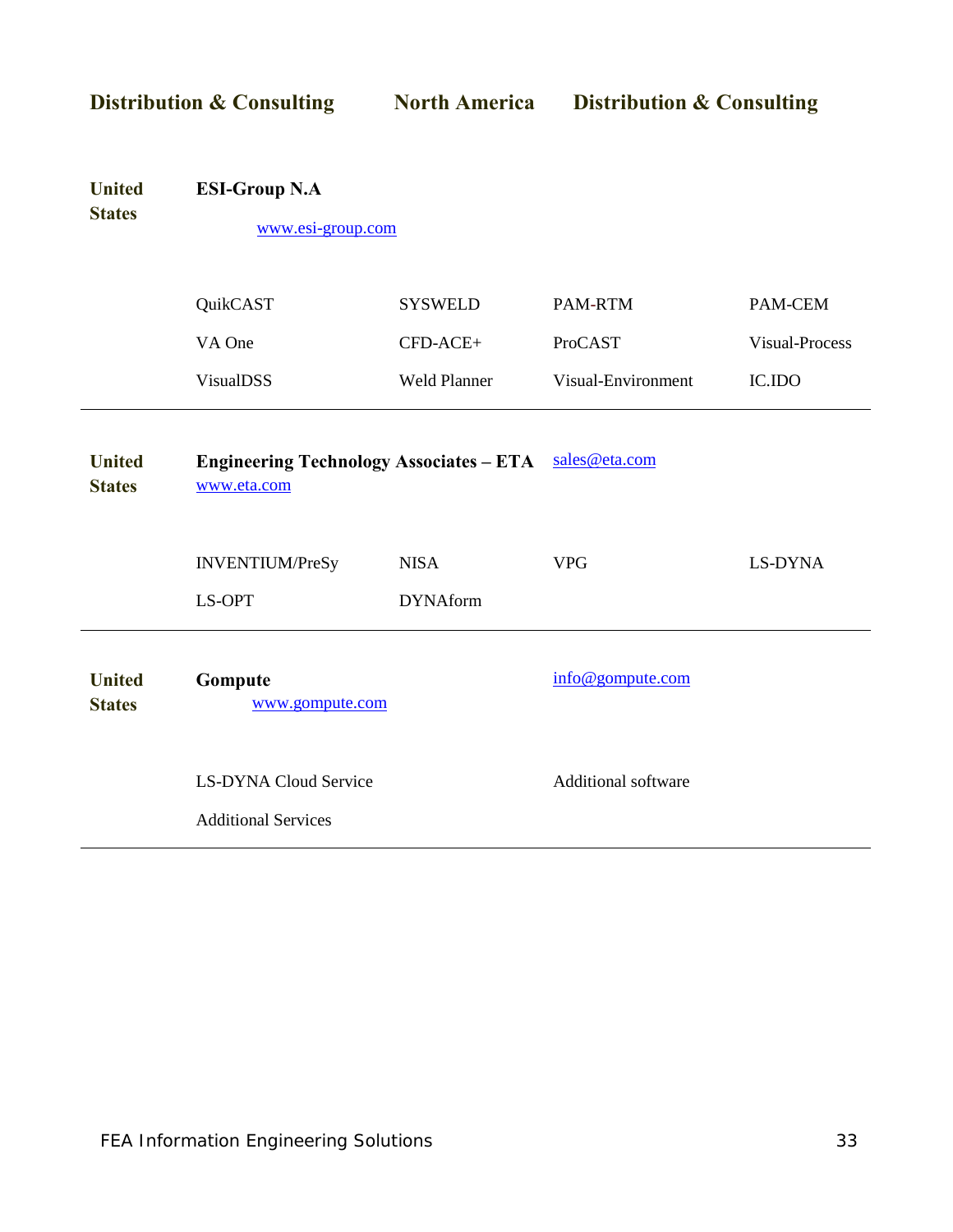## Distribution & Consulting — North America — Distribution & Consulting

**United States**

**ESI-Group N.A**

www.esi-group.com

| | | | |
|---|---|---|---|
| QuikCAST | SYSWELD | PAM-RTM | PAM-CEM |
| VA One | CFD-ACE+ | ProCAST | Visual-Process |
| VisualDSS | Weld Planner | Visual-Environment | IC.IDO |

---

**United States**

**Engineering Technology Associates – ETA** sales@eta.com

www.eta.com

| | | | |
|---|---|---|---|
| INVENTIUM/PreSy | NISA | VPG | LS-DYNA |
| LS-OPT | DYNAform | | |

---

**United States**

**Gompute** info@gompute.com

www.gompute.com

| | |
|---|---|
| LS-DYNA Cloud Service | Additional software |
| Additional Services | |

---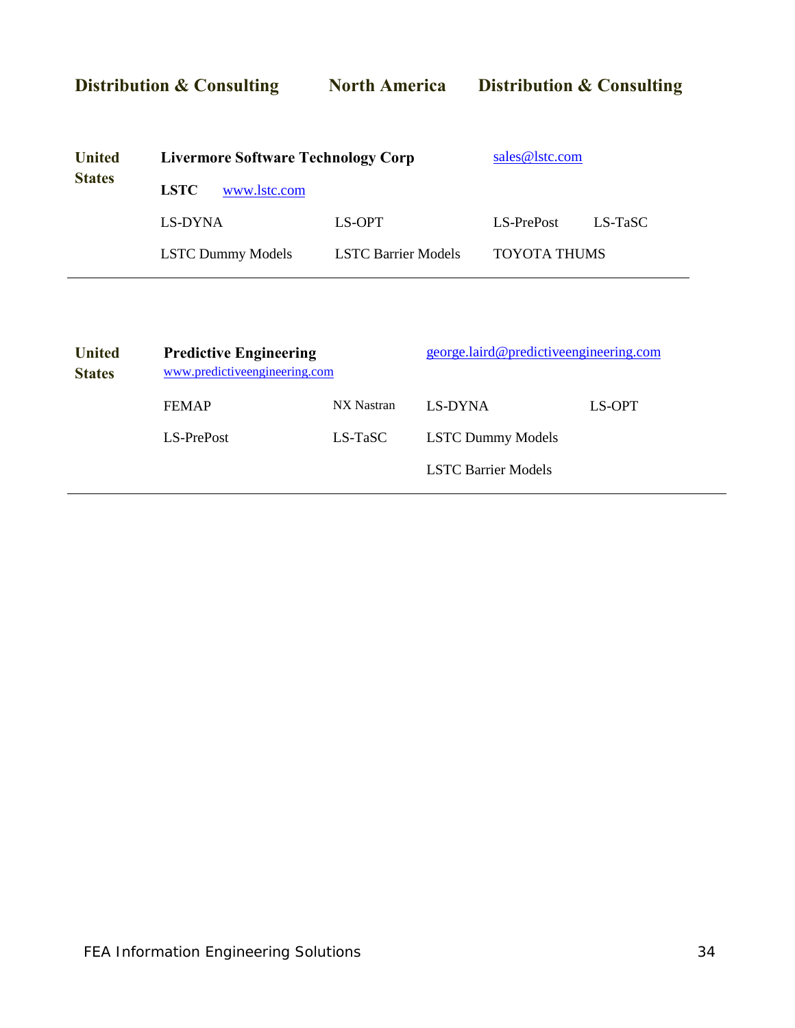**Distribution & Consulting** **North America** **Distribution & Consulting**

| | | | | |
|---|---|---|---|---|
| **United States** | **Livermore Software Technology Corp** | | sales@lstc.com | |
| | **LSTC** www.lstc.com | | | |
| | LS-DYNA | LS-OPT | LS-PrePost | LS-TaSC |
| | LSTC Dummy Models | LSTC Barrier Models | TOYOTA THUMS | |

---

| | | | | |
|---|---|---|---|---|
| **United States** | **Predictive Engineering** www.predictiveengineering.com | | george.laird@predictiveengineering.com | |
| | FEMAP | NX Nastran | LS-DYNA | LS-OPT |
| | LS-PrePost | LS-TaSC | LSTC Dummy Models | |
| | | | LSTC Barrier Models | |

---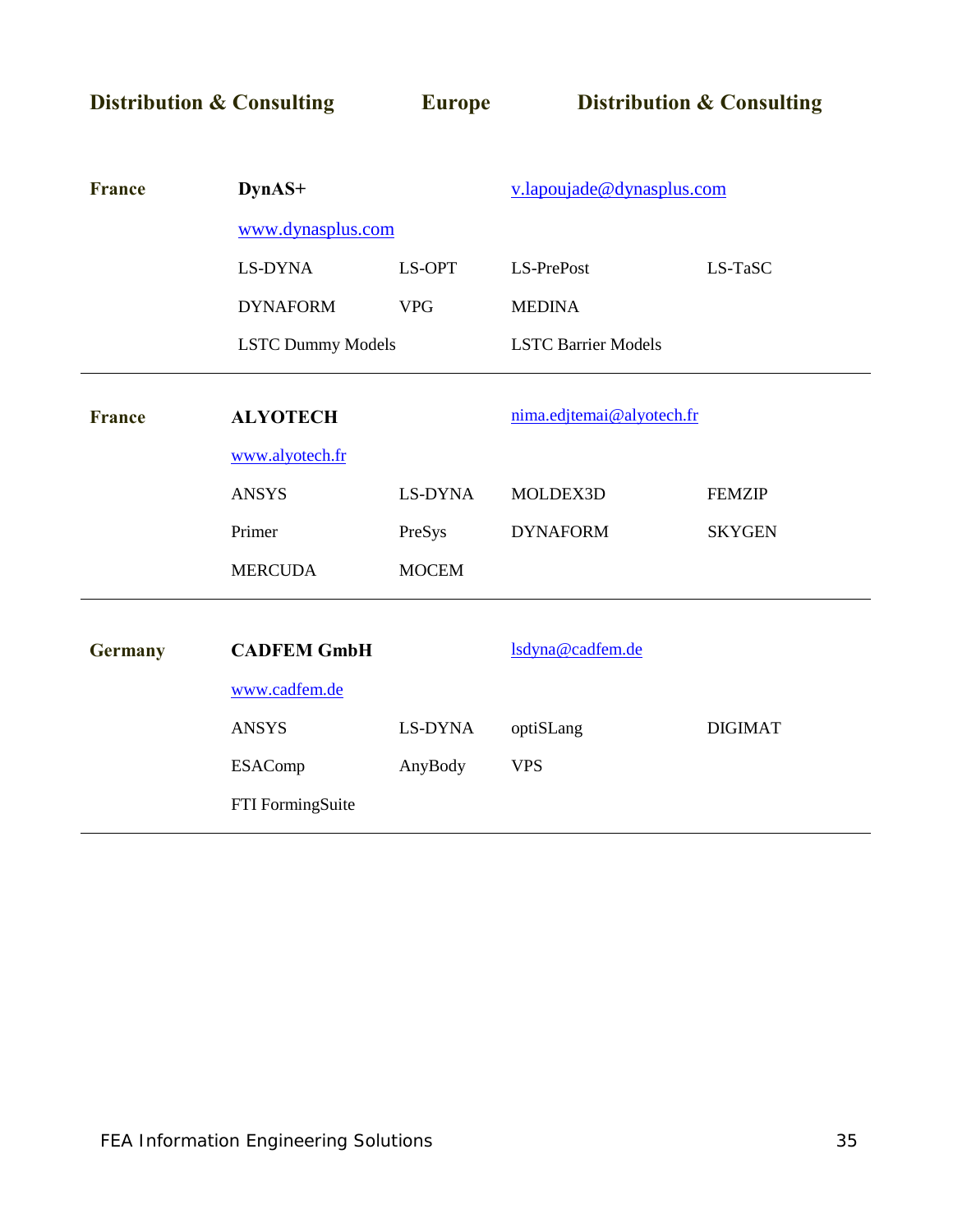**Distribution & Consulting** **Europe** **Distribution & Consulting**

| | | | | |
|---|---|---|---|---|
| **France** | **DynAS+** | | v.lapoujade@dynasplus.com | |
| | www.dynasplus.com | | | |
| | LS-DYNA | LS-OPT | LS-PrePost | LS-TaSC |
| | DYNAFORM | VPG | MEDINA | |
| | LSTC Dummy Models | | LSTC Barrier Models | |

| | | | | |
|---|---|---|---|---|
| **France** | **ALYOTECH** | | nima.edjtemai@alyotech.fr | |
| | www.alyotech.fr | | | |
| | ANSYS | LS-DYNA | MOLDEX3D | FEMZIP |
| | Primer | PreSys | DYNAFORM | SKYGEN |
| | MERCUDA | MOCEM | | |

| | | | | |
|---|---|---|---|---|
| **Germany** | **CADFEM GmbH** | | lsdyna@cadfem.de | |
| | www.cadfem.de | | | |
| | ANSYS | LS-DYNA | optiSLang | DIGIMAT |
| | ESAComp | AnyBody | VPS | |
| | FTI FormingSuite | | | |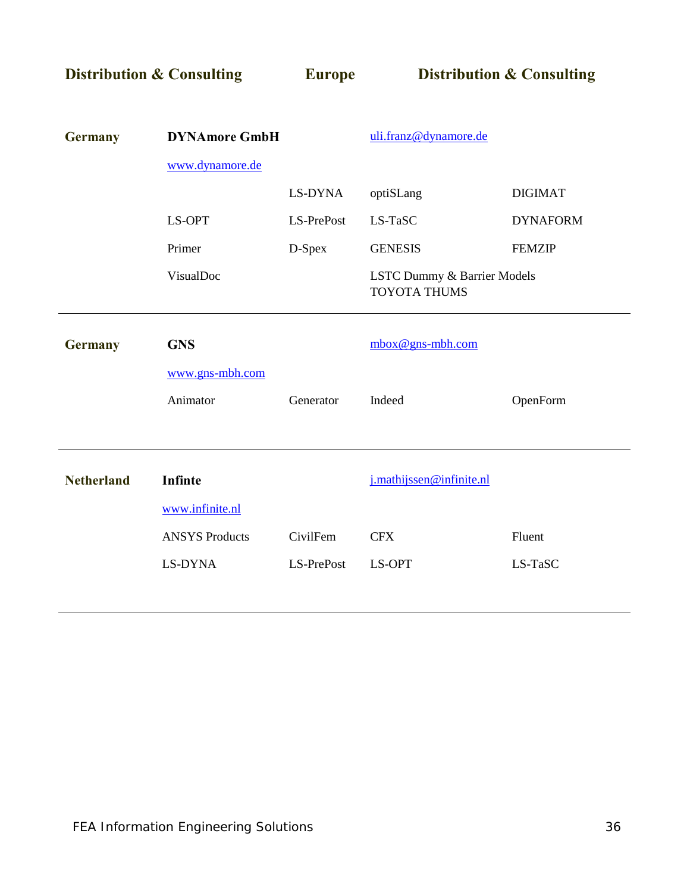## Distribution & Consulting — Europe — Distribution & Consulting

| Germany | DYNAmore GmbH | | uli.franz@dynamore.de | |
|---|---|---|---|---|
| | www.dynamore.de | | | |
| | | LS-DYNA | optiSLang | DIGIMAT |
| | LS-OPT | LS-PrePost | LS-TaSC | DYNAFORM |
| | Primer | D-Spex | GENESIS | FEMZIP |
| | VisualDoc | | LSTC Dummy & Barrier Models TOYOTA THUMS | |

---

| Germany | GNS | | mbox@gns-mbh.com | |
|---|---|---|---|---|
| | www.gns-mbh.com | | | |
| | Animator | Generator | Indeed | OpenForm |

---

| Netherland | Infinte | | j.mathijssen@infinite.nl | |
|---|---|---|---|---|
| | www.infinite.nl | | | |
| | ANSYS Products | CivilFem | CFX | Fluent |
| | LS-DYNA | LS-PrePost | LS-OPT | LS-TaSC |

---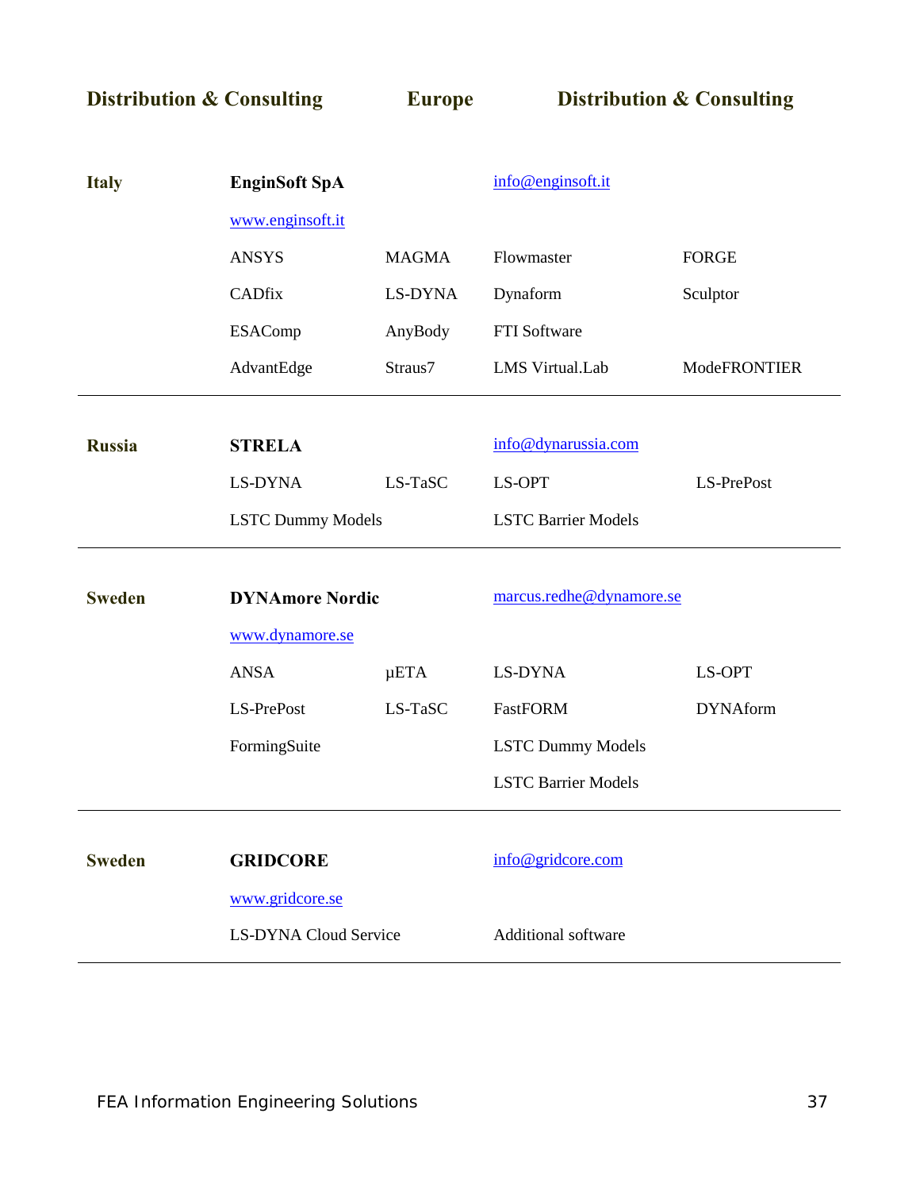**Distribution & Consulting** **Europe** **Distribution & Consulting**

| | | | | |
|---|---|---|---|---|
| **Italy** | **EnginSoft SpA** | | info@enginsoft.it | |
| | www.enginsoft.it | | | |
| | ANSYS | MAGMA | Flowmaster | FORGE |
| | CADfix | LS-DYNA | Dynaform | Sculptor |
| | ESAComp | AnyBody | FTI Software | |
| | AdvantEdge | Straus7 | LMS Virtual.Lab | ModeFRONTIER |

---

| | | | | |
|---|---|---|---|---|
| **Russia** | **STRELA** | | info@dynarussia.com | |
| | LS-DYNA | LS-TaSC | LS-OPT | LS-PrePost |
| | LSTC Dummy Models | | LSTC Barrier Models | |

---

| | | | | |
|---|---|---|---|---|
| **Sweden** | **DYNAmore Nordic** | | marcus.redhe@dynamore.se | |
| | www.dynamore.se | | | |
| | ANSA | μETA | LS-DYNA | LS-OPT |
| | LS-PrePost | LS-TaSC | FastFORM | DYNAform |
| | FormingSuite | | LSTC Dummy Models | |
| | | | LSTC Barrier Models | |

---

| | | | | |
|---|---|---|---|---|
| **Sweden** | **GRIDCORE** | | info@gridcore.com | |
| | www.gridcore.se | | | |
| | LS-DYNA Cloud Service | | Additional software | |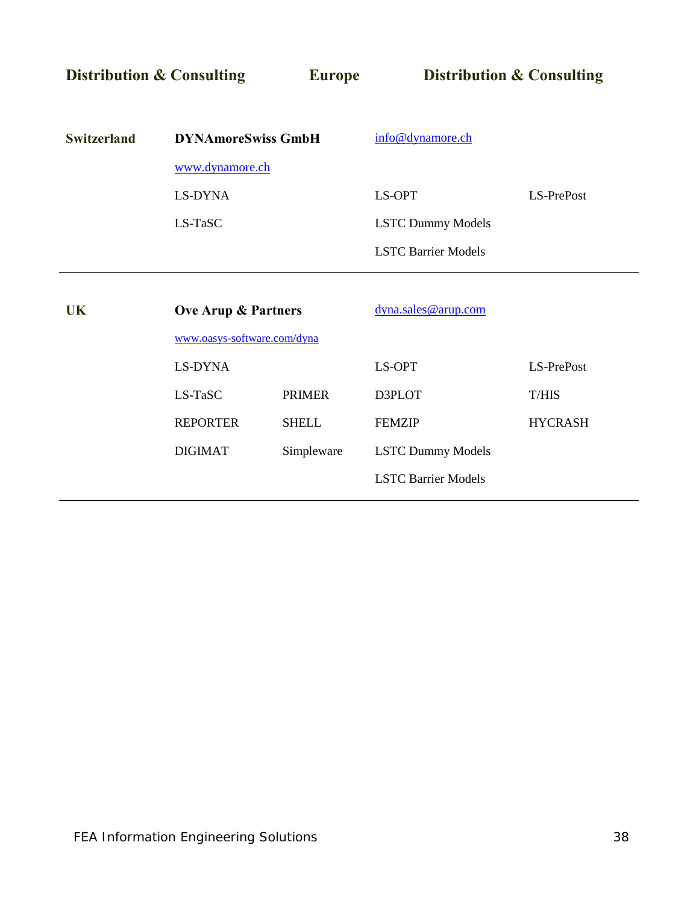**Distribution & Consulting** **Europe** **Distribution & Consulting**

| | | | | |
|---|---|---|---|---|
| **Switzerland** | **DYNAmoreSwiss GmbH** | | info@dynamore.ch | |
| | www.dynamore.ch | | | |
| | LS-DYNA | | LS-OPT | LS-PrePost |
| | LS-TaSC | | LSTC Dummy Models | |
| | | | LSTC Barrier Models | |

---

| | | | | |
|---|---|---|---|---|
| **UK** | **Ove Arup & Partners** | | dyna.sales@arup.com | |
| | www.oasys-software.com/dyna | | | |
| | LS-DYNA | | LS-OPT | LS-PrePost |
| | LS-TaSC | PRIMER | D3PLOT | T/HIS |
| | REPORTER | SHELL | FEMZIP | HYCRASH |
| | DIGIMAT | Simpleware | LSTC Dummy Models | |
| | | | LSTC Barrier Models | |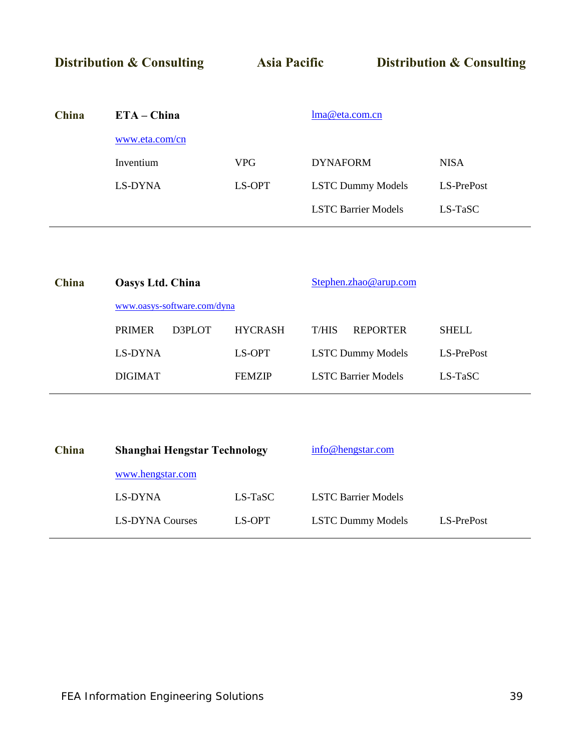**Distribution & Consulting** **Asia Pacific** **Distribution & Consulting**

---

**China** **ETA – China** lma@eta.com.cn

www.eta.com/cn

| | | | |
|---|---|---|---|
| Inventium | VPG | DYNAFORM | NISA |
| LS-DYNA | LS-OPT | LSTC Dummy Models | LS-PrePost |
| | | LSTC Barrier Models | LS-TaSC |

---

**China** **Oasys Ltd. China** Stephen.zhao@arup.com

www.oasys-software.com/dyna

| | | | |
|---|---|---|---|
| PRIMER D3PLOT | HYCRASH | T/HIS REPORTER | SHELL |
| LS-DYNA | LS-OPT | LSTC Dummy Models | LS-PrePost |
| DIGIMAT | FEMZIP | LSTC Barrier Models | LS-TaSC |

---

**China** **Shanghai Hengstar Technology** info@hengstar.com

www.hengstar.com

| | | | |
|---|---|---|---|
| LS-DYNA | LS-TaSC | LSTC Barrier Models | |
| LS-DYNA Courses | LS-OPT | LSTC Dummy Models | LS-PrePost |

---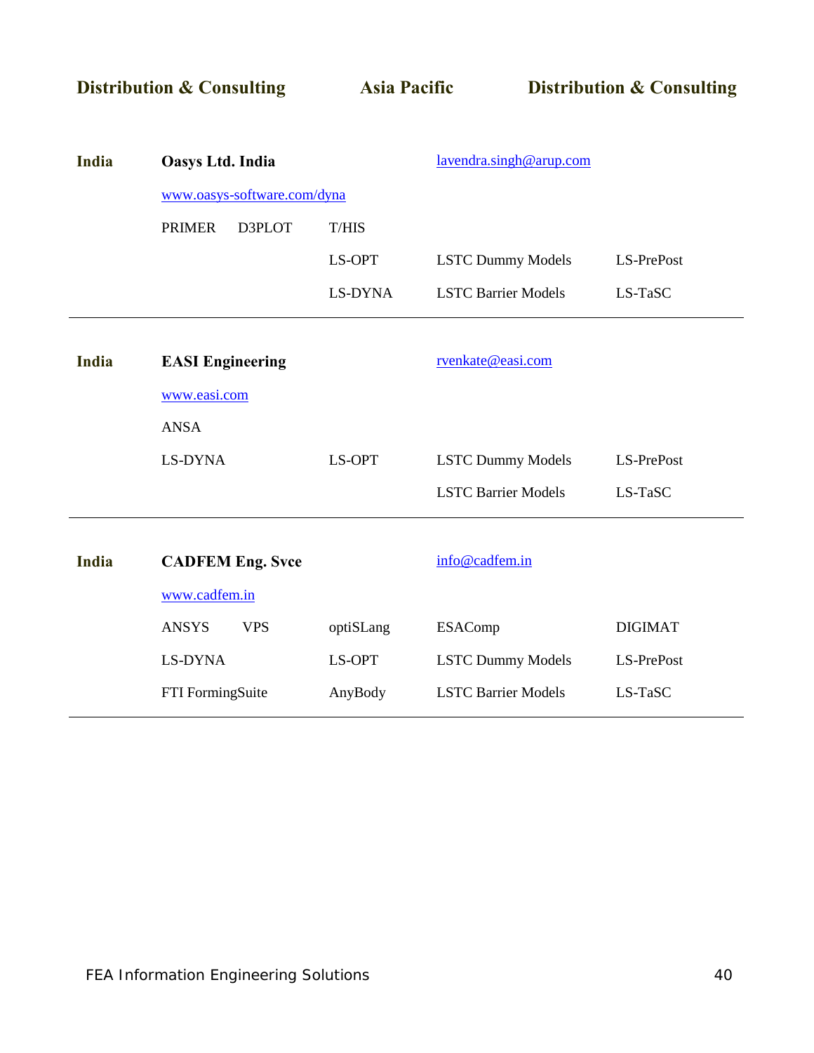**Distribution & Consulting** **Asia Pacific** **Distribution & Consulting**

| | | | | | |
|---|---|---|---|---|---|
| **India** | **Oasys Ltd. India** | | | lavendra.singh@arup.com | |
| | www.oasys-software.com/dyna | | | | |
| | PRIMER | D3PLOT | T/HIS | | |
| | | | LS-OPT | LSTC Dummy Models | LS-PrePost |
| | | | LS-DYNA | LSTC Barrier Models | LS-TaSC |

---

| | | | | | |
|---|---|---|---|---|---|
| **India** | **EASI Engineering** | | | rvenkate@easi.com | |
| | www.easi.com | | | | |
| | ANSA | | | | |
| | LS-DYNA | | LS-OPT | LSTC Dummy Models | LS-PrePost |
| | | | | LSTC Barrier Models | LS-TaSC |

---

| | | | | | |
|---|---|---|---|---|---|
| **India** | **CADFEM Eng. Svce** | | | info@cadfem.in | |
| | www.cadfem.in | | | | |
| | ANSYS | VPS | optiSLang | ESAComp | DIGIMAT |
| | LS-DYNA | | LS-OPT | LSTC Dummy Models | LS-PrePost |
| | FTI FormingSuite | | AnyBody | LSTC Barrier Models | LS-TaSC |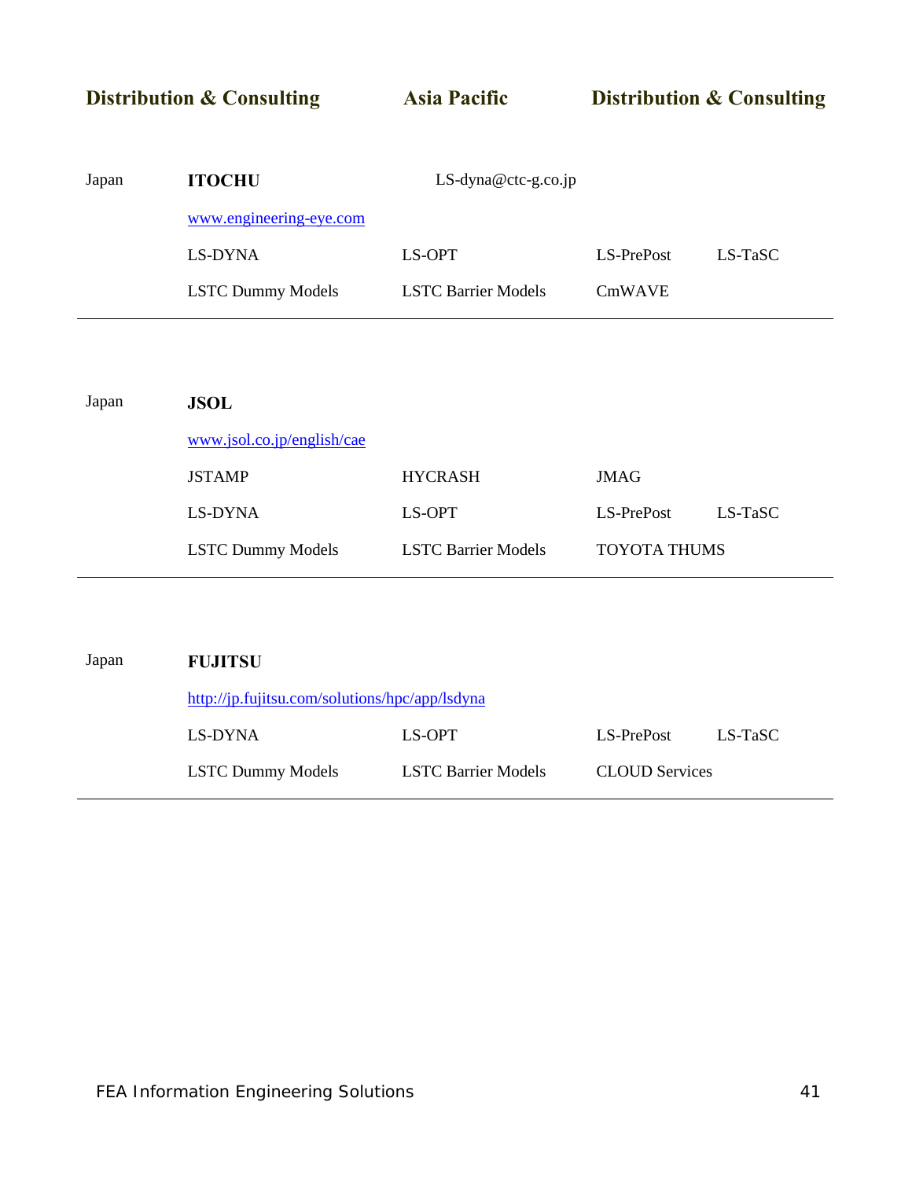**Distribution & Consulting** **Asia Pacific** **Distribution & Consulting**

| Japan | **ITOCHU** | LS-dyna@ctc-g.co.jp | | |
|---|---|---|---|---|
| | www.engineering-eye.com | | | |
| | LS-DYNA | LS-OPT | LS-PrePost | LS-TaSC |
| | LSTC Dummy Models | LSTC Barrier Models | CmWAVE | |

---

| Japan | **JSOL** | | | |
|---|---|---|---|---|
| | www.jsol.co.jp/english/cae | | | |
| | JSTAMP | HYCRASH | JMAG | |
| | LS-DYNA | LS-OPT | LS-PrePost | LS-TaSC |
| | LSTC Dummy Models | LSTC Barrier Models | TOYOTA THUMS | |

---

| Japan | **FUJITSU** | | | |
|---|---|---|---|---|
| | http://jp.fujitsu.com/solutions/hpc/app/lsdyna | | | |
| | LS-DYNA | LS-OPT | LS-PrePost | LS-TaSC |
| | LSTC Dummy Models | LSTC Barrier Models | CLOUD Services | |

---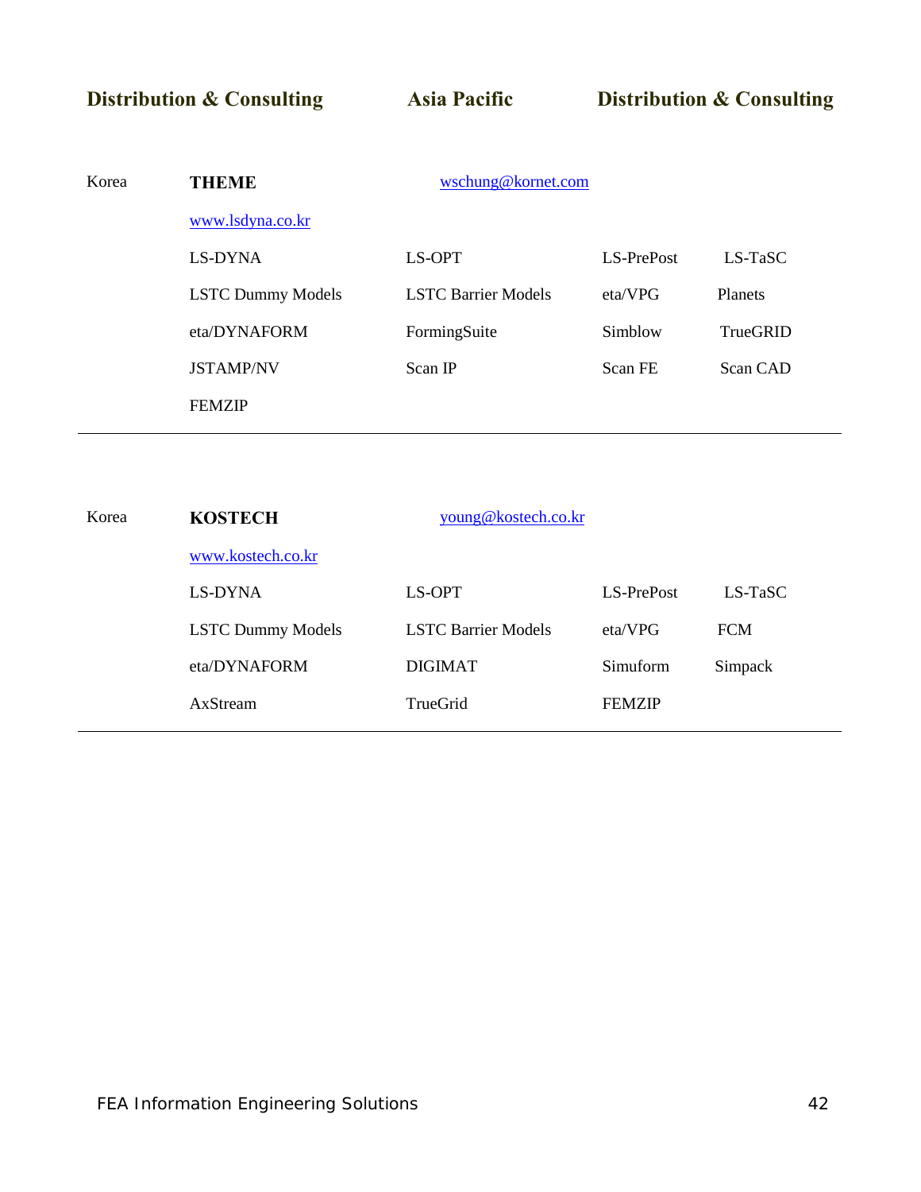**Distribution & Consulting** **Asia Pacific** **Distribution & Consulting**

| Korea | **THEME** | wschung@kornet.com | | |
|---|---|---|---|---|
| | www.lsdyna.co.kr | | | |
| | LS-DYNA | LS-OPT | LS-PrePost | LS-TaSC |
| | LSTC Dummy Models | LSTC Barrier Models | eta/VPG | Planets |
| | eta/DYNAFORM | FormingSuite | Simblow | TrueGRID |
| | JSTAMP/NV | Scan IP | Scan FE | Scan CAD |
| | FEMZIP | | | |

---

| Korea | **KOSTECH** | young@kostech.co.kr | | |
|---|---|---|---|---|
| | www.kostech.co.kr | | | |
| | LS-DYNA | LS-OPT | LS-PrePost | LS-TaSC |
| | LSTC Dummy Models | LSTC Barrier Models | eta/VPG | FCM |
| | eta/DYNAFORM | DIGIMAT | Simuform | Simpack |
| | AxStream | TrueGrid | FEMZIP | |

---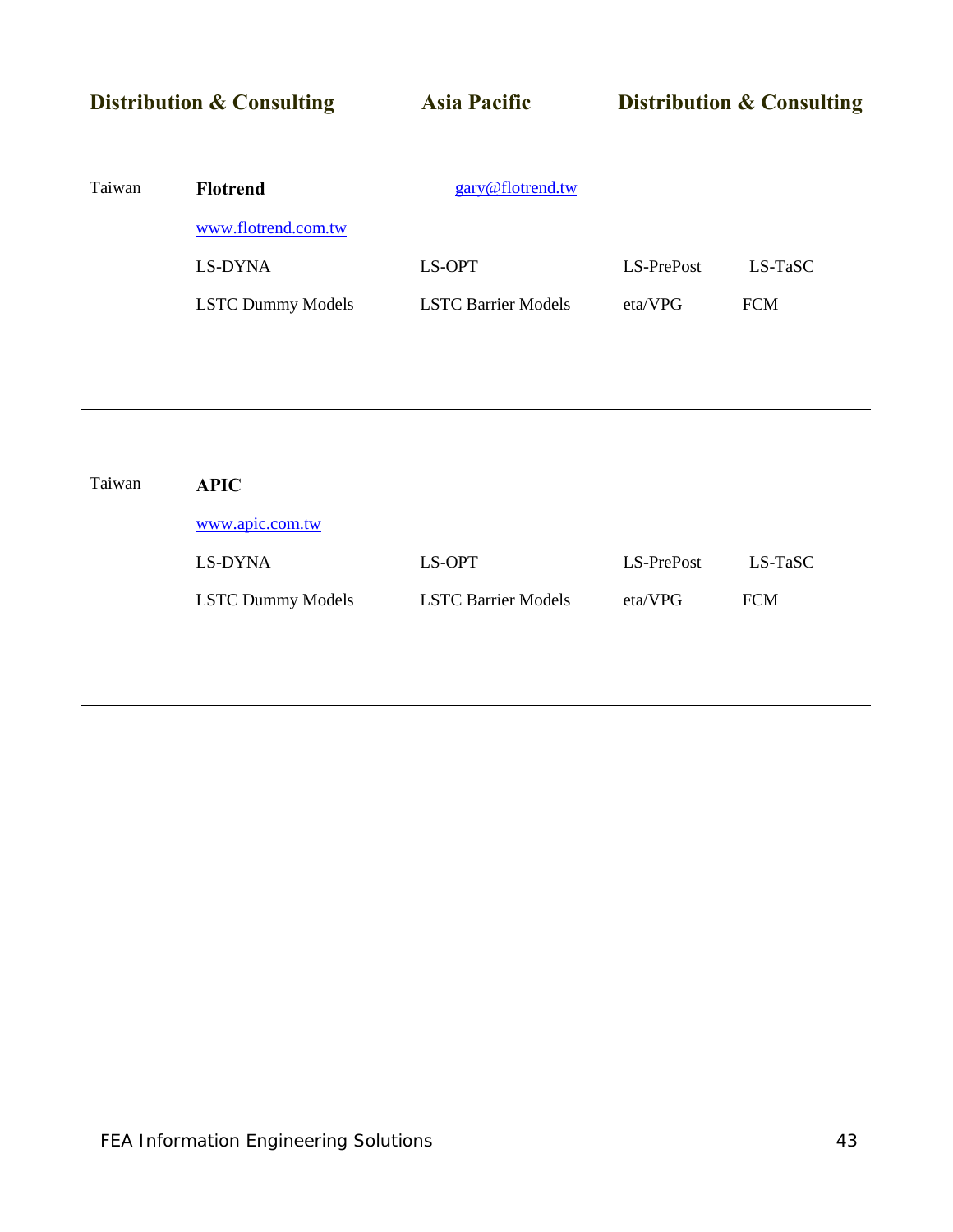## Distribution & Consulting    Asia Pacific    Distribution & Consulting

Taiwan **Flotrend** gary@flotrend.tw

www.flotrend.com.tw

| | | | |
|---|---|---|---|
| LS-DYNA | LS-OPT | LS-PrePost | LS-TaSC |
| LSTC Dummy Models | LSTC Barrier Models | eta/VPG | FCM |

---

Taiwan **APIC**

www.apic.com.tw

| | | | |
|---|---|---|---|
| LS-DYNA | LS-OPT | LS-PrePost | LS-TaSC |
| LSTC Dummy Models | LSTC Barrier Models | eta/VPG | FCM |

---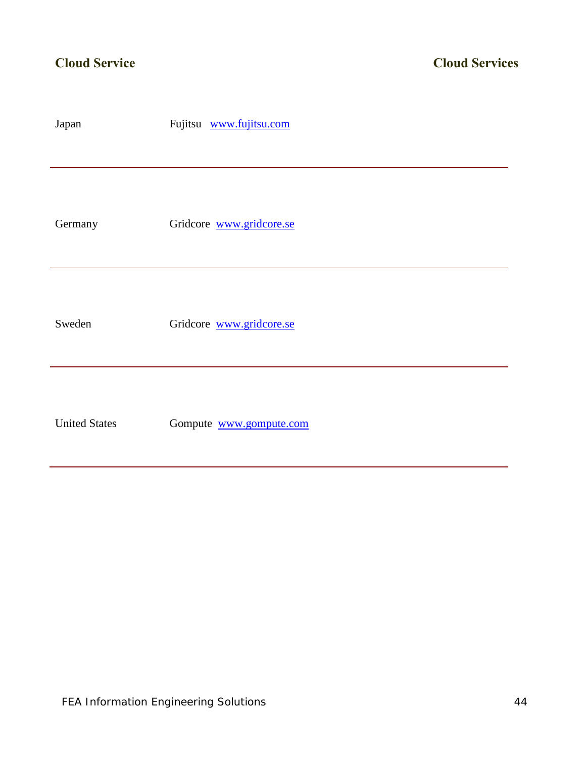## Cloud Service

| | |
|---|---|
| Japan | Fujitsu www.fujitsu.com |
| Germany | Gridcore www.gridcore.se |
| Sweden | Gridcore www.gridcore.se |
| United States | Gompute www.gompute.com |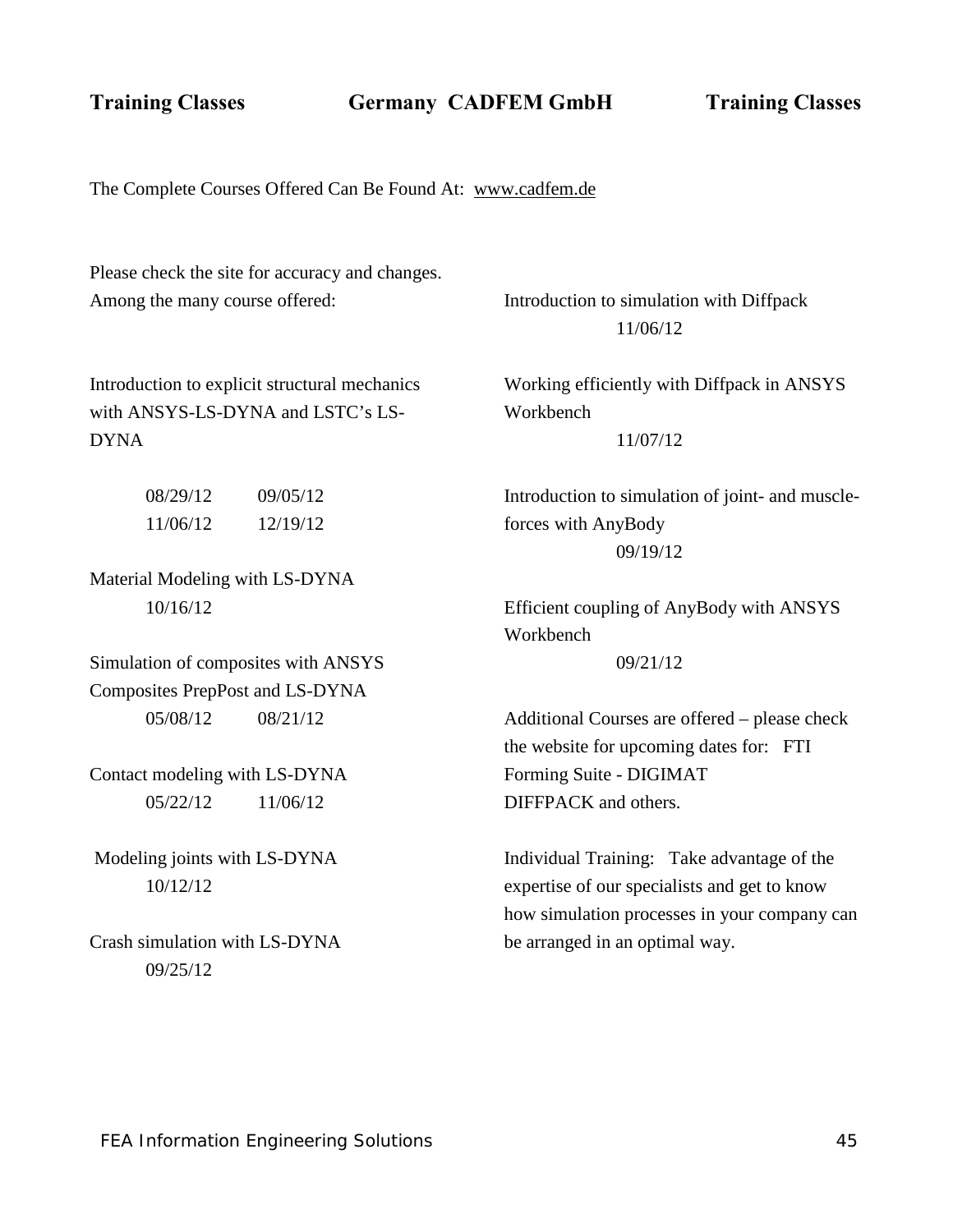**Training Classes** **Germany CADFEM GmbH** **Training Classes**

The Complete Courses Offered Can Be Found At: www.cadfem.de

Please check the site for accuracy and changes.
Among the many course offered:

Introduction to explicit structural mechanics with ANSYS-LS-DYNA and LSTC's LS-DYNA

08/29/12 09/05/12
11/06/12 12/19/12

Material Modeling with LS-DYNA
10/16/12

Simulation of composites with ANSYS Composites PrepPost and LS-DYNA
05/08/12 08/21/12

Contact modeling with LS-DYNA
05/22/12 11/06/12

Modeling joints with LS-DYNA
10/12/12

Crash simulation with LS-DYNA
09/25/12

Introduction to simulation with Diffpack
11/06/12

Working efficiently with Diffpack in ANSYS Workbench
11/07/12

Introduction to simulation of joint- and muscle-forces with AnyBody
09/19/12

Efficient coupling of AnyBody with ANSYS Workbench
09/21/12

Additional Courses are offered – please check the website for upcoming dates for: FTI Forming Suite - DIGIMAT DIFFPACK and others.

Individual Training: Take advantage of the expertise of our specialists and get to know how simulation processes in your company can be arranged in an optimal way.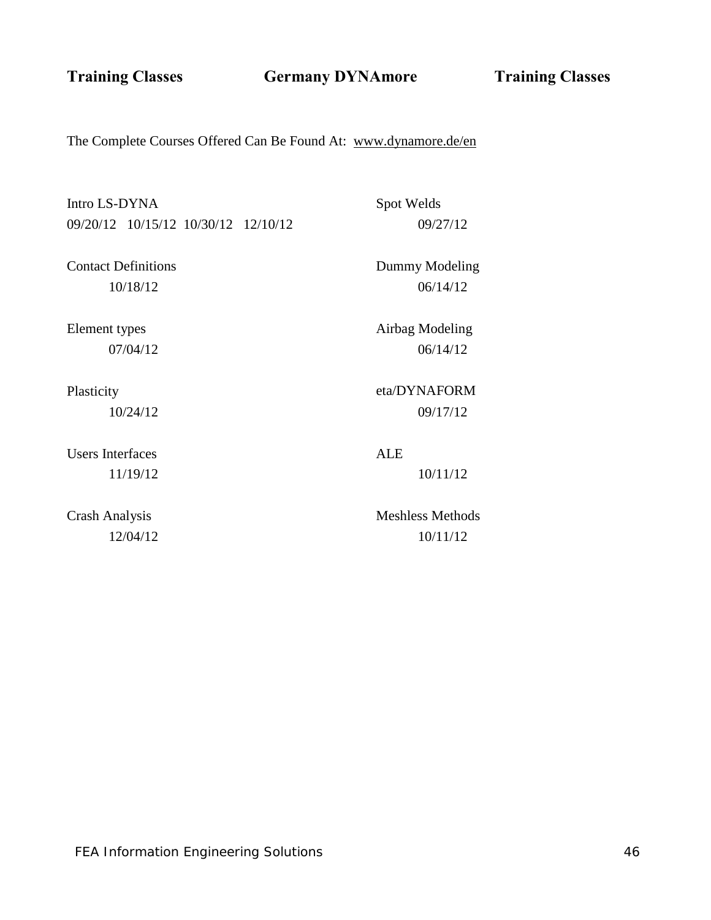## Training Classes Germany DYNAmore Training Classes

The Complete Courses Offered Can Be Found At: www.dynamore.de/en

Intro LS-DYNA
09/20/12 10/15/12 10/30/12 12/10/12

Spot Welds
09/27/12

Contact Definitions
10/18/12

Dummy Modeling
06/14/12

Element types
07/04/12

Airbag Modeling
06/14/12

Plasticity
10/24/12

eta/DYNAFORM
09/17/12

Users Interfaces
11/19/12

ALE
10/11/12

Crash Analysis
12/04/12

Meshless Methods
10/11/12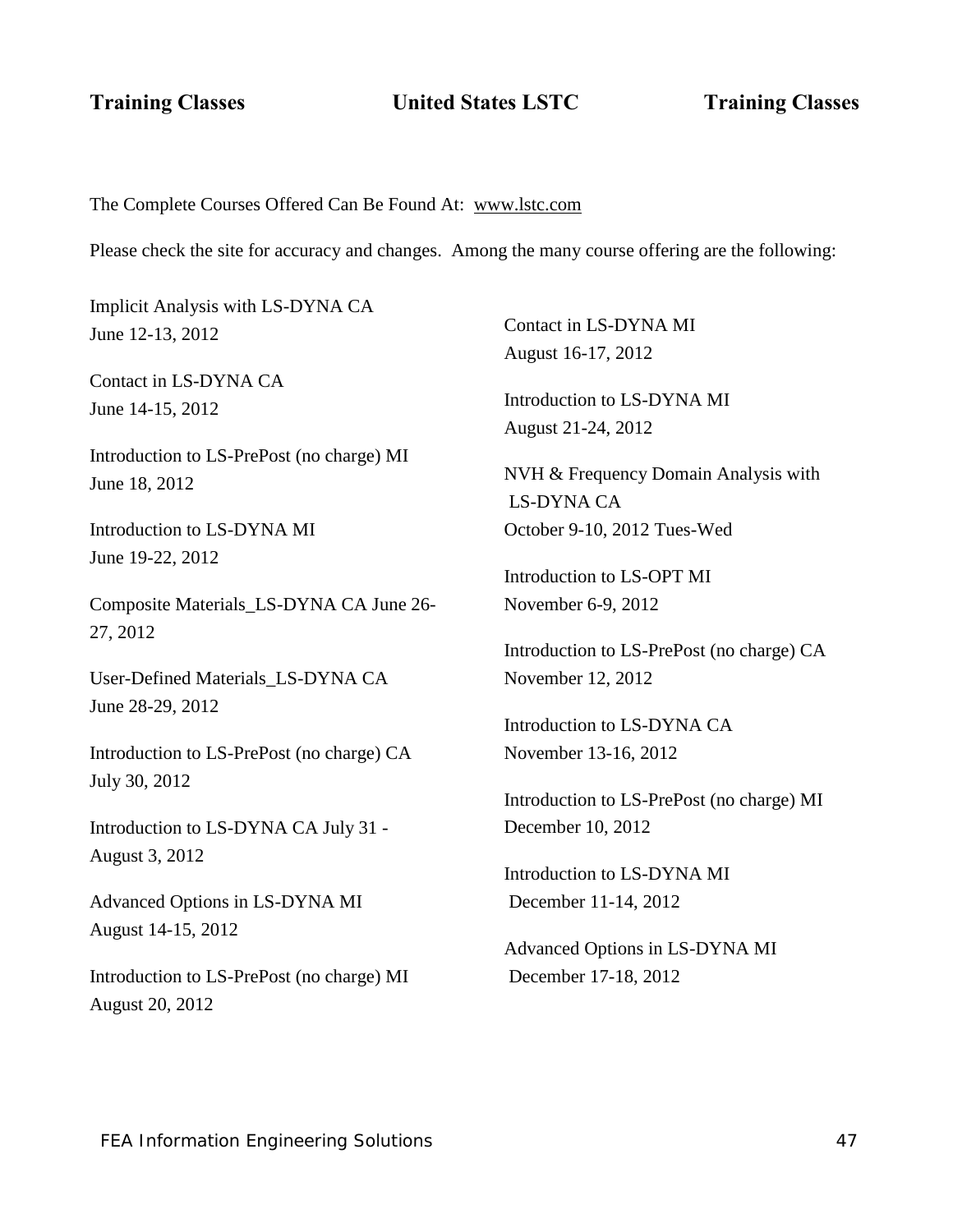# Training Classes — United States LSTC — Training Classes

The Complete Courses Offered Can Be Found At: www.lstc.com

Please check the site for accuracy and changes. Among the many course offering are the following:

Implicit Analysis with LS-DYNA CA
June 12-13, 2012

Contact in LS-DYNA CA
June 14-15, 2012

Introduction to LS-PrePost (no charge) MI
June 18, 2012

Introduction to LS-DYNA MI
June 19-22, 2012

Composite Materials_LS-DYNA CA June 26-27, 2012

User-Defined Materials_LS-DYNA CA
June 28-29, 2012

Introduction to LS-PrePost (no charge) CA
July 30, 2012

Introduction to LS-DYNA CA July 31 - August 3, 2012

Advanced Options in LS-DYNA MI
August 14-15, 2012

Introduction to LS-PrePost (no charge) MI
August 20, 2012

Contact in LS-DYNA MI
August 16-17, 2012

Introduction to LS-DYNA MI
August 21-24, 2012

NVH & Frequency Domain Analysis with LS-DYNA CA
October 9-10, 2012 Tues-Wed

Introduction to LS-OPT MI
November 6-9, 2012

Introduction to LS-PrePost (no charge) CA
November 12, 2012

Introduction to LS-DYNA CA
November 13-16, 2012

Introduction to LS-PrePost (no charge) MI
December 10, 2012

Introduction to LS-DYNA MI
December 11-14, 2012

Advanced Options in LS-DYNA MI
December 17-18, 2012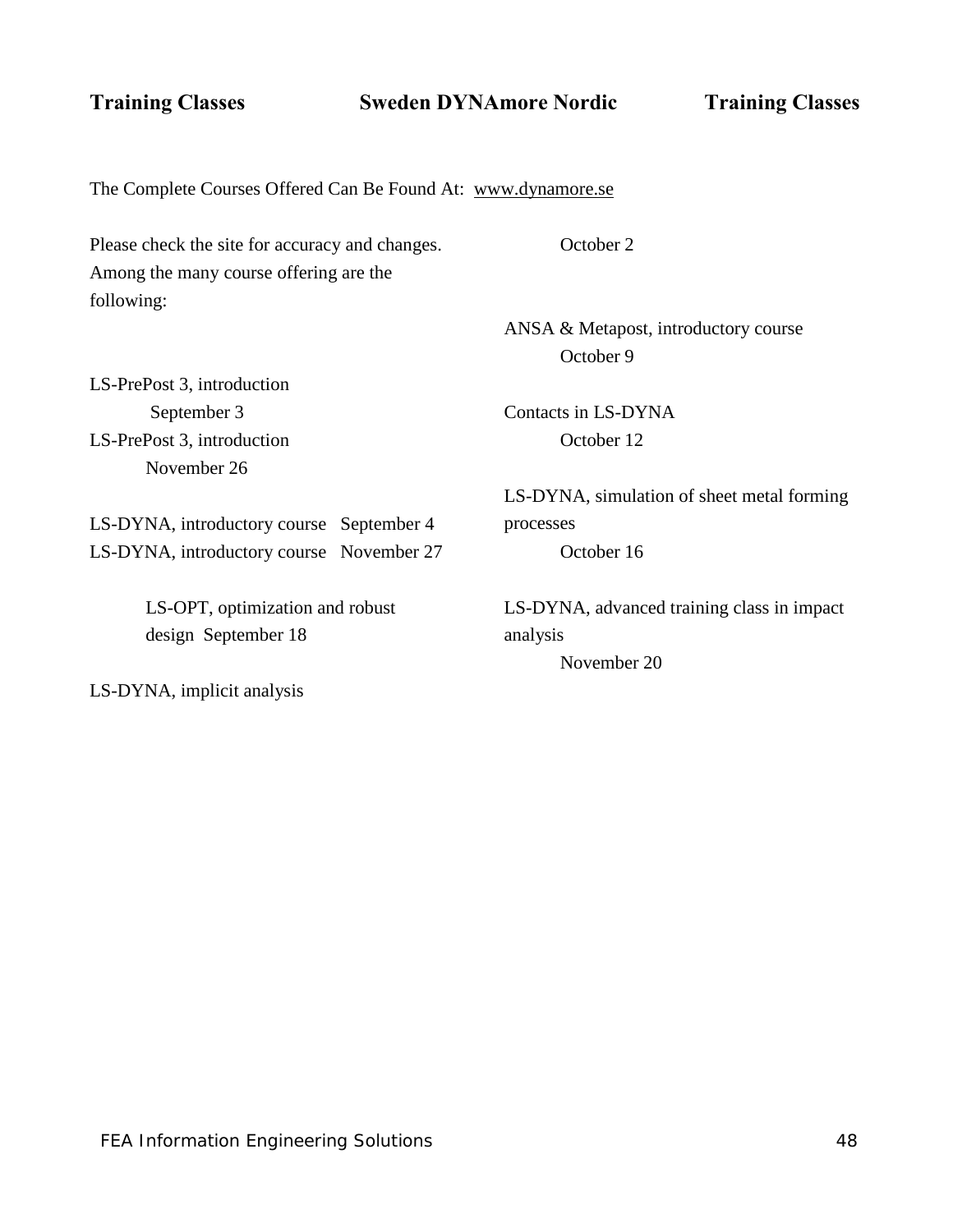**Training Classes** **Sweden DYNAmore Nordic** **Training Classes**

The Complete Courses Offered Can Be Found At: www.dynamore.se

Please check the site for accuracy and changes. Among the many course offering are the following:

LS-PrePost 3, introduction
September 3

LS-PrePost 3, introduction
November 26

LS-DYNA, introductory course September 4

LS-DYNA, introductory course November 27

LS-OPT, optimization and robust design September 18

LS-DYNA, implicit analysis
October 2

ANSA & Metapost, introductory course
October 9

Contacts in LS-DYNA
October 12

LS-DYNA, simulation of sheet metal forming processes
October 16

LS-DYNA, advanced training class in impact analysis
November 20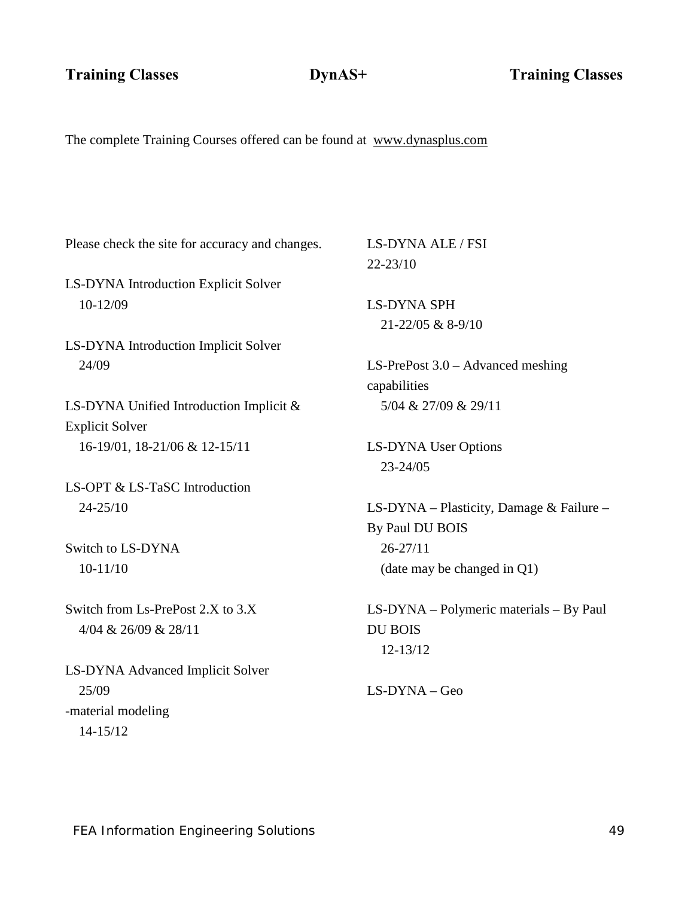**Training Classes** **DynAS+** **Training Classes**

The complete Training Courses offered can be found at www.dynasplus.com

Please check the site for accuracy and changes.

LS-DYNA Introduction Explicit Solver
10-12/09

LS-DYNA Introduction Implicit Solver
24/09

LS-DYNA Unified Introduction Implicit & Explicit Solver
16-19/01, 18-21/06 & 12-15/11

LS-OPT & LS-TaSC Introduction
24-25/10

Switch to LS-DYNA
10-11/10

Switch from Ls-PrePost 2.X to 3.X
4/04 & 26/09 & 28/11

LS-DYNA Advanced Implicit Solver
25/09
-material modeling
14-15/12

LS-DYNA ALE / FSI
22-23/10

LS-DYNA SPH
21-22/05 & 8-9/10

LS-PrePost 3.0 – Advanced meshing capabilities
5/04 & 27/09 & 29/11

LS-DYNA User Options
23-24/05

LS-DYNA – Plasticity, Damage & Failure – By Paul DU BOIS
26-27/11
(date may be changed in Q1)

LS-DYNA – Polymeric materials – By Paul DU BOIS
12-13/12

LS-DYNA – Geo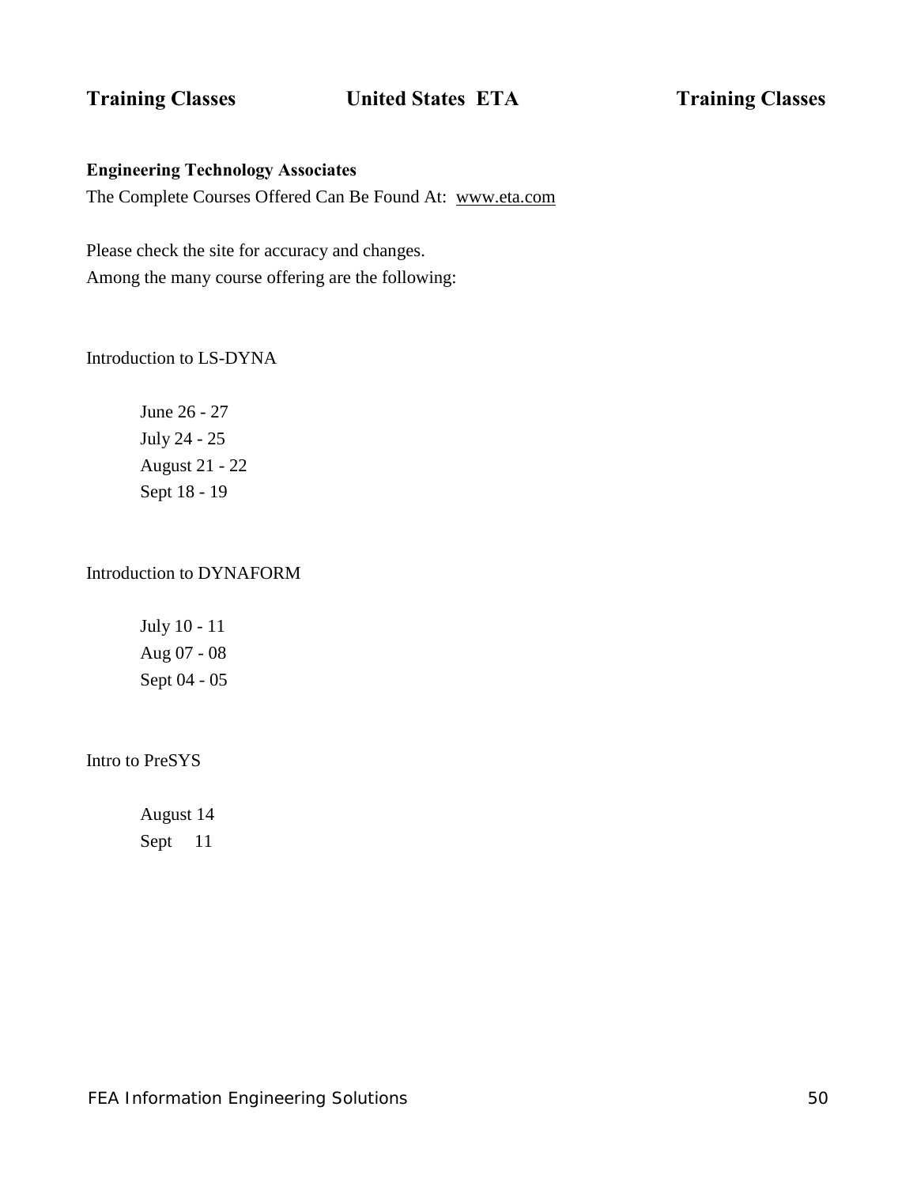# Training Classes United States ETA Training Classes

**Engineering Technology Associates**

The Complete Courses Offered Can Be Found At: www.eta.com

Please check the site for accuracy and changes.
Among the many course offering are the following:

Introduction to LS-DYNA

- June 26 - 27
- July 24 - 25
- August 21 - 22
- Sept 18 - 19

Introduction to DYNAFORM

- July 10 - 11
- Aug 07 - 08
- Sept 04 - 05

Intro to PreSYS

- August 14
- Sept 11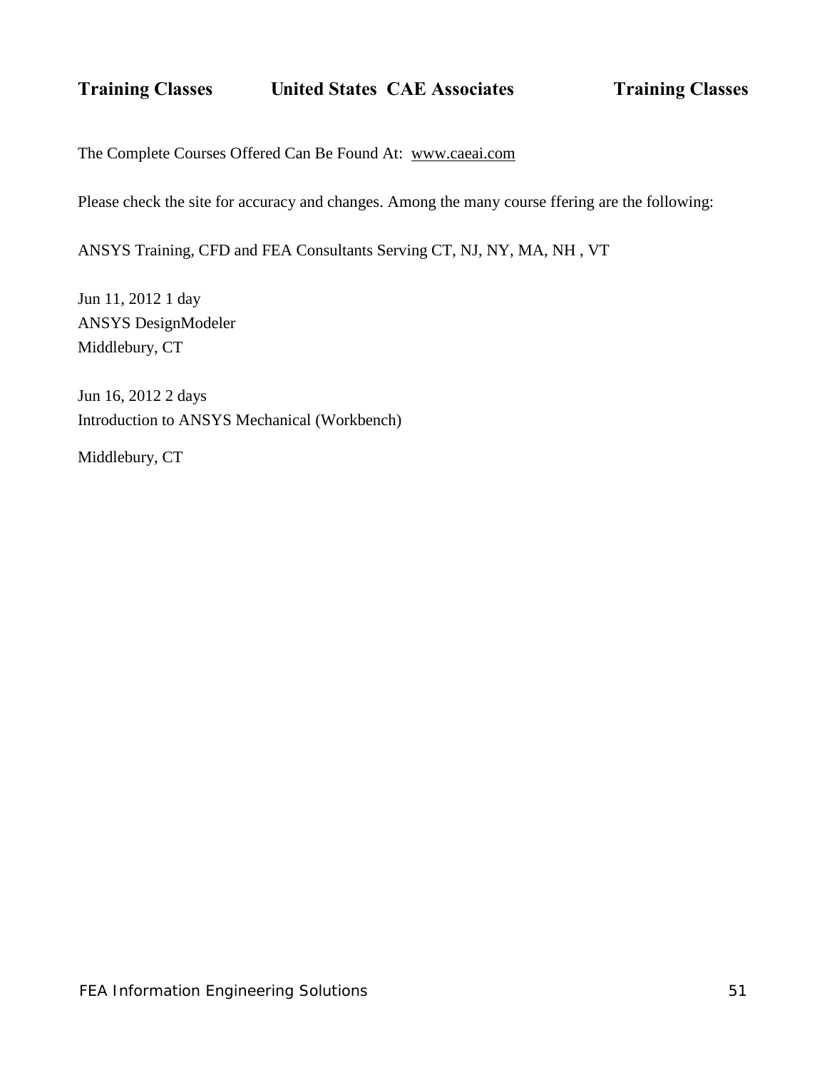# Training Classes United States CAE Associates Training Classes

The Complete Courses Offered Can Be Found At: www.caeai.com

Please check the site for accuracy and changes. Among the many course ffering are the following:

ANSYS Training, CFD and FEA Consultants Serving CT, NJ, NY, MA, NH , VT

Jun 11, 2012 1 day
ANSYS DesignModeler
Middlebury, CT

Jun 16, 2012 2 days
Introduction to ANSYS Mechanical (Workbench)

Middlebury, CT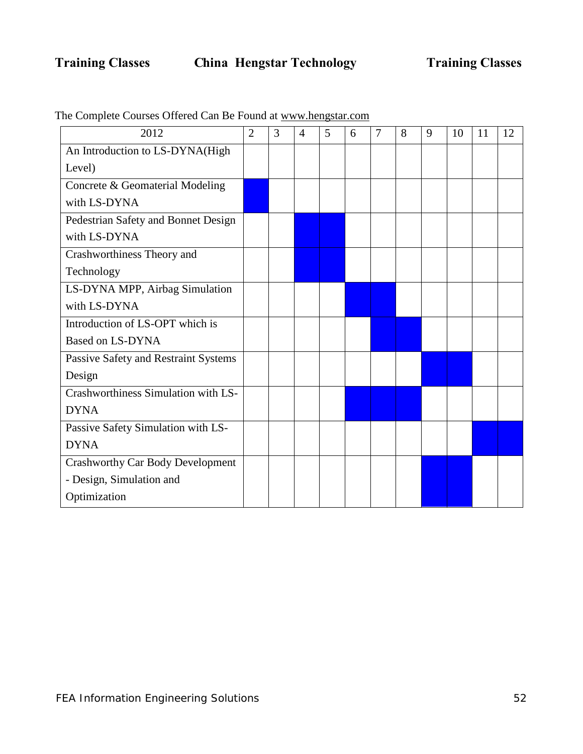# Training Classes — China Hengstar Technology — Training Classes

The Complete Courses Offered Can Be Found at www.hengstar.com

| 2012 | 2 | 3 | 4 | 5 | 6 | 7 | 8 | 9 | 10 | 11 | 12 |
|---|---|---|---|---|---|---|---|---|---|---|---|
| An Introduction to LS-DYNA(High Level) | | | | | | | | | | | |
| Concrete & Geomaterial Modeling with LS-DYNA | ■ | | | | | | | | | | |
| Pedestrian Safety and Bonnet Design with LS-DYNA | | | ■ | ■ | | | | | | | |
| Crashworthiness Theory and Technology | | | ■ | ■ | | | | | | | |
| LS-DYNA MPP, Airbag Simulation with LS-DYNA | | | | | ■ | ■ | | | | | |
| Introduction of LS-OPT which is Based on LS-DYNA | | | | | | ■ | ■ | | | | |
| Passive Safety and Restraint Systems Design | | | | | | | | ■ | ■ | | |
| Crashworthiness Simulation with LS-DYNA | | | | | ■ | ■ | ■ | | | | |
| Passive Safety Simulation with LS-DYNA | | | | | | | | | | ■ | ■ |
| Crashworthy Car Body Development - Design, Simulation and Optimization | | | | | | | | ■ | ■ | | |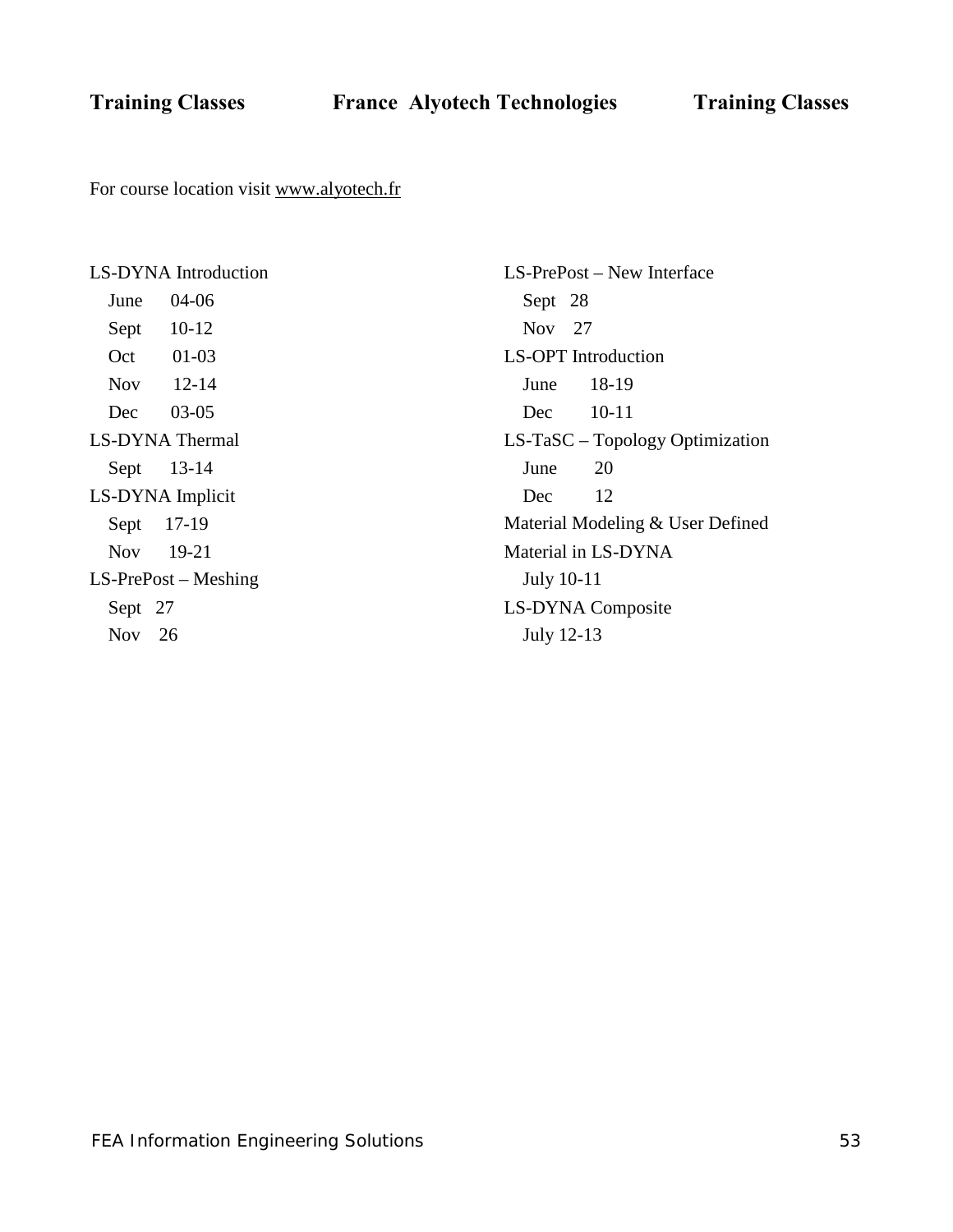**Training Classes France Alyotech Technologies Training Classes**

For course location visit www.alyotech.fr

LS-DYNA Introduction
- June 04-06
- Sept 10-12
- Oct 01-03
- Nov 12-14
- Dec 03-05

LS-DYNA Thermal
- Sept 13-14

LS-DYNA Implicit
- Sept 17-19
- Nov 19-21

LS-PrePost – Meshing
- Sept 27
- Nov 26

LS-PrePost – New Interface
- Sept 28
- Nov 27

LS-OPT Introduction
- June 18-19
- Dec 10-11

LS-TaSC – Topology Optimization
- June 20
- Dec 12

Material Modeling & User Defined Material in LS-DYNA
- July 10-11

LS-DYNA Composite
- July 12-13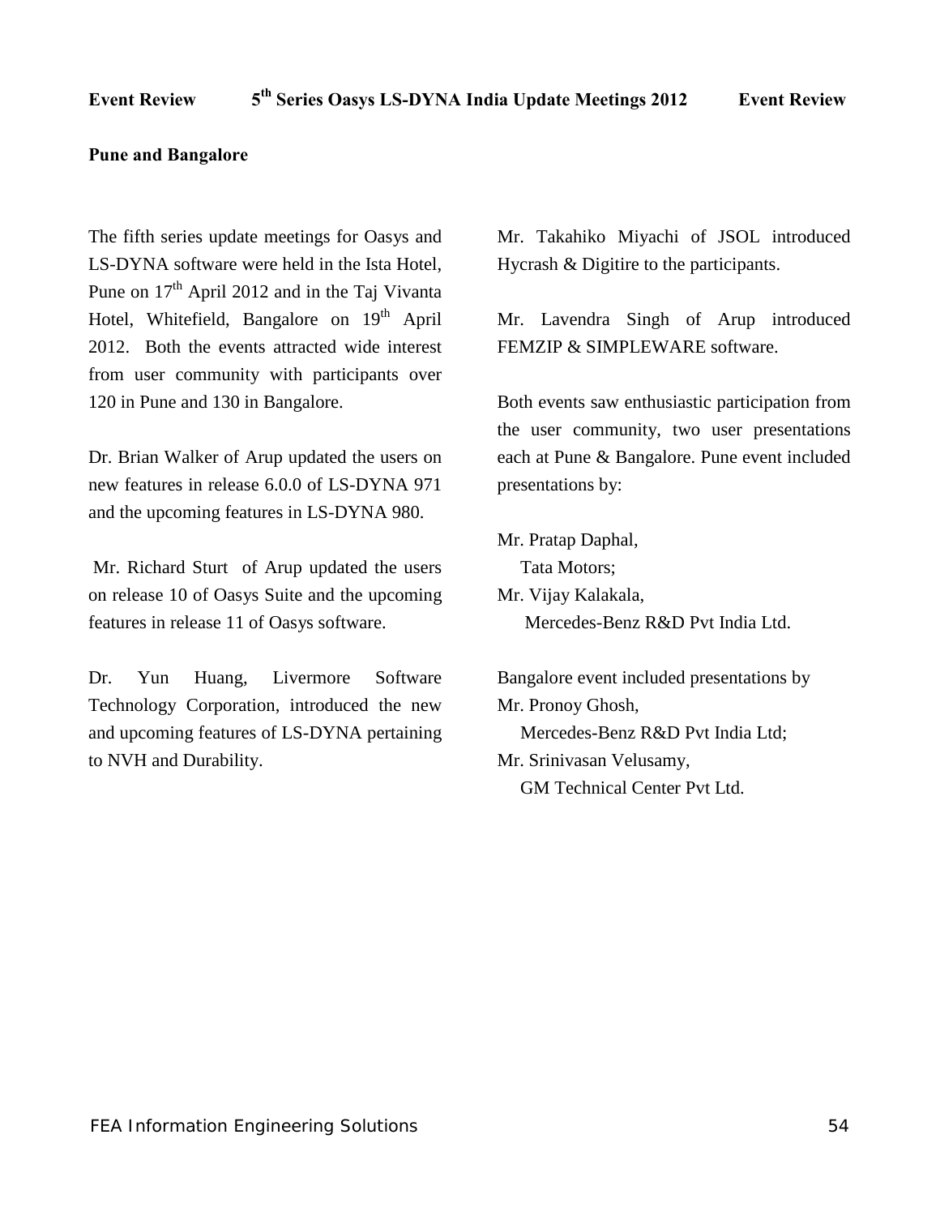# Event Review 5th Series Oasys LS-DYNA India Update Meetings 2012 Event Review

**Pune and Bangalore**

The fifth series update meetings for Oasys and LS-DYNA software were held in the Ista Hotel, Pune on 17th April 2012 and in the Taj Vivanta Hotel, Whitefield, Bangalore on 19th April 2012. Both the events attracted wide interest from user community with participants over 120 in Pune and 130 in Bangalore.

Dr. Brian Walker of Arup updated the users on new features in release 6.0.0 of LS-DYNA 971 and the upcoming features in LS-DYNA 980.

Mr. Richard Sturt of Arup updated the users on release 10 of Oasys Suite and the upcoming features in release 11 of Oasys software.

Dr. Yun Huang, Livermore Software Technology Corporation, introduced the new and upcoming features of LS-DYNA pertaining to NVH and Durability.

Mr. Takahiko Miyachi of JSOL introduced Hycrash & Digitire to the participants.

Mr. Lavendra Singh of Arup introduced FEMZIP & SIMPLEWARE software.

Both events saw enthusiastic participation from the user community, two user presentations each at Pune & Bangalore. Pune event included presentations by:

Mr. Pratap Daphal,
Tata Motors;
Mr. Vijay Kalakala,
Mercedes-Benz R&D Pvt India Ltd.

Bangalore event included presentations by
Mr. Pronoy Ghosh,
Mercedes-Benz R&D Pvt India Ltd;
Mr. Srinivasan Velusamy,
GM Technical Center Pvt Ltd.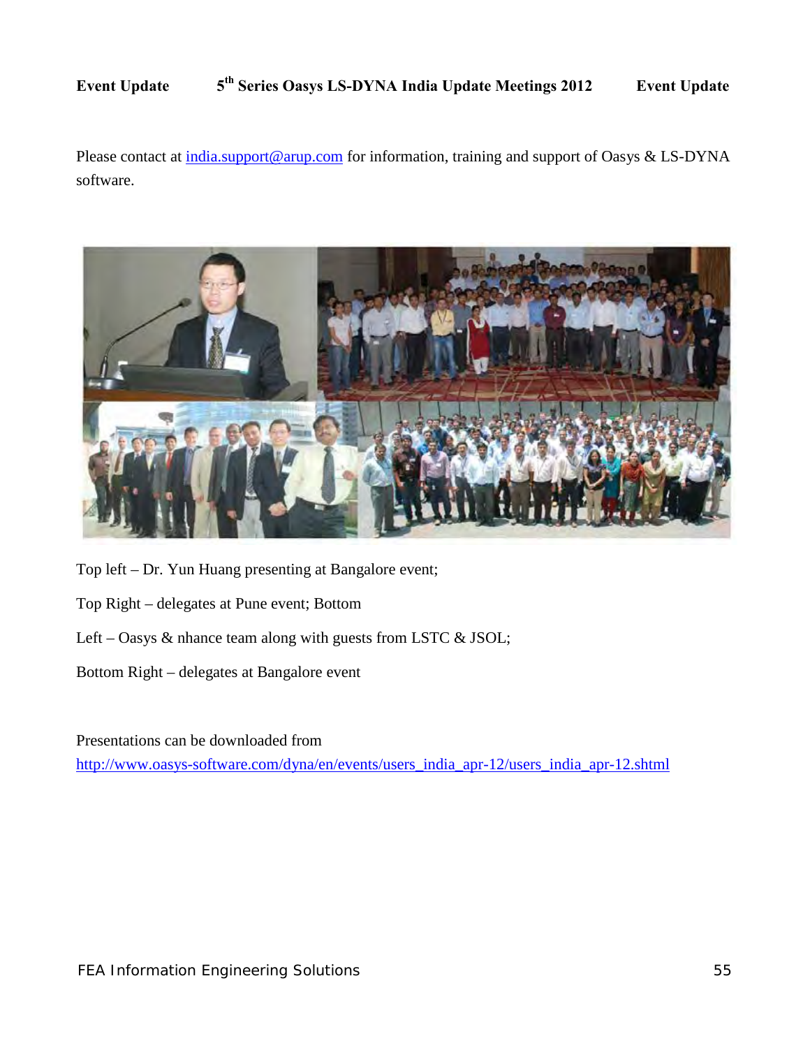**Event Update** **5th Series Oasys LS-DYNA India Update Meetings 2012** **Event Update**

Please contact at india.support@arup.com for information, training and support of Oasys & LS-DYNA software.

Top left – Dr. Yun Huang presenting at Bangalore event;

Top Right – delegates at Pune event; Bottom

Left – Oasys & nhance team along with guests from LSTC & JSOL;

Bottom Right – delegates at Bangalore event

Presentations can be downloaded from
http://www.oasys-software.com/dyna/en/events/users_india_apr-12/users_india_apr-12.shtml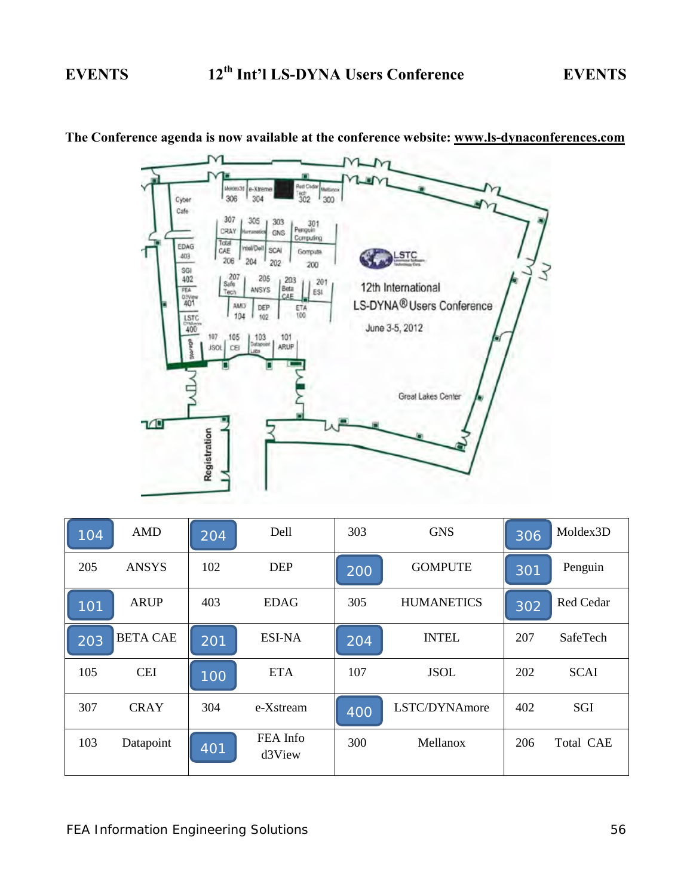The Conference agenda is now available at the conference website: **www.ls-dynaconferences.com**

| | | | | | | | |
|---|---|---|---|---|---|---|---|
| 104 | AMD | 204 | Dell | 303 | GNS | 306 | Moldex3D |
| 205 | ANSYS | 102 | DEP | 200 | GOMPUTE | 301 | Penguin |
| 101 | ARUP | 403 | EDAG | 305 | HUMANETICS | 302 | Red Cedar |
| 203 | BETA CAE | 201 | ESI-NA | 204 | INTEL | 207 | SafeTech |
| 105 | CEI | 100 | ETA | 107 | JSOL | 202 | SCAI |
| 307 | CRAY | 304 | e-Xstream | 400 | LSTC/DYNAmore | 402 | SGI |
| 103 | Datapoint | 401 | FEA Info d3View | 300 | Mellanox | 206 | Total CAE |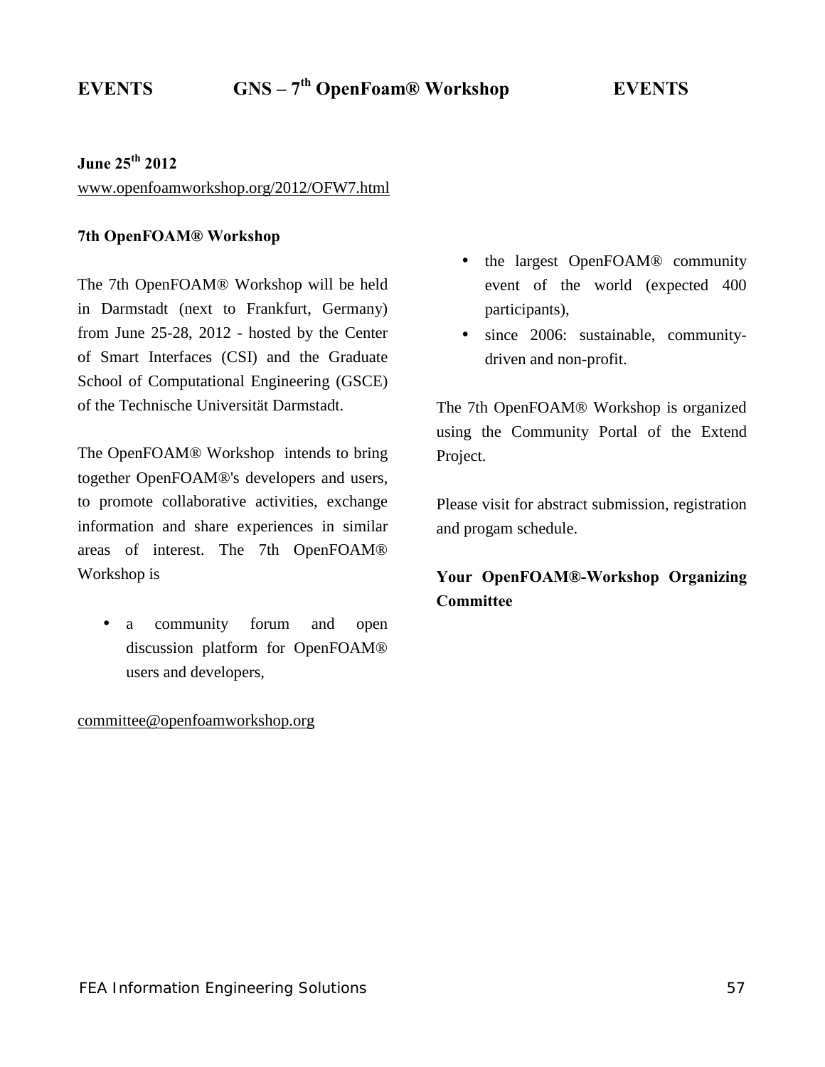# EVENTS GNS – 7th OpenFoam® Workshop EVENTS

**June 25th 2012**

www.openfoamworkshop.org/2012/OFW7.html

**7th OpenFOAM® Workshop**

The 7th OpenFOAM® Workshop will be held in Darmstadt (next to Frankfurt, Germany) from June 25-28, 2012 - hosted by the Center of Smart Interfaces (CSI) and the Graduate School of Computational Engineering (GSCE) of the Technische Universität Darmstadt.

The OpenFOAM® Workshop intends to bring together OpenFOAM®'s developers and users, to promote collaborative activities, exchange information and share experiences in similar areas of interest. The 7th OpenFOAM® Workshop is

- a community forum and open discussion platform for OpenFOAM® users and developers,
- the largest OpenFOAM® community event of the world (expected 400 participants),
- since 2006: sustainable, community-driven and non-profit.

The 7th OpenFOAM® Workshop is organized using the Community Portal of the Extend Project.

Please visit for abstract submission, registration and progam schedule.

**Your OpenFOAM®-Workshop Organizing Committee**

committee@openfoamworkshop.org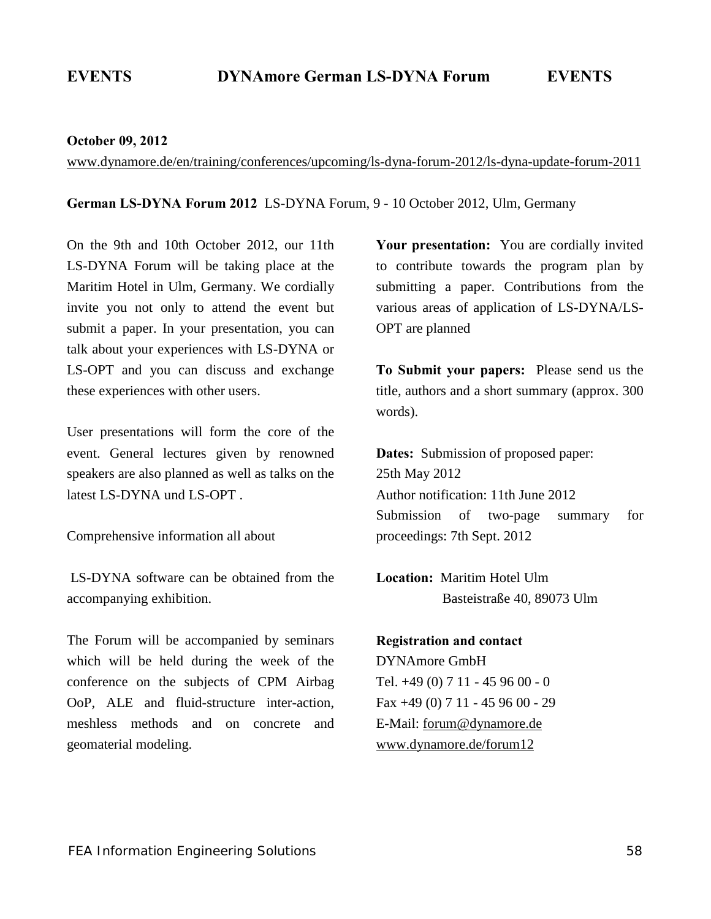# EVENTS DYNAmore German LS-DYNA Forum EVENTS

**October 09, 2012**

www.dynamore.de/en/training/conferences/upcoming/ls-dyna-forum-2012/ls-dyna-update-forum-2011

**German LS-DYNA Forum 2012** LS-DYNA Forum, 9 - 10 October 2012, Ulm, Germany

On the 9th and 10th October 2012, our 11th LS-DYNA Forum will be taking place at the Maritim Hotel in Ulm, Germany. We cordially invite you not only to attend the event but submit a paper. In your presentation, you can talk about your experiences with LS-DYNA or LS-OPT and you can discuss and exchange these experiences with other users.

User presentations will form the core of the event. General lectures given by renowned speakers are also planned as well as talks on the latest LS-DYNA und LS-OPT .

Comprehensive information all about

LS-DYNA software can be obtained from the accompanying exhibition.

The Forum will be accompanied by seminars which will be held during the week of the conference on the subjects of CPM Airbag OoP, ALE and fluid-structure inter-action, meshless methods and on concrete and geomaterial modeling.

**Your presentation:** You are cordially invited to contribute towards the program plan by submitting a paper. Contributions from the various areas of application of LS-DYNA/LS-OPT are planned

**To Submit your papers:** Please send us the title, authors and a short summary (approx. 300 words).

**Dates:** Submission of proposed paper: 25th May 2012
Author notification: 11th June 2012
Submission of two-page summary for proceedings: 7th Sept. 2012

**Location:** Maritim Hotel Ulm
Basteistraße 40, 89073 Ulm

**Registration and contact**
DYNAmore GmbH
Tel. +49 (0) 7 11 - 45 96 00 - 0
Fax +49 (0) 7 11 - 45 96 00 - 29
E-Mail: forum@dynamore.de
www.dynamore.de/forum12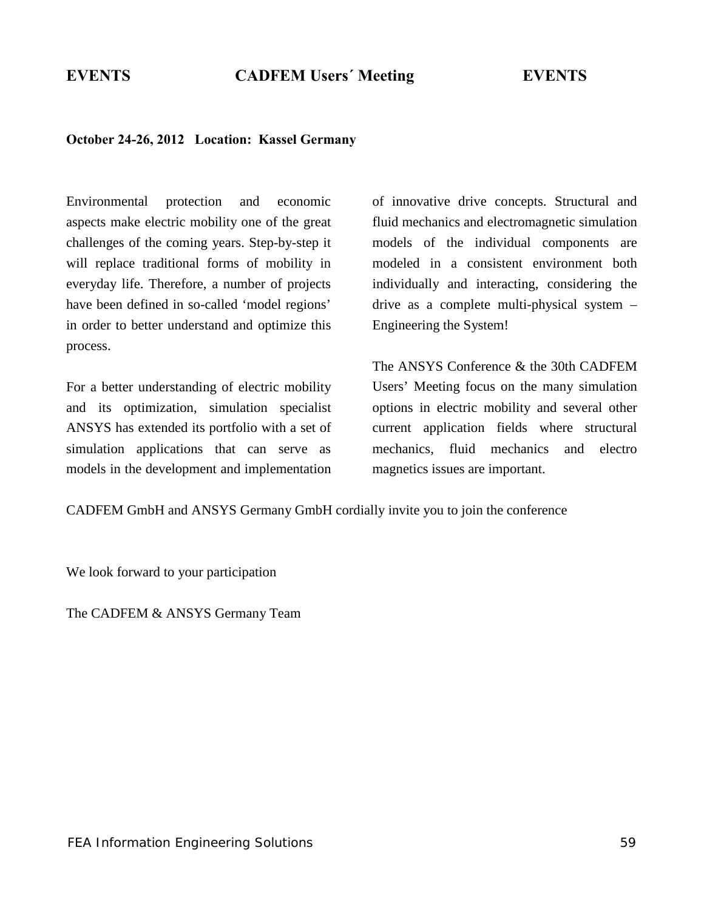**EVENTS CADFEM Users´ Meeting EVENTS**

**October 24-26, 2012 Location: Kassel Germany**

Environmental protection and economic aspects make electric mobility one of the great challenges of the coming years. Step-by-step it will replace traditional forms of mobility in everyday life. Therefore, a number of projects have been defined in so-called 'model regions' in order to better understand and optimize this process.

For a better understanding of electric mobility and its optimization, simulation specialist ANSYS has extended its portfolio with a set of simulation applications that can serve as models in the development and implementation of innovative drive concepts. Structural and fluid mechanics and electromagnetic simulation models of the individual components are modeled in a consistent environment both individually and interacting, considering the drive as a complete multi-physical system – Engineering the System!

The ANSYS Conference & the 30th CADFEM Users' Meeting focus on the many simulation options in electric mobility and several other current application fields where structural mechanics, fluid mechanics and electro magnetics issues are important.

CADFEM GmbH and ANSYS Germany GmbH cordially invite you to join the conference

We look forward to your participation

The CADFEM & ANSYS Germany Team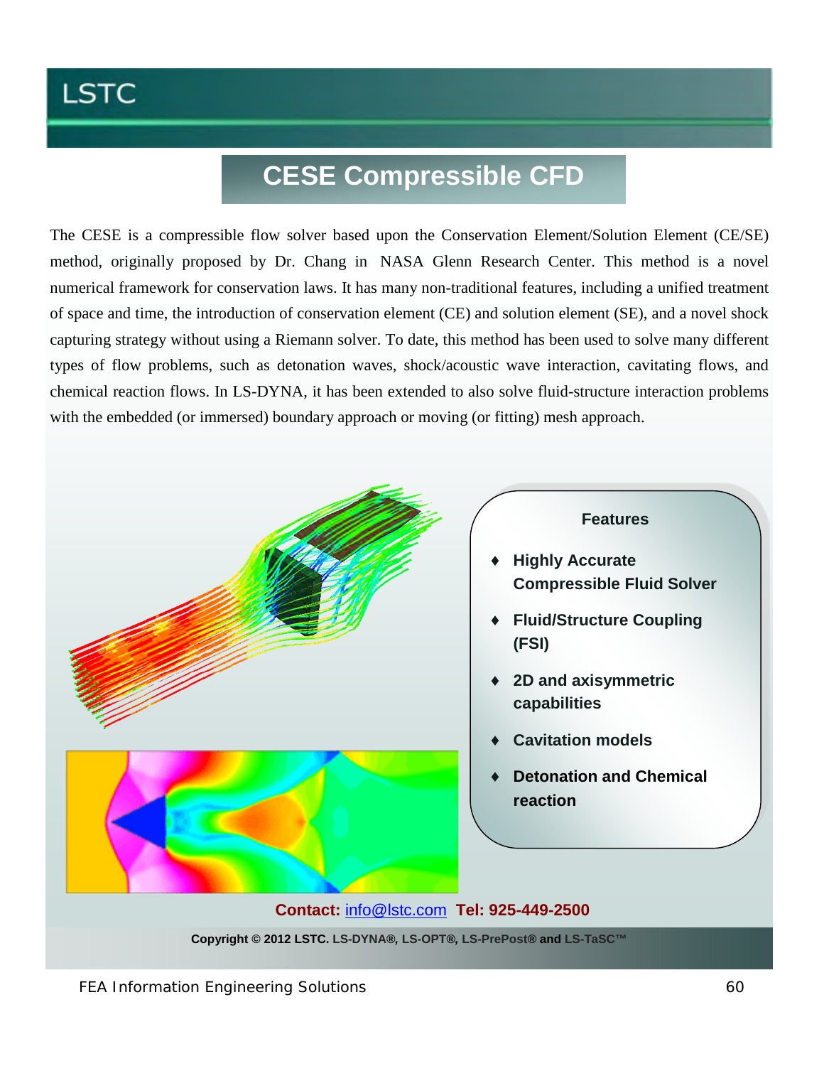LSTC

# CESE Compressible CFD

The CESE is a compressible flow solver based upon the Conservation Element/Solution Element (CE/SE) method, originally proposed by Dr. Chang in NASA Glenn Research Center. This method is a novel numerical framework for conservation laws. It has many non-traditional features, including a unified treatment of space and time, the introduction of conservation element (CE) and solution element (SE), and a novel shock capturing strategy without using a Riemann solver. To date, this method has been used to solve many different types of flow problems, such as detonation waves, shock/acoustic wave interaction, cavitating flows, and chemical reaction flows. In LS-DYNA, it has been extended to also solve fluid-structure interaction problems with the embedded (or immersed) boundary approach or moving (or fitting) mesh approach.

**Features**

- **Highly Accurate Compressible Fluid Solver**
- **Fluid/Structure Coupling (FSI)**
- **2D and axisymmetric capabilities**
- **Cavitation models**
- **Detonation and Chemical reaction**

**Contact:** info@lstc.com **Tel: 925-449-2500**

**Copyright © 2012 LSTC. LS-DYNA®, LS-OPT®, LS-PrePost® and LS-TaSC™**